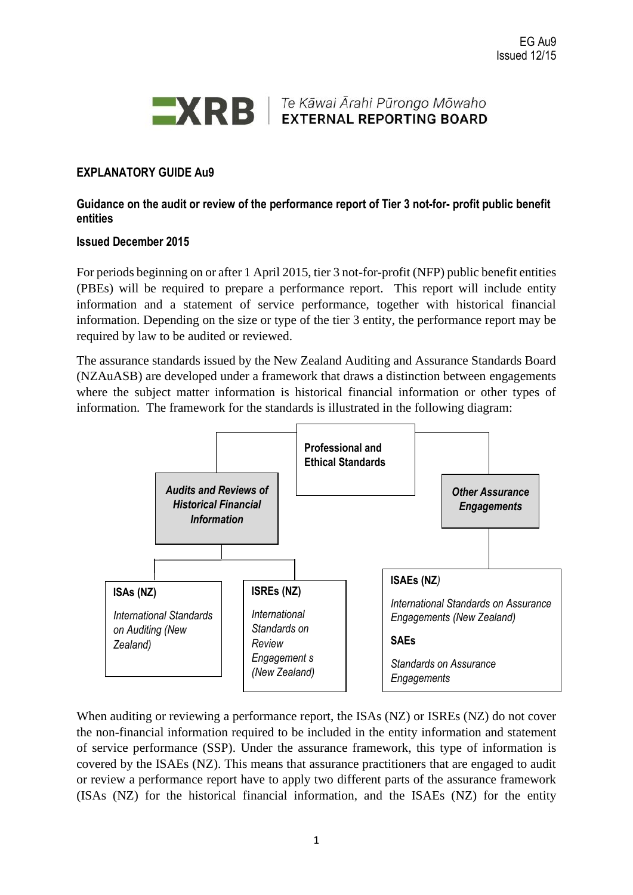EG Au9
Issued 12/15

XRB | Te Kāwai Ārahi Pūrongo Mōwaho
EXTERNAL REPORTING BOARD

**EXPLANATORY GUIDE Au9**

**Guidance on the audit or review of the performance report of Tier 3 not-for- profit public benefit entities**

**Issued December 2015**

For periods beginning on or after 1 April 2015, tier 3 not-for-profit (NFP) public benefit entities (PBEs) will be required to prepare a performance report. This report will include entity information and a statement of service performance, together with historical financial information. Depending on the size or type of the tier 3 entity, the performance report may be required by law to be audited or reviewed.

The assurance standards issued by the New Zealand Auditing and Assurance Standards Board (NZAuASB) are developed under a framework that draws a distinction between engagements where the subject matter information is historical financial information or other types of information. The framework for the standards is illustrated in the following diagram:

**Professional and Ethical Standards**

*Audits and Reviews of Historical Financial Information*

*Other Assurance Engagements*

**ISAs (NZ)**
*International Standards on Auditing (New Zealand)*

**ISREs (NZ)**
*International Standards on Review Engagement s (New Zealand)*

**ISAEs (NZ)**
*International Standards on Assurance Engagements (New Zealand)*

**SAEs**
*Standards on Assurance Engagements*

When auditing or reviewing a performance report, the ISAs (NZ) or ISREs (NZ) do not cover the non-financial information required to be included in the entity information and statement of service performance (SSP). Under the assurance framework, this type of information is covered by the ISAEs (NZ). This means that assurance practitioners that are engaged to audit or review a performance report have to apply two different parts of the assurance framework (ISAs (NZ) for the historical financial information, and the ISAEs (NZ) for the entity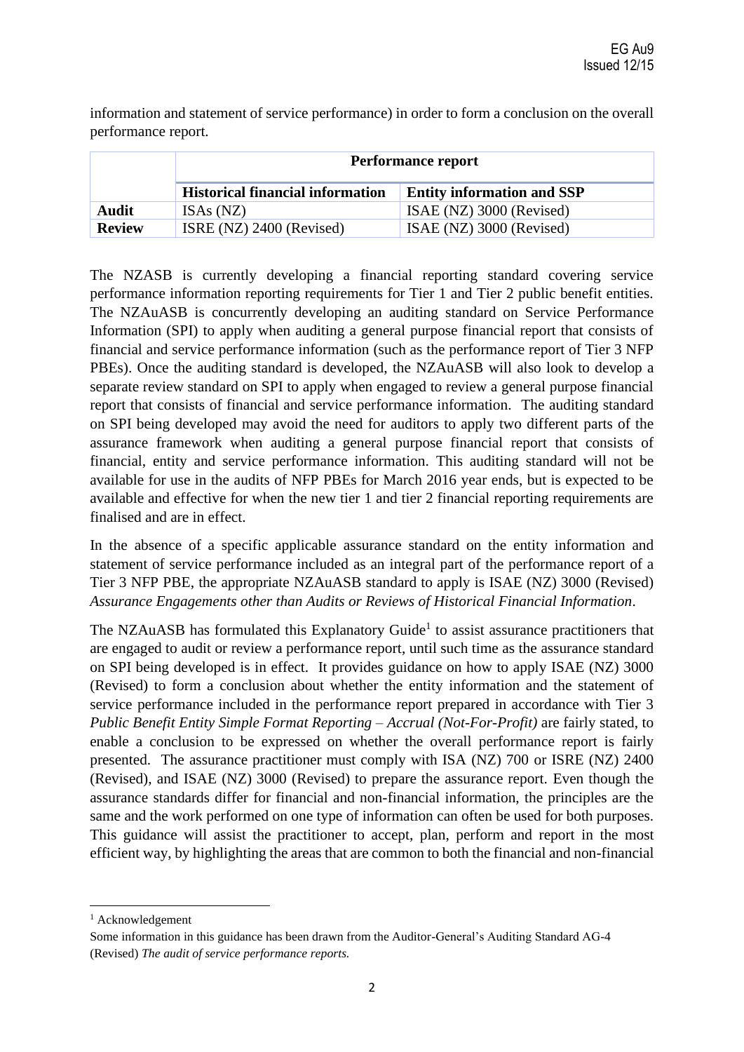information and statement of service performance) in order to form a conclusion on the overall performance report.

| | Performance report | |
|---|---|---|
| | **Historical financial information** | **Entity information and SSP** |
| **Audit** | ISAs (NZ) | ISAE (NZ) 3000 (Revised) |
| **Review** | ISRE (NZ) 2400 (Revised) | ISAE (NZ) 3000 (Revised) |

The NZASB is currently developing a financial reporting standard covering service performance information reporting requirements for Tier 1 and Tier 2 public benefit entities. The NZAuASB is concurrently developing an auditing standard on Service Performance Information (SPI) to apply when auditing a general purpose financial report that consists of financial and service performance information (such as the performance report of Tier 3 NFP PBEs). Once the auditing standard is developed, the NZAuASB will also look to develop a separate review standard on SPI to apply when engaged to review a general purpose financial report that consists of financial and service performance information. The auditing standard on SPI being developed may avoid the need for auditors to apply two different parts of the assurance framework when auditing a general purpose financial report that consists of financial, entity and service performance information. This auditing standard will not be available for use in the audits of NFP PBEs for March 2016 year ends, but is expected to be available and effective for when the new tier 1 and tier 2 financial reporting requirements are finalised and are in effect.

In the absence of a specific applicable assurance standard on the entity information and statement of service performance included as an integral part of the performance report of a Tier 3 NFP PBE, the appropriate NZAuASB standard to apply is ISAE (NZ) 3000 (Revised) *Assurance Engagements other than Audits or Reviews of Historical Financial Information*.

The NZAuASB has formulated this Explanatory Guide[1] to assist assurance practitioners that are engaged to audit or review a performance report, until such time as the assurance standard on SPI being developed is in effect. It provides guidance on how to apply ISAE (NZ) 3000 (Revised) to form a conclusion about whether the entity information and the statement of service performance included in the performance report prepared in accordance with Tier 3 *Public Benefit Entity Simple Format Reporting – Accrual (Not-For-Profit)* are fairly stated, to enable a conclusion to be expressed on whether the overall performance report is fairly presented. The assurance practitioner must comply with ISA (NZ) 700 or ISRE (NZ) 2400 (Revised), and ISAE (NZ) 3000 (Revised) to prepare the assurance report. Even though the assurance standards differ for financial and non-financial information, the principles are the same and the work performed on one type of information can often be used for both purposes. This guidance will assist the practitioner to accept, plan, perform and report in the most efficient way, by highlighting the areas that are common to both the financial and non-financial

[1] Acknowledgement
Some information in this guidance has been drawn from the Auditor-General's Auditing Standard AG-4 (Revised) *The audit of service performance reports.*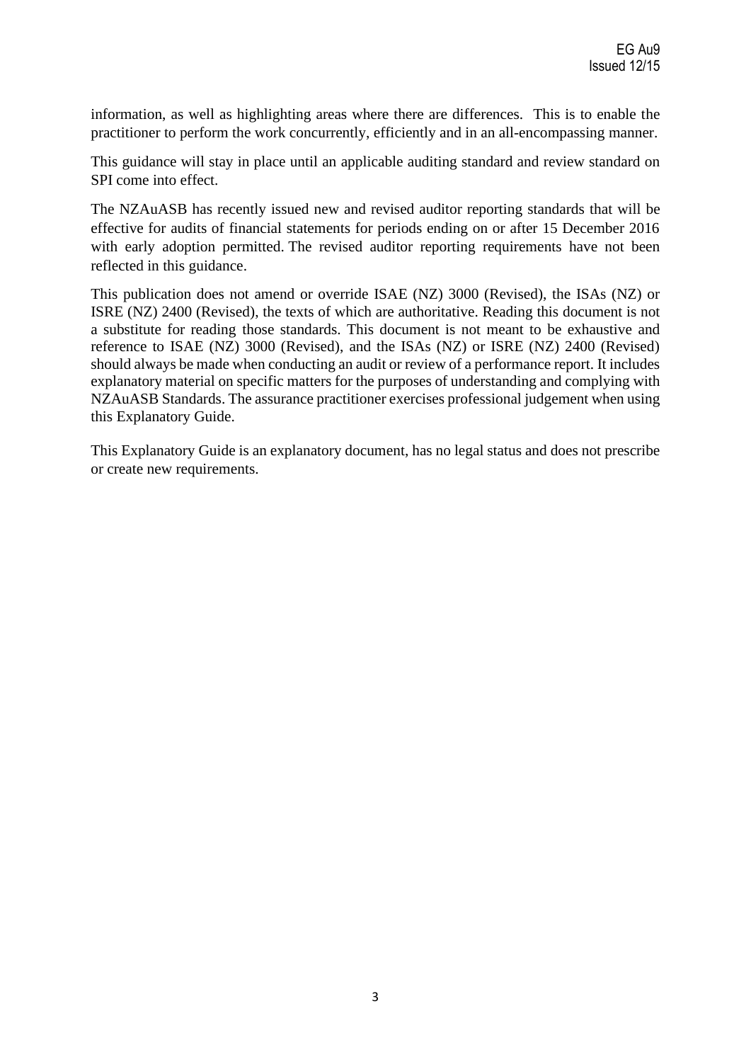information, as well as highlighting areas where there are differences. This is to enable the practitioner to perform the work concurrently, efficiently and in an all-encompassing manner.

This guidance will stay in place until an applicable auditing standard and review standard on SPI come into effect.

The NZAuASB has recently issued new and revised auditor reporting standards that will be effective for audits of financial statements for periods ending on or after 15 December 2016 with early adoption permitted. The revised auditor reporting requirements have not been reflected in this guidance.

This publication does not amend or override ISAE (NZ) 3000 (Revised), the ISAs (NZ) or ISRE (NZ) 2400 (Revised), the texts of which are authoritative. Reading this document is not a substitute for reading those standards. This document is not meant to be exhaustive and reference to ISAE (NZ) 3000 (Revised), and the ISAs (NZ) or ISRE (NZ) 2400 (Revised) should always be made when conducting an audit or review of a performance report. It includes explanatory material on specific matters for the purposes of understanding and complying with NZAuASB Standards. The assurance practitioner exercises professional judgement when using this Explanatory Guide.

This Explanatory Guide is an explanatory document, has no legal status and does not prescribe or create new requirements.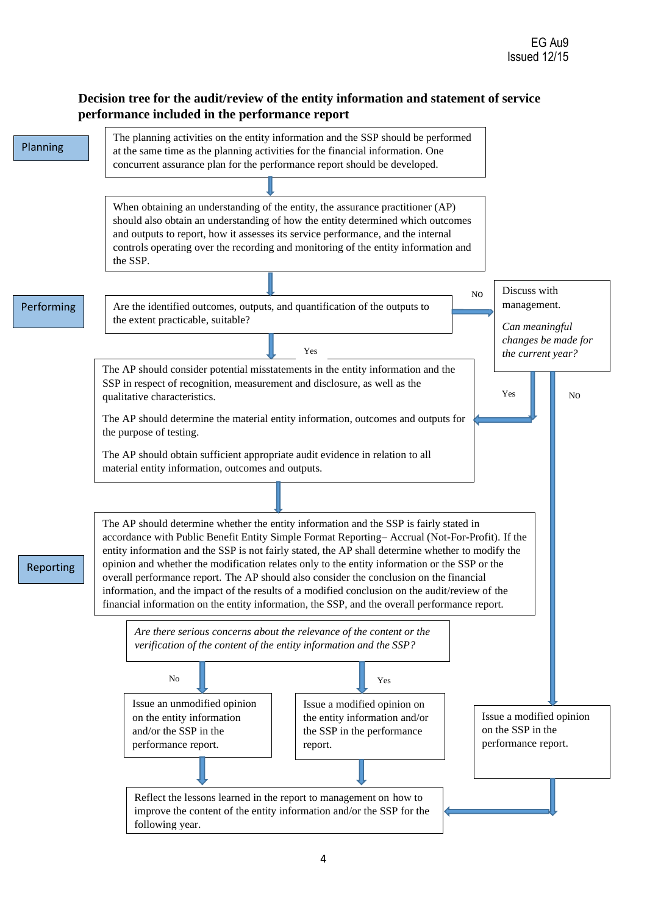# Decision tree for the audit/review of the entity information and statement of service performance included in the performance report

## Planning

The planning activities on the entity information and the SSP should be performed at the same time as the planning activities for the financial information. One concurrent assurance plan for the performance report should be developed.

↓

When obtaining an understanding of the entity, the assurance practitioner (AP) should also obtain an understanding of how the entity determined which outcomes and outputs to report, how it assesses its service performance, and the internal controls operating over the recording and monitoring of the entity information and the SSP.

↓

## Performing

Are the identified outcomes, outputs, and quantification of the outputs to the extent practicable, suitable?

- **No** → Discuss with management.

  *Can meaningful changes be made for the current year?*

  - **Yes** → continue to the next step below (AP should consider potential misstatements...)
  - **No** → Issue a modified opinion on the SSP in the performance report.

- **Yes** ↓

The AP should consider potential misstatements in the entity information and the SSP in respect of recognition, measurement and disclosure, as well as the qualitative characteristics.

The AP should determine the material entity information, outcomes and outputs for the purpose of testing.

The AP should obtain sufficient appropriate audit evidence in relation to all material entity information, outcomes and outputs.

↓

## Reporting

The AP should determine whether the entity information and the SSP is fairly stated in accordance with Public Benefit Entity Simple Format Reporting– Accrual (Not-For-Profit). If the entity information and the SSP is not fairly stated, the AP shall determine whether to modify the opinion and whether the modification relates only to the entity information or the SSP or the overall performance report. The AP should also consider the conclusion on the financial information, and the impact of the results of a modified conclusion on the audit/review of the financial information on the entity information, the SSP, and the overall performance report.

*Are there serious concerns about the relevance of the content or the verification of the content of the entity information and the SSP?*

- **No** → Issue an unmodified opinion on the entity information and/or the SSP in the performance report.
- **Yes** → Issue a modified opinion on the entity information and/or the SSP in the performance report.

↓

Reflect the lessons learned in the report to management on how to improve the content of the entity information and/or the SSP for the following year.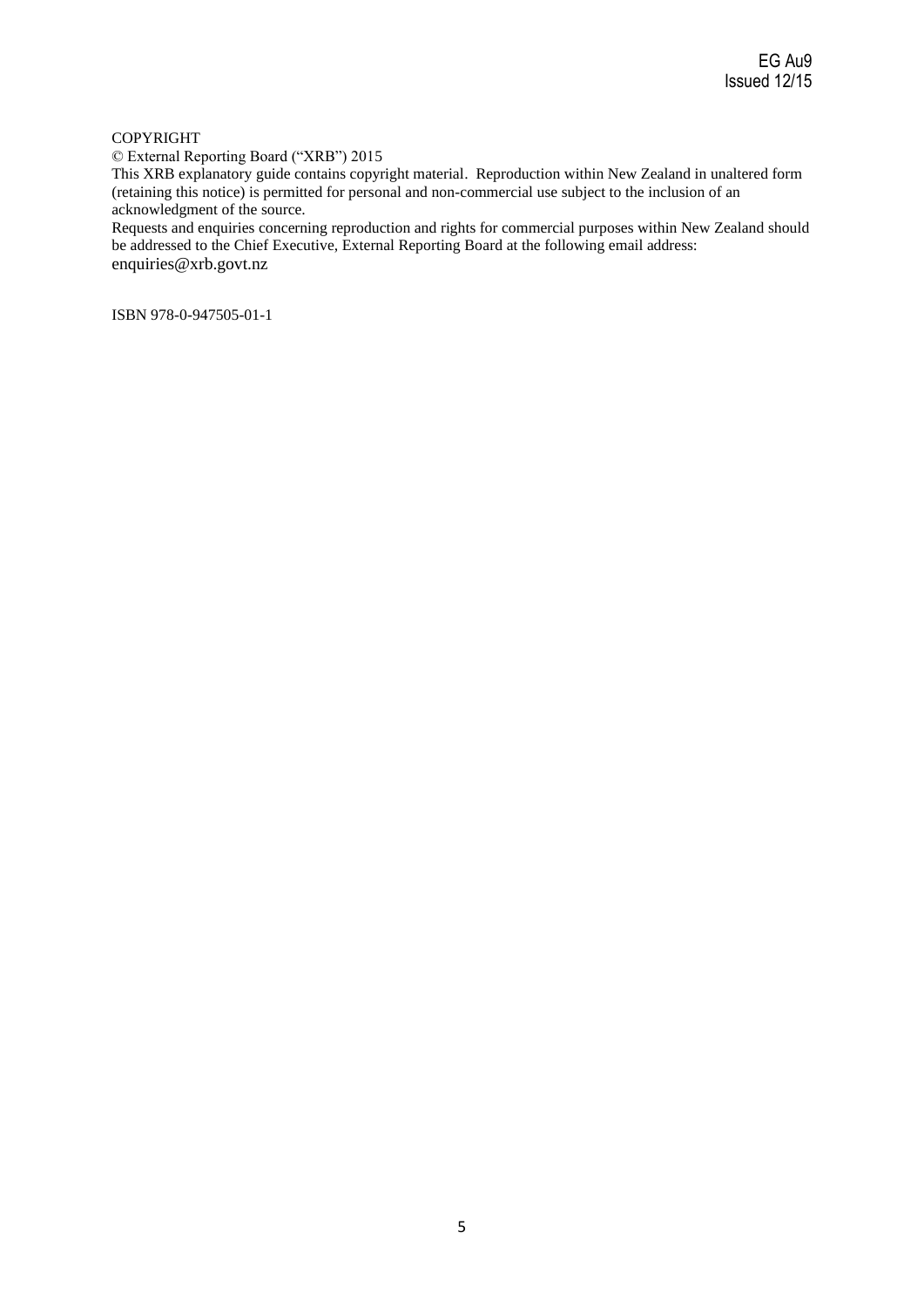COPYRIGHT

© External Reporting Board ("XRB") 2015

This XRB explanatory guide contains copyright material. Reproduction within New Zealand in unaltered form (retaining this notice) is permitted for personal and non-commercial use subject to the inclusion of an acknowledgment of the source.

Requests and enquiries concerning reproduction and rights for commercial purposes within New Zealand should be addressed to the Chief Executive, External Reporting Board at the following email address: enquiries@xrb.govt.nz

ISBN 978-0-947505-01-1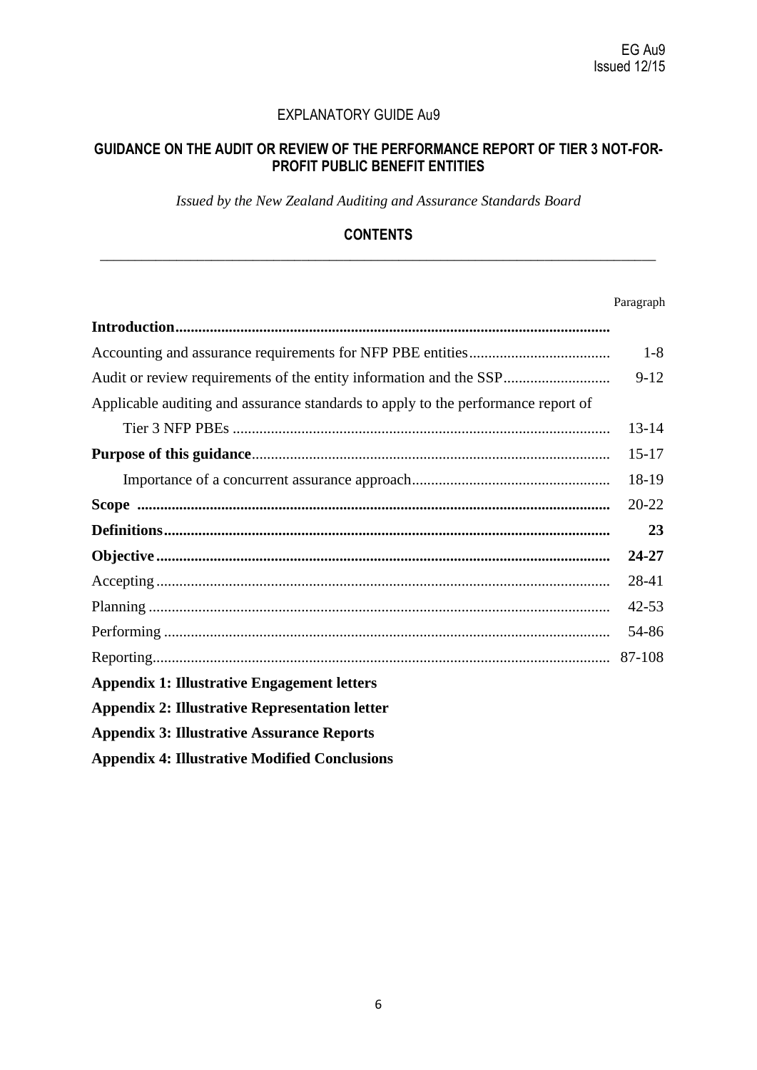EG Au9
Issued 12/15

EXPLANATORY GUIDE Au9

## GUIDANCE ON THE AUDIT OR REVIEW OF THE PERFORMANCE REPORT OF TIER 3 NOT-FOR-PROFIT PUBLIC BENEFIT ENTITIES

*Issued by the New Zealand Auditing and Assurance Standards Board*

## CONTENTS

| | Paragraph |
|---|---|
| **Introduction** | |
| Accounting and assurance requirements for NFP PBE entities | 1-8 |
| Audit or review requirements of the entity information and the SSP | 9-12 |
| Applicable auditing and assurance standards to apply to the performance report of Tier 3 NFP PBEs | 13-14 |
| **Purpose of this guidance** | 15-17 |
| Importance of a concurrent assurance approach | 18-19 |
| **Scope** | 20-22 |
| **Definitions** | **23** |
| **Objective** | **24-27** |
| Accepting | 28-41 |
| Planning | 42-53 |
| Performing | 54-86 |
| Reporting | 87-108 |
| **Appendix 1: Illustrative Engagement letters** | |
| **Appendix 2: Illustrative Representation letter** | |
| **Appendix 3: Illustrative Assurance Reports** | |
| **Appendix 4: Illustrative Modified Conclusions** | |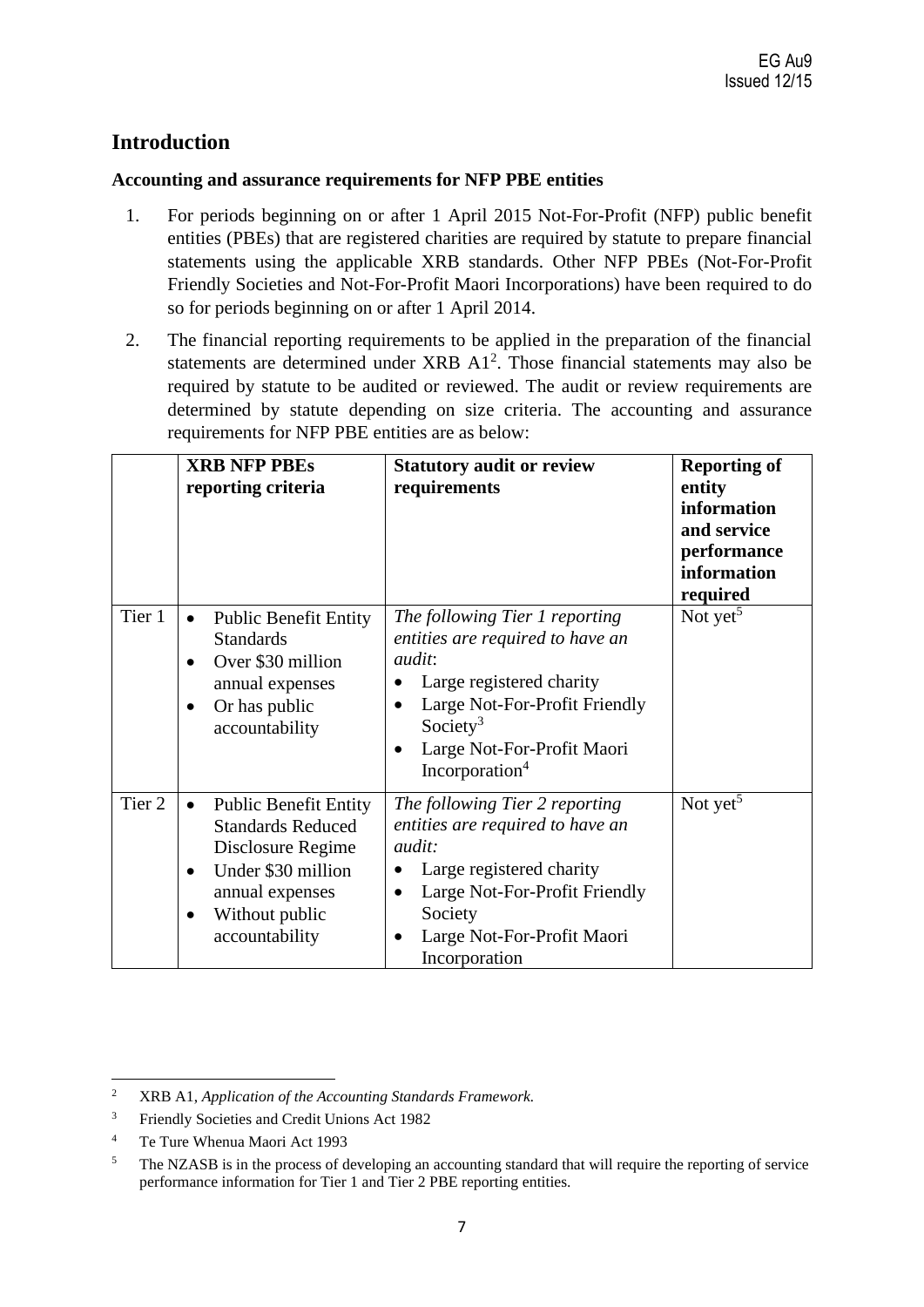## Introduction

### Accounting and assurance requirements for NFP PBE entities

1. For periods beginning on or after 1 April 2015 Not-For-Profit (NFP) public benefit entities (PBEs) that are registered charities are required by statute to prepare financial statements using the applicable XRB standards. Other NFP PBEs (Not-For-Profit Friendly Societies and Not-For-Profit Maori Incorporations) have been required to do so for periods beginning on or after 1 April 2014.

2. The financial reporting requirements to be applied in the preparation of the financial statements are determined under XRB A1[2]. Those financial statements may also be required by statute to be audited or reviewed. The audit or review requirements are determined by statute depending on size criteria. The accounting and assurance requirements for NFP PBE entities are as below:

| | **XRB NFP PBEs reporting criteria** | **Statutory audit or review requirements** | **Reporting of entity information and service performance information required** |
|---|---|---|---|
| Tier 1 | • Public Benefit Entity Standards<br>• Over $30 million annual expenses<br>• Or has public accountability | *The following Tier 1 reporting entities are required to have an audit*:<br>• Large registered charity<br>• Large Not-For-Profit Friendly Society[3]<br>• Large Not-For-Profit Maori Incorporation[4] | Not yet[5] |
| Tier 2 | • Public Benefit Entity Standards Reduced Disclosure Regime<br>• Under $30 million annual expenses<br>• Without public accountability | *The following Tier 2 reporting entities are required to have an audit:*<br>• Large registered charity<br>• Large Not-For-Profit Friendly Society<br>• Large Not-For-Profit Maori Incorporation | Not yet[5] |

---

[2] XRB A1, *Application of the Accounting Standards Framework.*

[3] Friendly Societies and Credit Unions Act 1982

[4] Te Ture Whenua Maori Act 1993

[5] The NZASB is in the process of developing an accounting standard that will require the reporting of service performance information for Tier 1 and Tier 2 PBE reporting entities.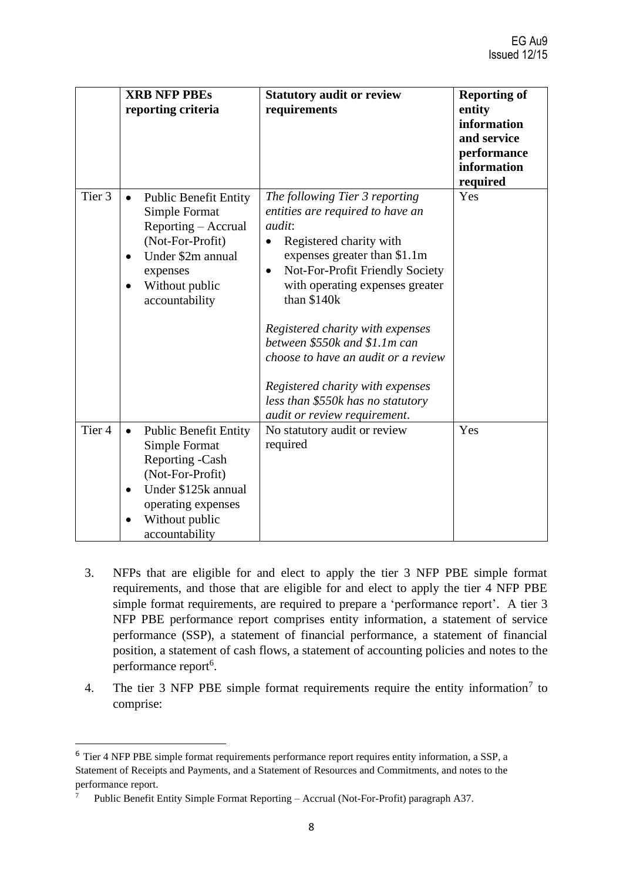| | **XRB NFP PBEs reporting criteria** | **Statutory audit or review requirements** | **Reporting of entity information and service performance information required** |
|---|---|---|---|
| Tier 3 | • Public Benefit Entity Simple Format Reporting – Accrual (Not-For-Profit)<br>• Under $2m annual expenses<br>• Without public accountability | *The following Tier 3 reporting entities are required to have an audit*:<br>• Registered charity with expenses greater than $1.1m<br>• Not-For-Profit Friendly Society with operating expenses greater than $140k<br><br>*Registered charity with expenses between $550k and $1.1m can choose to have an audit or a review*<br><br>*Registered charity with expenses less than $550k has no statutory audit or review requirement*. | Yes |
| Tier 4 | • Public Benefit Entity Simple Format Reporting -Cash (Not-For-Profit)<br>• Under $125k annual operating expenses<br>• Without public accountability | No statutory audit or review required | Yes |

3. NFPs that are eligible for and elect to apply the tier 3 NFP PBE simple format requirements, and those that are eligible for and elect to apply the tier 4 NFP PBE simple format requirements, are required to prepare a 'performance report'. A tier 3 NFP PBE performance report comprises entity information, a statement of service performance (SSP), a statement of financial performance, a statement of financial position, a statement of cash flows, a statement of accounting policies and notes to the performance report[6].

4. The tier 3 NFP PBE simple format requirements require the entity information[7] to comprise:

---

[6] Tier 4 NFP PBE simple format requirements performance report requires entity information, a SSP, a Statement of Receipts and Payments, and a Statement of Resources and Commitments, and notes to the performance report.

[7] Public Benefit Entity Simple Format Reporting – Accrual (Not-For-Profit) paragraph A37.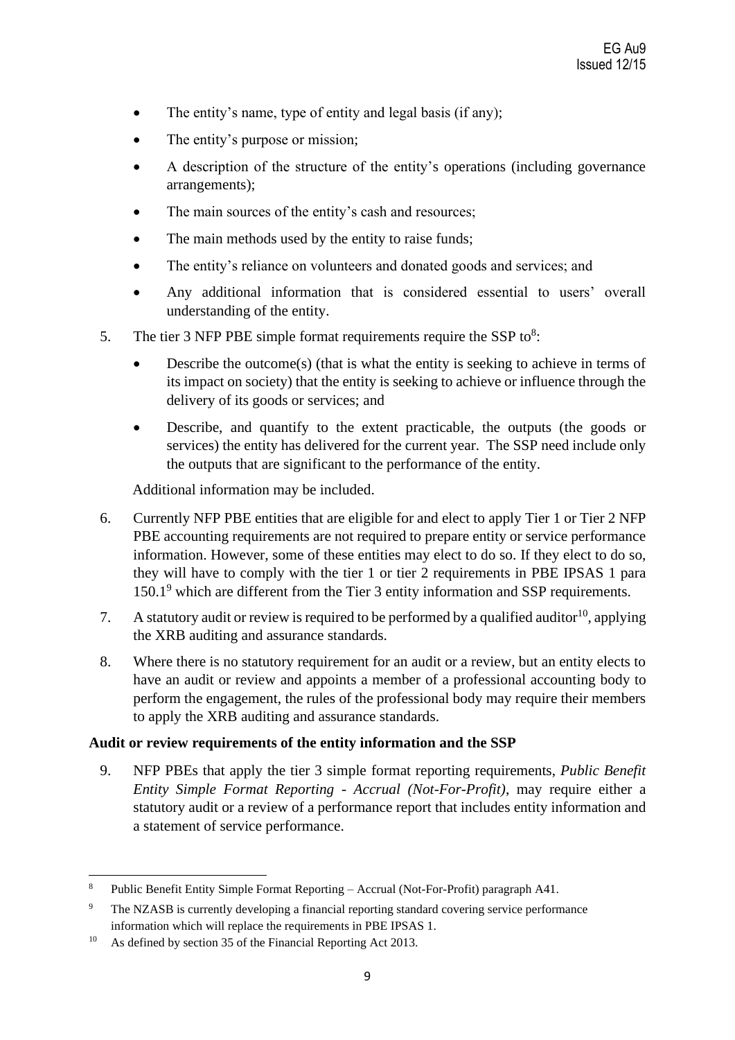- The entity's name, type of entity and legal basis (if any);
- The entity's purpose or mission;
- A description of the structure of the entity's operations (including governance arrangements);
- The main sources of the entity's cash and resources;
- The main methods used by the entity to raise funds;
- The entity's reliance on volunteers and donated goods and services; and
- Any additional information that is considered essential to users' overall understanding of the entity.

5. The tier 3 NFP PBE simple format requirements require the SSP to[8]:

   - Describe the outcome(s) (that is what the entity is seeking to achieve in terms of its impact on society) that the entity is seeking to achieve or influence through the delivery of its goods or services; and
   - Describe, and quantify to the extent practicable, the outputs (the goods or services) the entity has delivered for the current year. The SSP need include only the outputs that are significant to the performance of the entity.

   Additional information may be included.

6. Currently NFP PBE entities that are eligible for and elect to apply Tier 1 or Tier 2 NFP PBE accounting requirements are not required to prepare entity or service performance information. However, some of these entities may elect to do so. If they elect to do so, they will have to comply with the tier 1 or tier 2 requirements in PBE IPSAS 1 para 150.1[9] which are different from the Tier 3 entity information and SSP requirements.

7. A statutory audit or review is required to be performed by a qualified auditor[10], applying the XRB auditing and assurance standards.

8. Where there is no statutory requirement for an audit or a review, but an entity elects to have an audit or review and appoints a member of a professional accounting body to perform the engagement, the rules of the professional body may require their members to apply the XRB auditing and assurance standards.

**Audit or review requirements of the entity information and the SSP**

9. NFP PBEs that apply the tier 3 simple format reporting requirements, *Public Benefit Entity Simple Format Reporting - Accrual (Not-For-Profit)*, may require either a statutory audit or a review of a performance report that includes entity information and a statement of service performance.

---

[8] Public Benefit Entity Simple Format Reporting – Accrual (Not-For-Profit) paragraph A41.

[9] The NZASB is currently developing a financial reporting standard covering service performance information which will replace the requirements in PBE IPSAS 1.

[10] As defined by section 35 of the Financial Reporting Act 2013.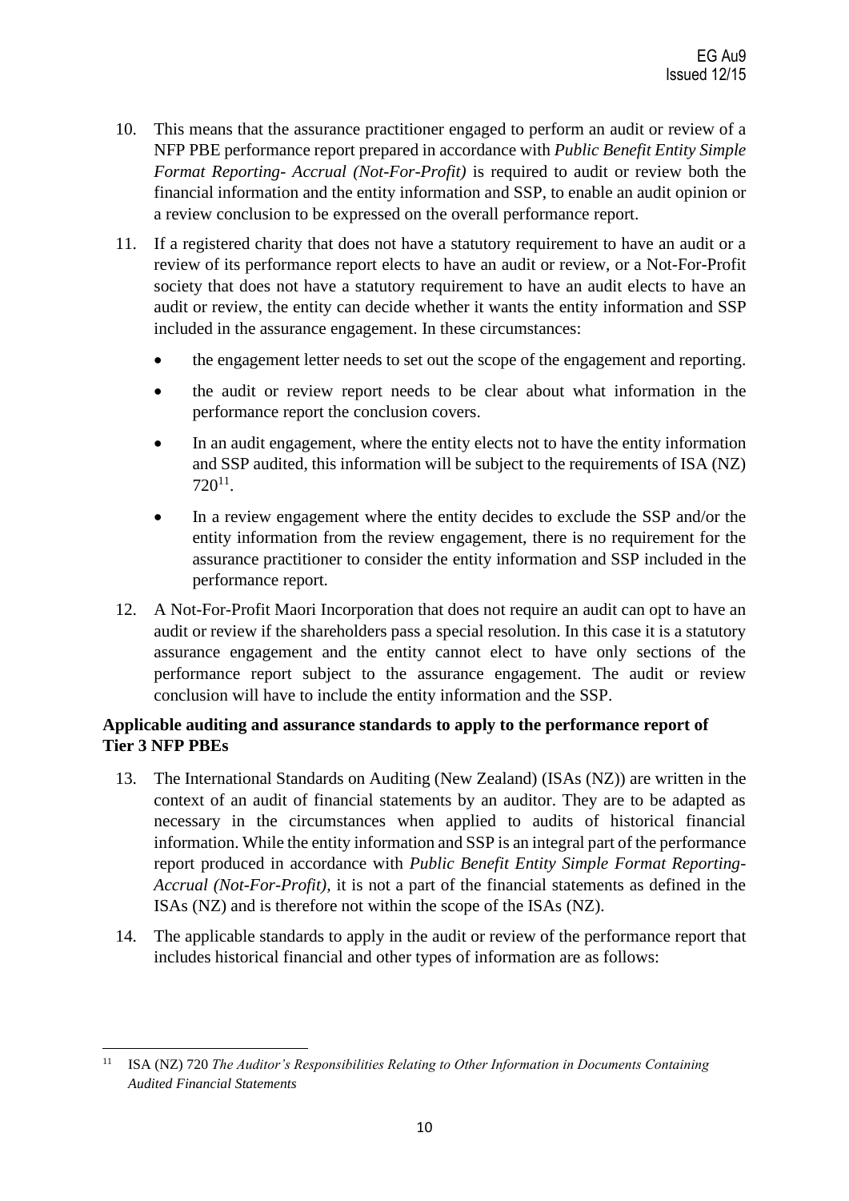10. This means that the assurance practitioner engaged to perform an audit or review of a NFP PBE performance report prepared in accordance with *Public Benefit Entity Simple Format Reporting- Accrual (Not-For-Profit)* is required to audit or review both the financial information and the entity information and SSP, to enable an audit opinion or a review conclusion to be expressed on the overall performance report.

11. If a registered charity that does not have a statutory requirement to have an audit or a review of its performance report elects to have an audit or review, or a Not-For-Profit society that does not have a statutory requirement to have an audit elects to have an audit or review, the entity can decide whether it wants the entity information and SSP included in the assurance engagement. In these circumstances:

    - the engagement letter needs to set out the scope of the engagement and reporting.
    - the audit or review report needs to be clear about what information in the performance report the conclusion covers.
    - In an audit engagement, where the entity elects not to have the entity information and SSP audited, this information will be subject to the requirements of ISA (NZ) 720[11].
    - In a review engagement where the entity decides to exclude the SSP and/or the entity information from the review engagement, there is no requirement for the assurance practitioner to consider the entity information and SSP included in the performance report.

12. A Not-For-Profit Maori Incorporation that does not require an audit can opt to have an audit or review if the shareholders pass a special resolution. In this case it is a statutory assurance engagement and the entity cannot elect to have only sections of the performance report subject to the assurance engagement. The audit or review conclusion will have to include the entity information and the SSP.

**Applicable auditing and assurance standards to apply to the performance report of Tier 3 NFP PBEs**

13. The International Standards on Auditing (New Zealand) (ISAs (NZ)) are written in the context of an audit of financial statements by an auditor. They are to be adapted as necessary in the circumstances when applied to audits of historical financial information. While the entity information and SSP is an integral part of the performance report produced in accordance with *Public Benefit Entity Simple Format Reporting-Accrual (Not-For-Profit),* it is not a part of the financial statements as defined in the ISAs (NZ) and is therefore not within the scope of the ISAs (NZ).

14. The applicable standards to apply in the audit or review of the performance report that includes historical financial and other types of information are as follows:

---

[11] ISA (NZ) 720 *The Auditor's Responsibilities Relating to Other Information in Documents Containing Audited Financial Statements*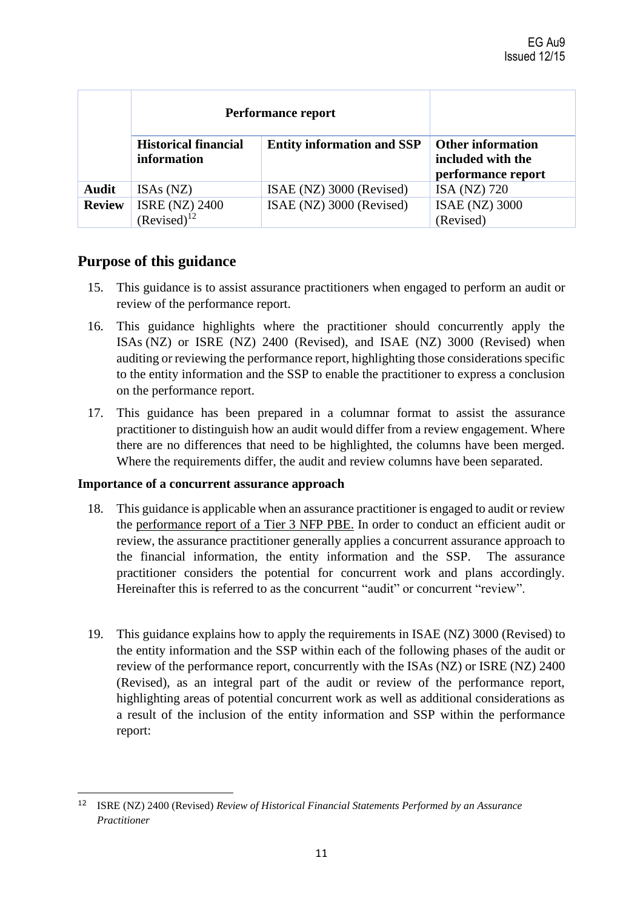| | Performance report | | |
|---|---|---|---|
| | **Historical financial information** | **Entity information and SSP** | **Other information included with the performance report** |
| **Audit** | ISAs (NZ) | ISAE (NZ) 3000 (Revised) | ISA (NZ) 720 |
| **Review** | ISRE (NZ) 2400 (Revised)[12] | ISAE (NZ) 3000 (Revised) | ISAE (NZ) 3000 (Revised) |

## Purpose of this guidance

15. This guidance is to assist assurance practitioners when engaged to perform an audit or review of the performance report.

16. This guidance highlights where the practitioner should concurrently apply the ISAs (NZ) or ISRE (NZ) 2400 (Revised), and ISAE (NZ) 3000 (Revised) when auditing or reviewing the performance report, highlighting those considerations specific to the entity information and the SSP to enable the practitioner to express a conclusion on the performance report.

17. This guidance has been prepared in a columnar format to assist the assurance practitioner to distinguish how an audit would differ from a review engagement. Where there are no differences that need to be highlighted, the columns have been merged. Where the requirements differ, the audit and review columns have been separated.

### Importance of a concurrent assurance approach

18. This guidance is applicable when an assurance practitioner is engaged to audit or review the performance report of a Tier 3 NFP PBE. In order to conduct an efficient audit or review, the assurance practitioner generally applies a concurrent assurance approach to the financial information, the entity information and the SSP. The assurance practitioner considers the potential for concurrent work and plans accordingly. Hereinafter this is referred to as the concurrent "audit" or concurrent "review".

19. This guidance explains how to apply the requirements in ISAE (NZ) 3000 (Revised) to the entity information and the SSP within each of the following phases of the audit or review of the performance report, concurrently with the ISAs (NZ) or ISRE (NZ) 2400 (Revised), as an integral part of the audit or review of the performance report, highlighting areas of potential concurrent work as well as additional considerations as a result of the inclusion of the entity information and SSP within the performance report:

---

[12] ISRE (NZ) 2400 (Revised) *Review of Historical Financial Statements Performed by an Assurance Practitioner*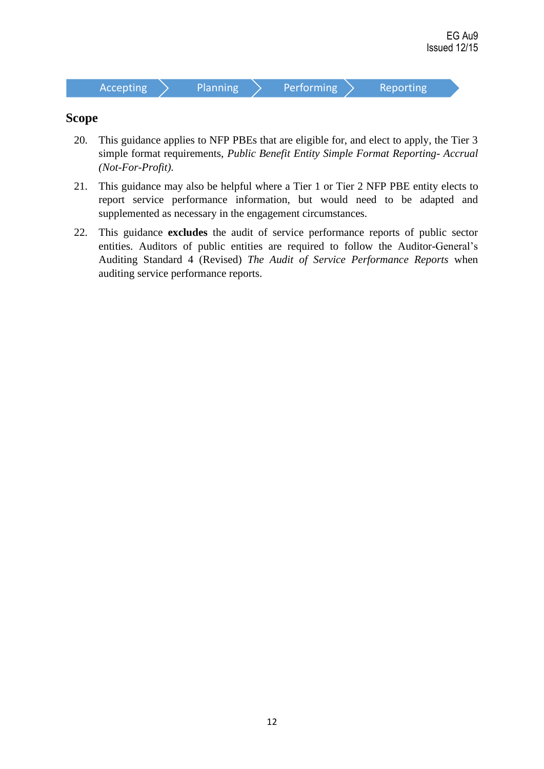Accepting > Planning > Performing > Reporting

## Scope

20. This guidance applies to NFP PBEs that are eligible for, and elect to apply, the Tier 3 simple format requirements, *Public Benefit Entity Simple Format Reporting- Accrual (Not-For-Profit).*

21. This guidance may also be helpful where a Tier 1 or Tier 2 NFP PBE entity elects to report service performance information, but would need to be adapted and supplemented as necessary in the engagement circumstances.

22. This guidance **excludes** the audit of service performance reports of public sector entities. Auditors of public entities are required to follow the Auditor-General's Auditing Standard 4 (Revised) *The Audit of Service Performance Reports* when auditing service performance reports.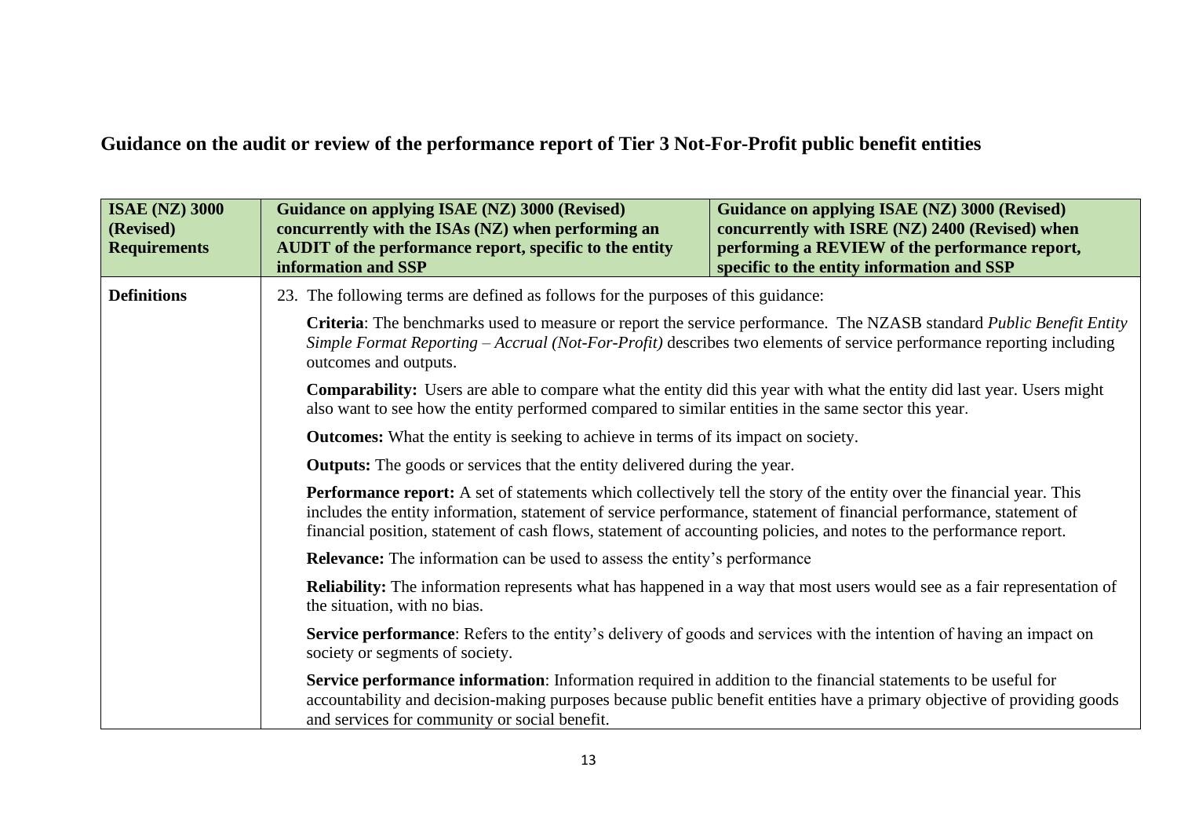# Guidance on the audit or review of the performance report of Tier 3 Not-For-Profit public benefit entities

| ISAE (NZ) 3000 (Revised) Requirements | Guidance on applying ISAE (NZ) 3000 (Revised) concurrently with the ISAs (NZ) when performing an AUDIT of the performance report, specific to the entity information and SSP | Guidance on applying ISAE (NZ) 3000 (Revised) concurrently with ISRE (NZ) 2400 (Revised) when performing a REVIEW of the performance report, specific to the entity information and SSP |
|---|---|---|
| **Definitions** | 23. The following terms are defined as follows for the purposes of this guidance:<br><br>**Criteria**: The benchmarks used to measure or report the service performance. The NZASB standard *Public Benefit Entity Simple Format Reporting – Accrual (Not-For-Profit)* describes two elements of service performance reporting including outcomes and outputs.<br><br>**Comparability:** Users are able to compare what the entity did this year with what the entity did last year. Users might also want to see how the entity performed compared to similar entities in the same sector this year.<br><br>**Outcomes:** What the entity is seeking to achieve in terms of its impact on society.<br><br>**Outputs:** The goods or services that the entity delivered during the year.<br><br>**Performance report:** A set of statements which collectively tell the story of the entity over the financial year. This includes the entity information, statement of service performance, statement of financial performance, statement of financial position, statement of cash flows, statement of accounting policies, and notes to the performance report.<br><br>**Relevance:** The information can be used to assess the entity's performance<br><br>**Reliability:** The information represents what has happened in a way that most users would see as a fair representation of the situation, with no bias.<br><br>**Service performance**: Refers to the entity's delivery of goods and services with the intention of having an impact on society or segments of society.<br><br>**Service performance information**: Information required in addition to the financial statements to be useful for accountability and decision-making purposes because public benefit entities have a primary objective of providing goods and services for community or social benefit. | |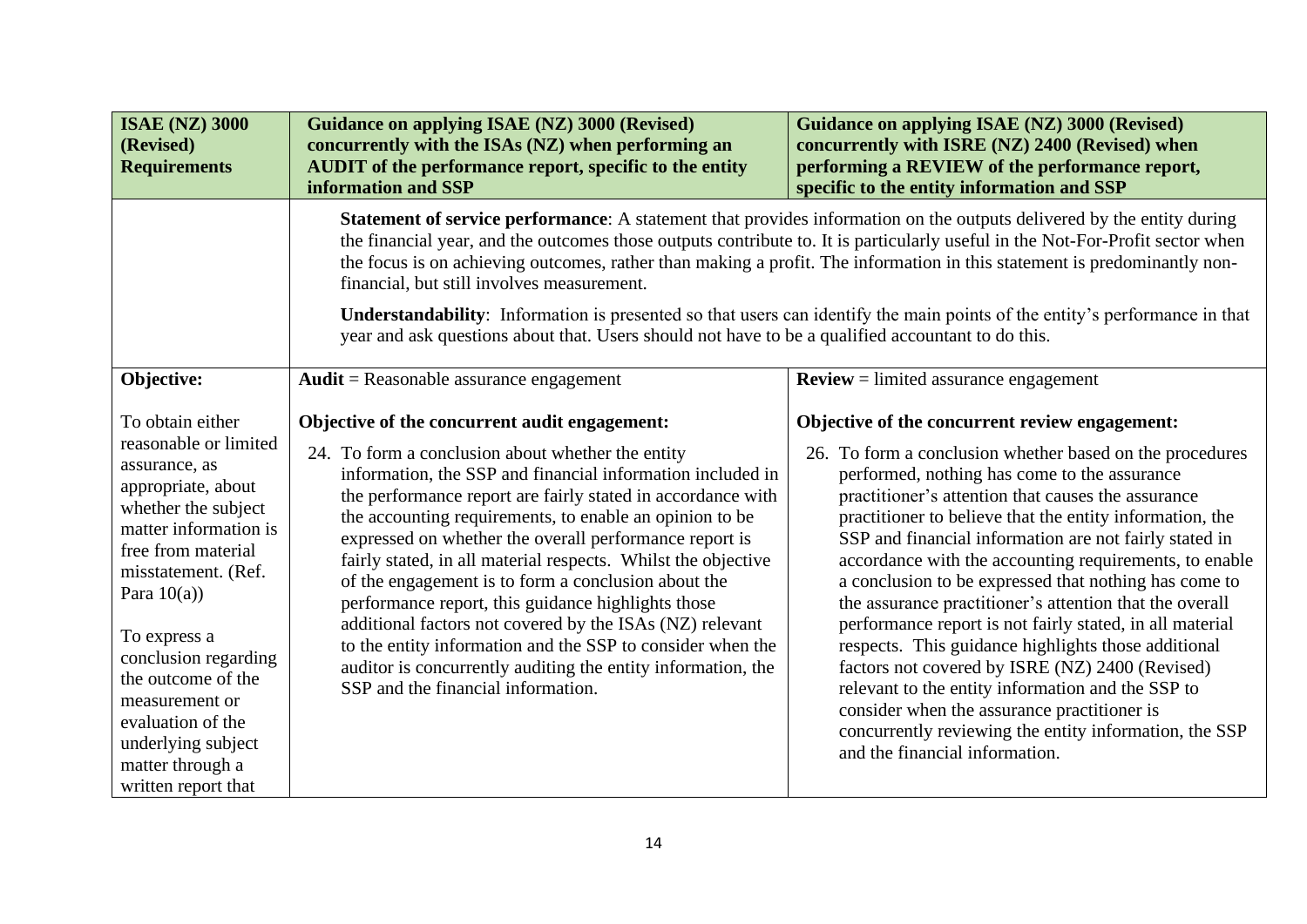| ISAE (NZ) 3000 (Revised) Requirements | Guidance on applying ISAE (NZ) 3000 (Revised) concurrently with the ISAs (NZ) when performing an AUDIT of the performance report, specific to the entity information and SSP | Guidance on applying ISAE (NZ) 3000 (Revised) concurrently with ISRE (NZ) 2400 (Revised) when performing a REVIEW of the performance report, specific to the entity information and SSP |
|---|---|---|
| | **Statement of service performance**: A statement that provides information on the outputs delivered by the entity during the financial year, and the outcomes those outputs contribute to. It is particularly useful in the Not-For-Profit sector when the focus is on achieving outcomes, rather than making a profit. The information in this statement is predominantly non-financial, but still involves measurement.<br><br>**Understandability**: Information is presented so that users can identify the main points of the entity's performance in that year and ask questions about that. Users should not have to be a qualified accountant to do this. | |
| **Objective:**<br><br>To obtain either reasonable or limited assurance, as appropriate, about whether the subject matter information is free from material misstatement. (Ref. Para 10(a))<br><br>To express a conclusion regarding the outcome of the measurement or evaluation of the underlying subject matter through a written report that | **Audit** = Reasonable assurance engagement<br><br>**Objective of the concurrent audit engagement:**<br><br>24. To form a conclusion about whether the entity information, the SSP and financial information included in the performance report are fairly stated in accordance with the accounting requirements, to enable an opinion to be expressed on whether the overall performance report is fairly stated, in all material respects. Whilst the objective of the engagement is to form a conclusion about the performance report, this guidance highlights those additional factors not covered by the ISAs (NZ) relevant to the entity information and the SSP to consider when the auditor is concurrently auditing the entity information, the SSP and the financial information. | **Review** = limited assurance engagement<br><br>**Objective of the concurrent review engagement:**<br><br>26. To form a conclusion whether based on the procedures performed, nothing has come to the assurance practitioner's attention that causes the assurance practitioner to believe that the entity information, the SSP and financial information are not fairly stated in accordance with the accounting requirements, to enable a conclusion to be expressed that nothing has come to the assurance practitioner's attention that the overall performance report is not fairly stated, in all material respects. This guidance highlights those additional factors not covered by ISRE (NZ) 2400 (Revised) relevant to the entity information and the SSP to consider when the assurance practitioner is concurrently reviewing the entity information, the SSP and the financial information. |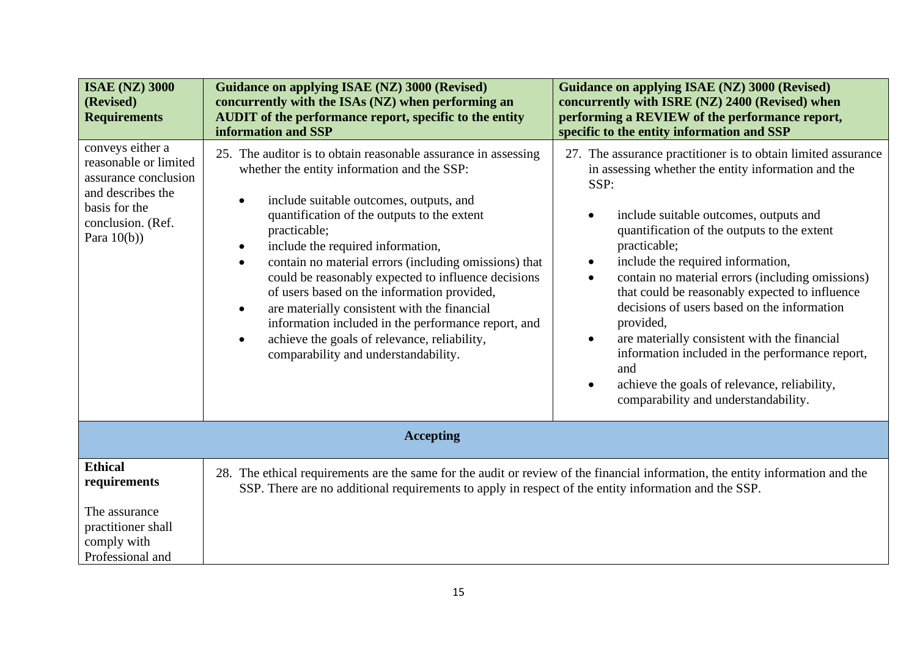| ISAE (NZ) 3000 (Revised) Requirements | Guidance on applying ISAE (NZ) 3000 (Revised) concurrently with the ISAs (NZ) when performing an AUDIT of the performance report, specific to the entity information and SSP | Guidance on applying ISAE (NZ) 3000 (Revised) concurrently with ISRE (NZ) 2400 (Revised) when performing a REVIEW of the performance report, specific to the entity information and SSP |
|---|---|---|
| conveys either a reasonable or limited assurance conclusion and describes the basis for the conclusion. (Ref. Para 10(b)) | 25. The auditor is to obtain reasonable assurance in assessing whether the entity information and the SSP:<br><br>• include suitable outcomes, outputs, and quantification of the outputs to the extent practicable;<br>• include the required information,<br>• contain no material errors (including omissions) that could be reasonably expected to influence decisions of users based on the information provided,<br>• are materially consistent with the financial information included in the performance report, and<br>• achieve the goals of relevance, reliability, comparability and understandability. | 27. The assurance practitioner is to obtain limited assurance in assessing whether the entity information and the SSP:<br><br>• include suitable outcomes, outputs and quantification of the outputs to the extent practicable;<br>• include the required information,<br>• contain no material errors (including omissions) that could be reasonably expected to influence decisions of users based on the information provided,<br>• are materially consistent with the financial information included in the performance report, and<br>• achieve the goals of relevance, reliability, comparability and understandability. |
| **Accepting** | | |
| **Ethical requirements**<br><br>The assurance practitioner shall comply with Professional and | 28. The ethical requirements are the same for the audit or review of the financial information, the entity information and the SSP. There are no additional requirements to apply in respect of the entity information and the SSP. | |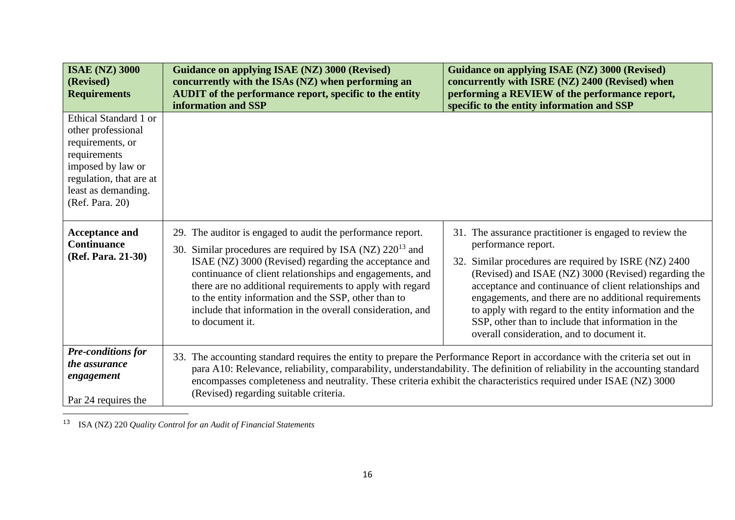| ISAE (NZ) 3000 (Revised) Requirements | Guidance on applying ISAE (NZ) 3000 (Revised) concurrently with the ISAs (NZ) when performing an AUDIT of the performance report, specific to the entity information and SSP | Guidance on applying ISAE (NZ) 3000 (Revised) concurrently with ISRE (NZ) 2400 (Revised) when performing a REVIEW of the performance report, specific to the entity information and SSP |
|---|---|---|
| Ethical Standard 1 or other professional requirements, or requirements imposed by law or regulation, that are at least as demanding. (Ref. Para. 20) | | |
| **Acceptance and Continuance (Ref. Para. 21-30)** | 29. The auditor is engaged to audit the performance report.<br>30. Similar procedures are required by ISA (NZ) 220[13] and ISAE (NZ) 3000 (Revised) regarding the acceptance and continuance of client relationships and engagements, and there are no additional requirements to apply with regard to the entity information and the SSP, other than to include that information in the overall consideration, and to document it. | 31. The assurance practitioner is engaged to review the performance report.<br>32. Similar procedures are required by ISRE (NZ) 2400 (Revised) and ISAE (NZ) 3000 (Revised) regarding the acceptance and continuance of client relationships and engagements, and there are no additional requirements to apply with regard to the entity information and the SSP, other than to include that information in the overall consideration, and to document it. |
| ***Pre-conditions for the assurance engagement***<br><br>Par 24 requires the | 33. The accounting standard requires the entity to prepare the Performance Report in accordance with the criteria set out in para A10: Relevance, reliability, comparability, understandability. The definition of reliability in the accounting standard encompasses completeness and neutrality. These criteria exhibit the characteristics required under ISAE (NZ) 3000 (Revised) regarding suitable criteria. | |

[13] ISA (NZ) 220 *Quality Control for an Audit of Financial Statements*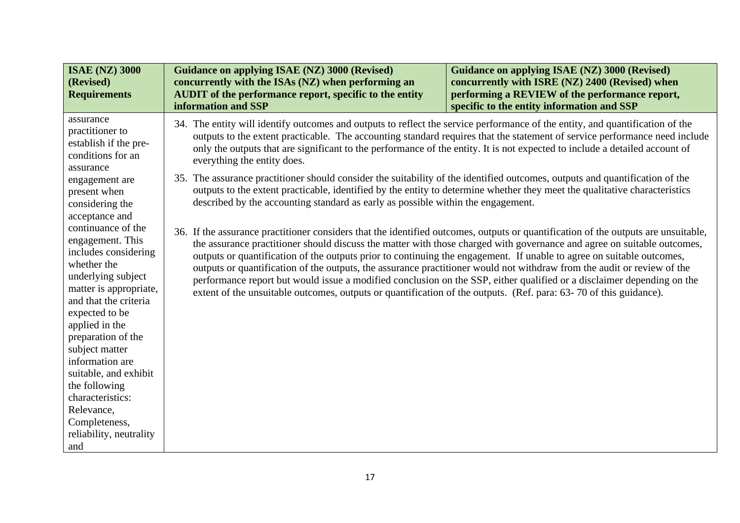| ISAE (NZ) 3000 (Revised) Requirements | Guidance on applying ISAE (NZ) 3000 (Revised) concurrently with the ISAs (NZ) when performing an AUDIT of the performance report, specific to the entity information and SSP | Guidance on applying ISAE (NZ) 3000 (Revised) concurrently with ISRE (NZ) 2400 (Revised) when performing a REVIEW of the performance report, specific to the entity information and SSP |
|---|---|---|
| assurance practitioner to establish if the pre-conditions for an assurance engagement are present when considering the acceptance and continuance of the engagement. This includes considering whether the underlying subject matter is appropriate, and that the criteria expected to be applied in the preparation of the subject matter information are suitable, and exhibit the following characteristics: Relevance, Completeness, reliability, neutrality and | 34. The entity will identify outcomes and outputs to reflect the service performance of the entity, and quantification of the outputs to the extent practicable. The accounting standard requires that the statement of service performance need include only the outputs that are significant to the performance of the entity. It is not expected to include a detailed account of everything the entity does.<br><br>35. The assurance practitioner should consider the suitability of the identified outcomes, outputs and quantification of the outputs to the extent practicable, identified by the entity to determine whether they meet the qualitative characteristics described by the accounting standard as early as possible within the engagement.<br><br>36. If the assurance practitioner considers that the identified outcomes, outputs or quantification of the outputs are unsuitable, the assurance practitioner should discuss the matter with those charged with governance and agree on suitable outcomes, outputs or quantification of the outputs prior to continuing the engagement. If unable to agree on suitable outcomes, outputs or quantification of the outputs, the assurance practitioner would not withdraw from the audit or review of the performance report but would issue a modified conclusion on the SSP, either qualified or a disclaimer depending on the extent of the unsuitable outcomes, outputs or quantification of the outputs. (Ref. para: 63- 70 of this guidance). | |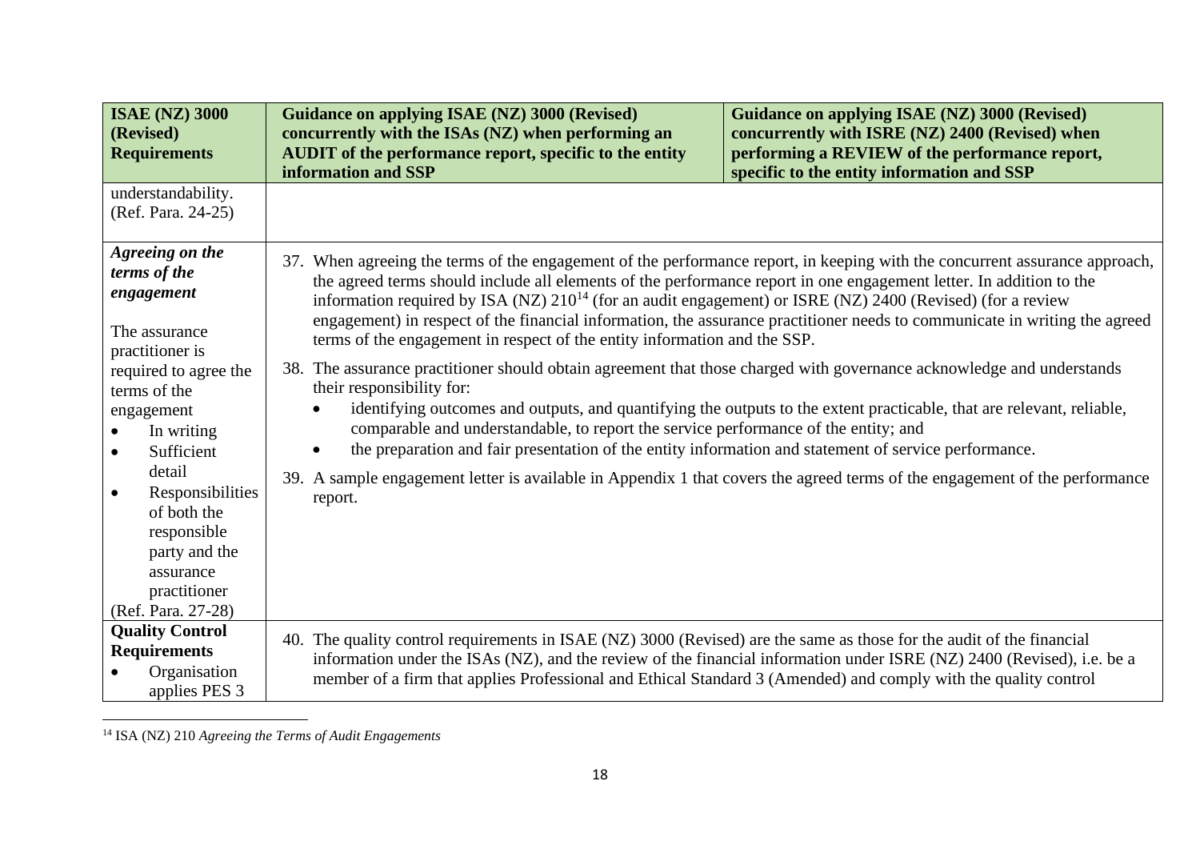| ISAE (NZ) 3000 (Revised) Requirements | Guidance on applying ISAE (NZ) 3000 (Revised) concurrently with the ISAs (NZ) when performing an AUDIT of the performance report, specific to the entity information and SSP | Guidance on applying ISAE (NZ) 3000 (Revised) concurrently with ISRE (NZ) 2400 (Revised) when performing a REVIEW of the performance report, specific to the entity information and SSP |
| --- | --- | --- |
| understandability. (Ref. Para. 24-25) | | |
| ***Agreeing on the terms of the engagement***<br><br>The assurance practitioner is required to agree the terms of the engagement<br>• In writing<br>• Sufficient detail<br>• Responsibilities of both the responsible party and the assurance practitioner<br>(Ref. Para. 27-28) | 37. When agreeing the terms of the engagement of the performance report, in keeping with the concurrent assurance approach, the agreed terms should include all elements of the performance report in one engagement letter. In addition to the information required by ISA (NZ) 210[14] (for an audit engagement) or ISRE (NZ) 2400 (Revised) (for a review engagement) in respect of the financial information, the assurance practitioner needs to communicate in writing the agreed terms of the engagement in respect of the entity information and the SSP.<br><br>38. The assurance practitioner should obtain agreement that those charged with governance acknowledge and understands their responsibility for:<br>• identifying outcomes and outputs, and quantifying the outputs to the extent practicable, that are relevant, reliable, comparable and understandable, to report the service performance of the entity; and<br>• the preparation and fair presentation of the entity information and statement of service performance.<br><br>39. A sample engagement letter is available in Appendix 1 that covers the agreed terms of the engagement of the performance report. | |
| **Quality Control Requirements**<br>• Organisation applies PES 3 | 40. The quality control requirements in ISAE (NZ) 3000 (Revised) are the same as those for the audit of the financial information under the ISAs (NZ), and the review of the financial information under ISRE (NZ) 2400 (Revised), i.e. be a member of a firm that applies Professional and Ethical Standard 3 (Amended) and comply with the quality control | |

[14] ISA (NZ) 210 *Agreeing the Terms of Audit Engagements*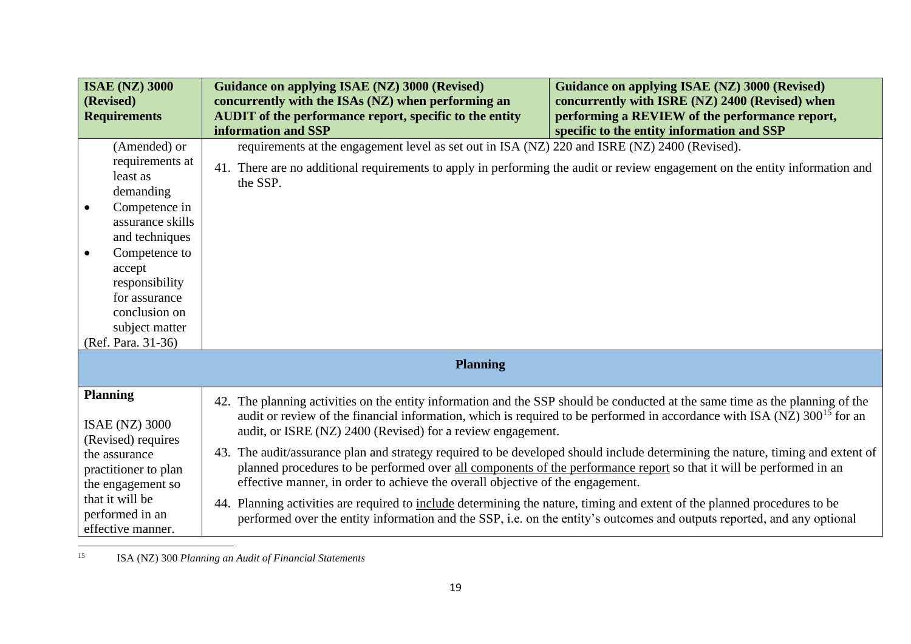| ISAE (NZ) 3000 (Revised) Requirements | Guidance on applying ISAE (NZ) 3000 (Revised) concurrently with the ISAs (NZ) when performing an AUDIT of the performance report, specific to the entity information and SSP | Guidance on applying ISAE (NZ) 3000 (Revised) concurrently with ISRE (NZ) 2400 (Revised) when performing a REVIEW of the performance report, specific to the entity information and SSP |
|---|---|---|
| (Amended) or requirements at least as demanding<br>• Competence in assurance skills and techniques<br>• Competence to accept responsibility for assurance conclusion on subject matter<br>(Ref. Para. 31-36) | requirements at the engagement level as set out in ISA (NZ) 220 and ISRE (NZ) 2400 (Revised).<br><br>41. There are no additional requirements to apply in performing the audit or review engagement on the entity information and the SSP. | |
| **Planning** | | |
| **Planning**<br><br>ISAE (NZ) 3000 (Revised) requires the assurance practitioner to plan the engagement so that it will be performed in an effective manner. | 42. The planning activities on the entity information and the SSP should be conducted at the same time as the planning of the audit or review of the financial information, which is required to be performed in accordance with ISA (NZ) 300[15] for an audit, or ISRE (NZ) 2400 (Revised) for a review engagement.<br><br>43. The audit/assurance plan and strategy required to be developed should include determining the nature, timing and extent of planned procedures to be performed over <u>all components of the performance report</u> so that it will be performed in an effective manner, in order to achieve the overall objective of the engagement.<br><br>44. Planning activities are required to <u>include</u> determining the nature, timing and extent of the planned procedures to be performed over the entity information and the SSP, i.e. on the entity's outcomes and outputs reported, and any optional | |

[15] ISA (NZ) 300 *Planning an Audit of Financial Statements*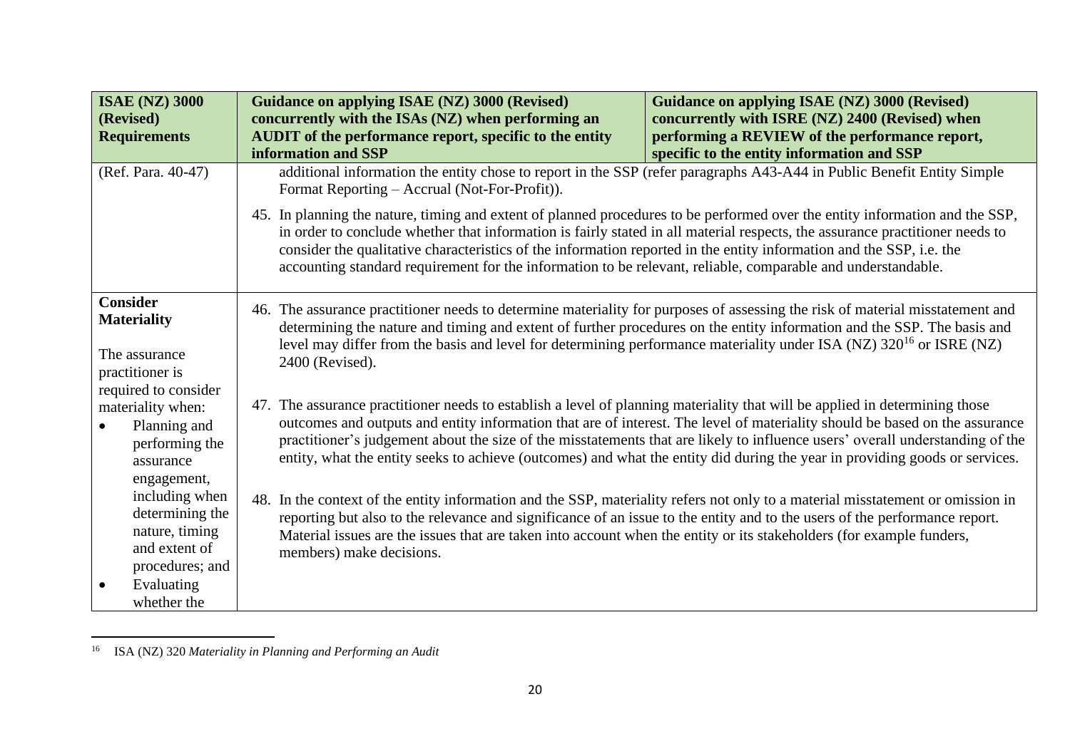| ISAE (NZ) 3000 (Revised) Requirements | Guidance on applying ISAE (NZ) 3000 (Revised) concurrently with the ISAs (NZ) when performing an AUDIT of the performance report, specific to the entity information and SSP | Guidance on applying ISAE (NZ) 3000 (Revised) concurrently with ISRE (NZ) 2400 (Revised) when performing a REVIEW of the performance report, specific to the entity information and SSP |
|---|---|---|
| (Ref. Para. 40-47) | additional information the entity chose to report in the SSP (refer paragraphs A43-A44 in Public Benefit Entity Simple Format Reporting – Accrual (Not-For-Profit)).<br><br>45. In planning the nature, timing and extent of planned procedures to be performed over the entity information and the SSP, in order to conclude whether that information is fairly stated in all material respects, the assurance practitioner needs to consider the qualitative characteristics of the information reported in the entity information and the SSP, i.e. the accounting standard requirement for the information to be relevant, reliable, comparable and understandable. | |
| **Consider Materiality**<br><br>The assurance practitioner is required to consider materiality when:<br>• Planning and performing the assurance engagement, including when determining the nature, timing and extent of procedures; and<br>• Evaluating whether the | 46. The assurance practitioner needs to determine materiality for purposes of assessing the risk of material misstatement and determining the nature and timing and extent of further procedures on the entity information and the SSP. The basis and level may differ from the basis and level for determining performance materiality under ISA (NZ) 320[16] or ISRE (NZ) 2400 (Revised).<br><br>47. The assurance practitioner needs to establish a level of planning materiality that will be applied in determining those outcomes and outputs and entity information that are of interest. The level of materiality should be based on the assurance practitioner's judgement about the size of the misstatements that are likely to influence users' overall understanding of the entity, what the entity seeks to achieve (outcomes) and what the entity did during the year in providing goods or services.<br><br>48. In the context of the entity information and the SSP, materiality refers not only to a material misstatement or omission in reporting but also to the relevance and significance of an issue to the entity and to the users of the performance report. Material issues are the issues that are taken into account when the entity or its stakeholders (for example funders, members) make decisions. | |

[16] ISA (NZ) 320 *Materiality in Planning and Performing an Audit*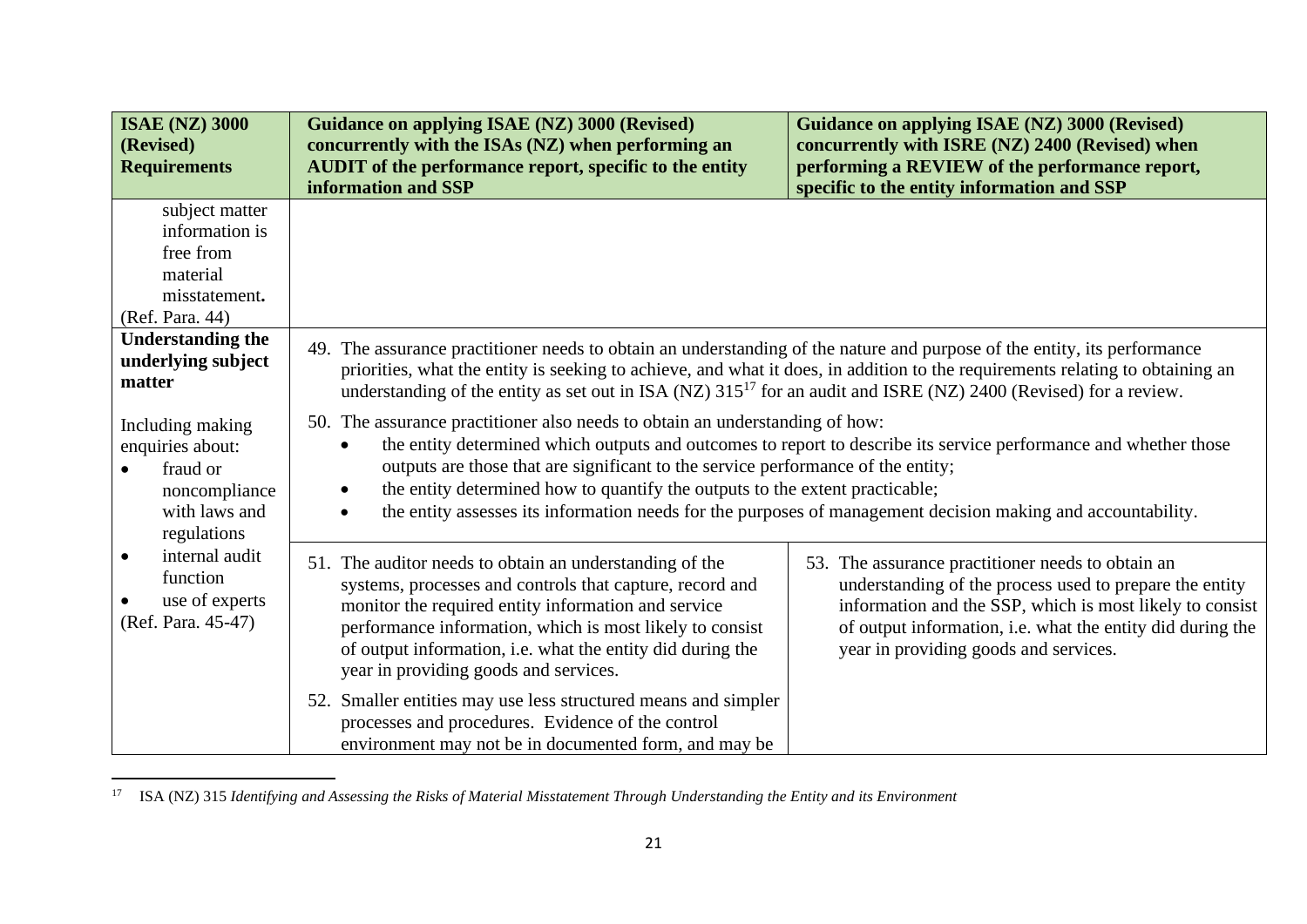| ISAE (NZ) 3000 (Revised) Requirements | Guidance on applying ISAE (NZ) 3000 (Revised) concurrently with the ISAs (NZ) when performing an AUDIT of the performance report, specific to the entity information and SSP | Guidance on applying ISAE (NZ) 3000 (Revised) concurrently with ISRE (NZ) 2400 (Revised) when performing a REVIEW of the performance report, specific to the entity information and SSP |
|---|---|---|
| subject matter information is free from material misstatement**.** (Ref. Para. 44) | | |
| **Understanding the underlying subject matter**<br><br>Including making enquiries about:<br>• fraud or noncompliance with laws and regulations<br>• internal audit function<br>• use of experts<br>(Ref. Para. 45-47) | 49. The assurance practitioner needs to obtain an understanding of the nature and purpose of the entity, its performance priorities, what the entity is seeking to achieve, and what it does, in addition to the requirements relating to obtaining an understanding of the entity as set out in ISA (NZ) 315[17] for an audit and ISRE (NZ) 2400 (Revised) for a review.<br><br>50. The assurance practitioner also needs to obtain an understanding of how:<br>• the entity determined which outputs and outcomes to report to describe its service performance and whether those outputs are those that are significant to the service performance of the entity;<br>• the entity determined how to quantify the outputs to the extent practicable;<br>• the entity assesses its information needs for the purposes of management decision making and accountability. | |
| | 51. The auditor needs to obtain an understanding of the systems, processes and controls that capture, record and monitor the required entity information and service performance information, which is most likely to consist of output information, i.e. what the entity did during the year in providing goods and services.<br><br>52. Smaller entities may use less structured means and simpler processes and procedures. Evidence of the control environment may not be in documented form, and may be | 53. The assurance practitioner needs to obtain an understanding of the process used to prepare the entity information and the SSP, which is most likely to consist of output information, i.e. what the entity did during the year in providing goods and services. |

[17] ISA (NZ) 315 *Identifying and Assessing the Risks of Material Misstatement Through Understanding the Entity and its Environment*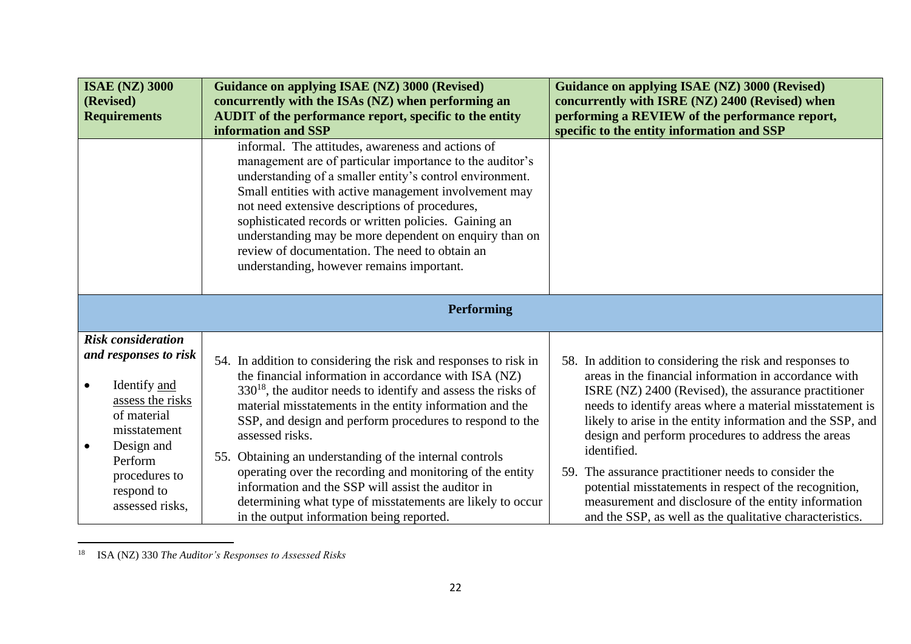| ISAE (NZ) 3000 (Revised) Requirements | Guidance on applying ISAE (NZ) 3000 (Revised) concurrently with the ISAs (NZ) when performing an AUDIT of the performance report, specific to the entity information and SSP | Guidance on applying ISAE (NZ) 3000 (Revised) concurrently with ISRE (NZ) 2400 (Revised) when performing a REVIEW of the performance report, specific to the entity information and SSP |
|---|---|---|
| | informal. The attitudes, awareness and actions of management are of particular importance to the auditor's understanding of a smaller entity's control environment. Small entities with active management involvement may not need extensive descriptions of procedures, sophisticated records or written policies. Gaining an understanding may be more dependent on enquiry than on review of documentation. The need to obtain an understanding, however remains important. | |
| | **Performing** | |
| ***Risk consideration and responses to risk*** <br>• Identify and assess the risks of material misstatement <br>• Design and Perform procedures to respond to assessed risks, | 54. In addition to considering the risk and responses to risk in the financial information in accordance with ISA (NZ) 330[18], the auditor needs to identify and assess the risks of material misstatements in the entity information and the SSP, and design and perform procedures to respond to the assessed risks. <br><br>55. Obtaining an understanding of the internal controls operating over the recording and monitoring of the entity information and the SSP will assist the auditor in determining what type of misstatements are likely to occur in the output information being reported. | 58. In addition to considering the risk and responses to areas in the financial information in accordance with ISRE (NZ) 2400 (Revised), the assurance practitioner needs to identify areas where a material misstatement is likely to arise in the entity information and the SSP, and design and perform procedures to address the areas identified. <br><br>59. The assurance practitioner needs to consider the potential misstatements in respect of the recognition, measurement and disclosure of the entity information and the SSP, as well as the qualitative characteristics. |

[18] ISA (NZ) 330 *The Auditor's Responses to Assessed Risks*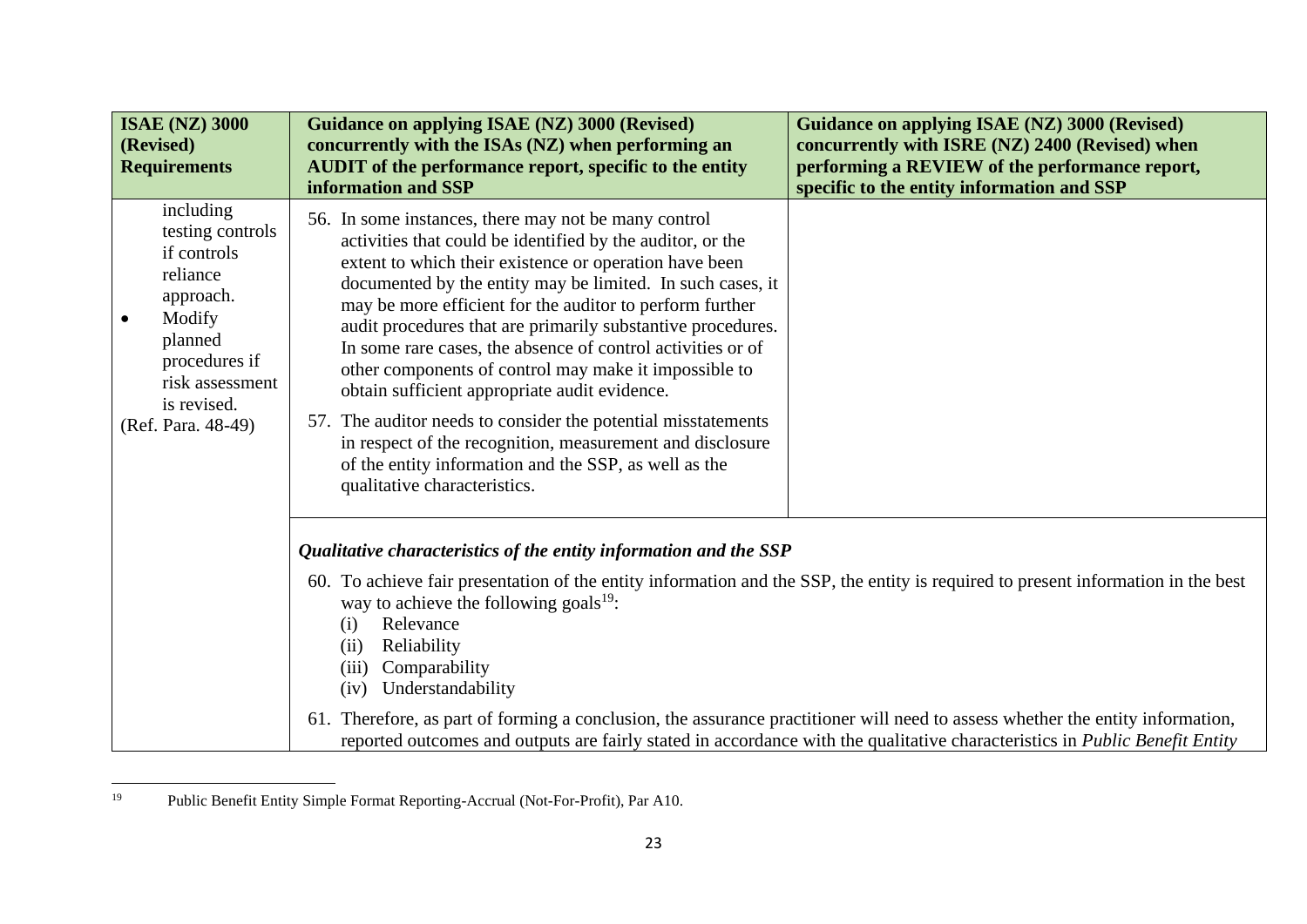| ISAE (NZ) 3000 (Revised) Requirements | Guidance on applying ISAE (NZ) 3000 (Revised) concurrently with the ISAs (NZ) when performing an AUDIT of the performance report, specific to the entity information and SSP | Guidance on applying ISAE (NZ) 3000 (Revised) concurrently with ISRE (NZ) 2400 (Revised) when performing a REVIEW of the performance report, specific to the entity information and SSP |
|---|---|---|
| including testing controls if controls reliance approach.<br>• Modify planned procedures if risk assessment is revised.<br>(Ref. Para. 48-49) | 56. In some instances, there may not be many control activities that could be identified by the auditor, or the extent to which their existence or operation have been documented by the entity may be limited. In such cases, it may be more efficient for the auditor to perform further audit procedures that are primarily substantive procedures. In some rare cases, the absence of control activities or of other components of control may make it impossible to obtain sufficient appropriate audit evidence.<br><br>57. The auditor needs to consider the potential misstatements in respect of the recognition, measurement and disclosure of the entity information and the SSP, as well as the qualitative characteristics. | |
| | ***Qualitative characteristics of the entity information and the SSP***<br><br>60. To achieve fair presentation of the entity information and the SSP, the entity is required to present information in the best way to achieve the following goals[19]:<br>(i) Relevance<br>(ii) Reliability<br>(iii) Comparability<br>(iv) Understandability<br><br>61. Therefore, as part of forming a conclusion, the assurance practitioner will need to assess whether the entity information, reported outcomes and outputs are fairly stated in accordance with the qualitative characteristics in *Public Benefit Entity* | |

[19] Public Benefit Entity Simple Format Reporting-Accrual (Not-For-Profit), Par A10.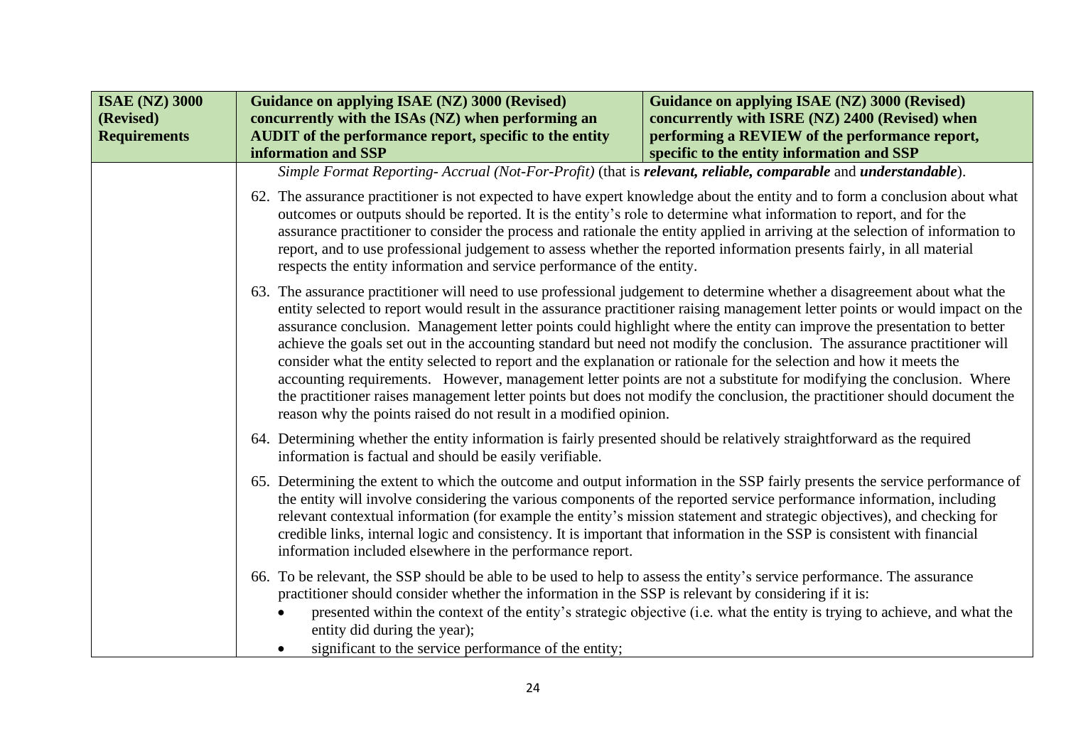| ISAE (NZ) 3000 (Revised) Requirements | Guidance on applying ISAE (NZ) 3000 (Revised) concurrently with the ISAs (NZ) when performing an AUDIT of the performance report, specific to the entity information and SSP | Guidance on applying ISAE (NZ) 3000 (Revised) concurrently with ISRE (NZ) 2400 (Revised) when performing a REVIEW of the performance report, specific to the entity information and SSP |
|---|---|---|
| | *Simple Format Reporting- Accrual (Not-For-Profit)* (that is ***relevant, reliable, comparable*** and ***understandable***).<br><br>62. The assurance practitioner is not expected to have expert knowledge about the entity and to form a conclusion about what outcomes or outputs should be reported. It is the entity's role to determine what information to report, and for the assurance practitioner to consider the process and rationale the entity applied in arriving at the selection of information to report, and to use professional judgement to assess whether the reported information presents fairly, in all material respects the entity information and service performance of the entity.<br><br>63. The assurance practitioner will need to use professional judgement to determine whether a disagreement about what the entity selected to report would result in the assurance practitioner raising management letter points or would impact on the assurance conclusion. Management letter points could highlight where the entity can improve the presentation to better achieve the goals set out in the accounting standard but need not modify the conclusion. The assurance practitioner will consider what the entity selected to report and the explanation or rationale for the selection and how it meets the accounting requirements. However, management letter points are not a substitute for modifying the conclusion. Where the practitioner raises management letter points but does not modify the conclusion, the practitioner should document the reason why the points raised do not result in a modified opinion.<br><br>64. Determining whether the entity information is fairly presented should be relatively straightforward as the required information is factual and should be easily verifiable.<br><br>65. Determining the extent to which the outcome and output information in the SSP fairly presents the service performance of the entity will involve considering the various components of the reported service performance information, including relevant contextual information (for example the entity's mission statement and strategic objectives), and checking for credible links, internal logic and consistency. It is important that information in the SSP is consistent with financial information included elsewhere in the performance report.<br><br>66. To be relevant, the SSP should be able to be used to help to assess the entity's service performance. The assurance practitioner should consider whether the information in the SSP is relevant by considering if it is:<br>• presented within the context of the entity's strategic objective (i.e. what the entity is trying to achieve, and what the entity did during the year);<br>• significant to the service performance of the entity; | |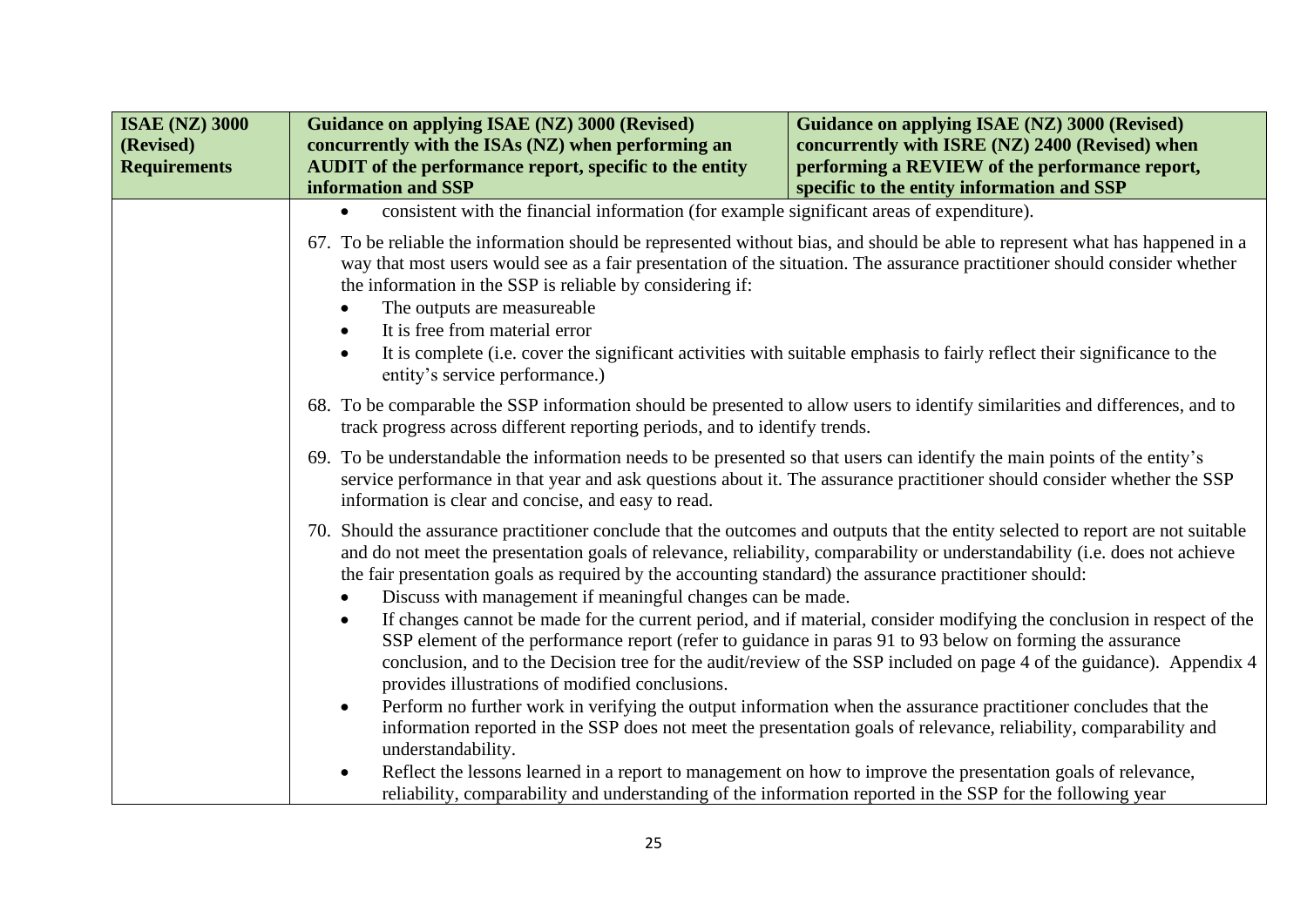| ISAE (NZ) 3000 (Revised) Requirements | Guidance on applying ISAE (NZ) 3000 (Revised) concurrently with the ISAs (NZ) when performing an AUDIT of the performance report, specific to the entity information and SSP | Guidance on applying ISAE (NZ) 3000 (Revised) concurrently with ISRE (NZ) 2400 (Revised) when performing a REVIEW of the performance report, specific to the entity information and SSP |
|---|---|---|
| | • consistent with the financial information (for example significant areas of expenditure).<br><br>67. To be reliable the information should be represented without bias, and should be able to represent what has happened in a way that most users would see as a fair presentation of the situation. The assurance practitioner should consider whether the information in the SSP is reliable by considering if:<br>• The outputs are measureable<br>• It is free from material error<br>• It is complete (i.e. cover the significant activities with suitable emphasis to fairly reflect their significance to the entity's service performance.)<br><br>68. To be comparable the SSP information should be presented to allow users to identify similarities and differences, and to track progress across different reporting periods, and to identify trends.<br><br>69. To be understandable the information needs to be presented so that users can identify the main points of the entity's service performance in that year and ask questions about it. The assurance practitioner should consider whether the SSP information is clear and concise, and easy to read.<br><br>70. Should the assurance practitioner conclude that the outcomes and outputs that the entity selected to report are not suitable and do not meet the presentation goals of relevance, reliability, comparability or understandability (i.e. does not achieve the fair presentation goals as required by the accounting standard) the assurance practitioner should:<br>• Discuss with management if meaningful changes can be made.<br>• If changes cannot be made for the current period, and if material, consider modifying the conclusion in respect of the SSP element of the performance report (refer to guidance in paras 91 to 93 below on forming the assurance conclusion, and to the Decision tree for the audit/review of the SSP included on page 4 of the guidance). Appendix 4 provides illustrations of modified conclusions.<br>• Perform no further work in verifying the output information when the assurance practitioner concludes that the information reported in the SSP does not meet the presentation goals of relevance, reliability, comparability and understandability.<br>• Reflect the lessons learned in a report to management on how to improve the presentation goals of relevance, reliability, comparability and understanding of the information reported in the SSP for the following year | |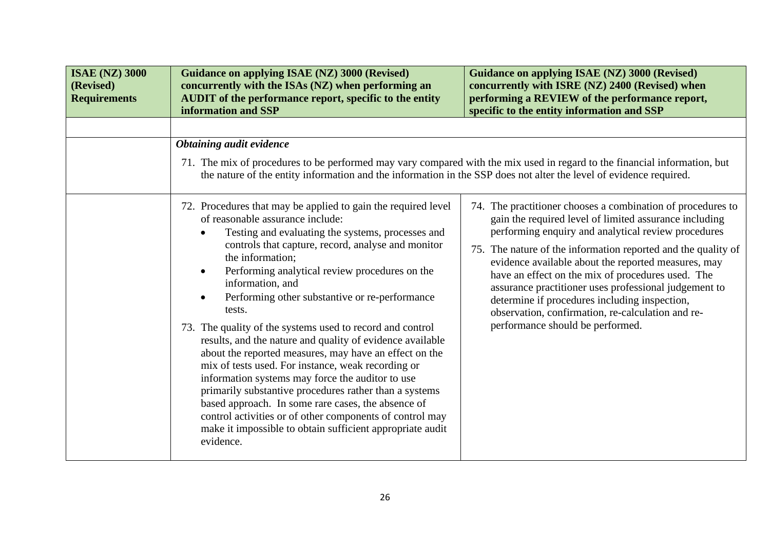| ISAE (NZ) 3000 (Revised) Requirements | Guidance on applying ISAE (NZ) 3000 (Revised) concurrently with the ISAs (NZ) when performing an AUDIT of the performance report, specific to the entity information and SSP | Guidance on applying ISAE (NZ) 3000 (Revised) concurrently with ISRE (NZ) 2400 (Revised) when performing a REVIEW of the performance report, specific to the entity information and SSP |
|---|---|---|
| | | |
| | ***Obtaining audit evidence*** <br> 71. The mix of procedures to be performed may vary compared with the mix used in regard to the financial information, but the nature of the entity information and the information in the SSP does not alter the level of evidence required. | |
| | 72. Procedures that may be applied to gain the required level of reasonable assurance include: <br> • Testing and evaluating the systems, processes and controls that capture, record, analyse and monitor the information; <br> • Performing analytical review procedures on the information, and <br> • Performing other substantive or re-performance tests. <br><br> 73. The quality of the systems used to record and control results, and the nature and quality of evidence available about the reported measures, may have an effect on the mix of tests used. For instance, weak recording or information systems may force the auditor to use primarily substantive procedures rather than a systems based approach. In some rare cases, the absence of control activities or of other components of control may make it impossible to obtain sufficient appropriate audit evidence. | 74. The practitioner chooses a combination of procedures to gain the required level of limited assurance including performing enquiry and analytical review procedures <br><br> 75. The nature of the information reported and the quality of evidence available about the reported measures, may have an effect on the mix of procedures used. The assurance practitioner uses professional judgement to determine if procedures including inspection, observation, confirmation, re-calculation and re-performance should be performed. |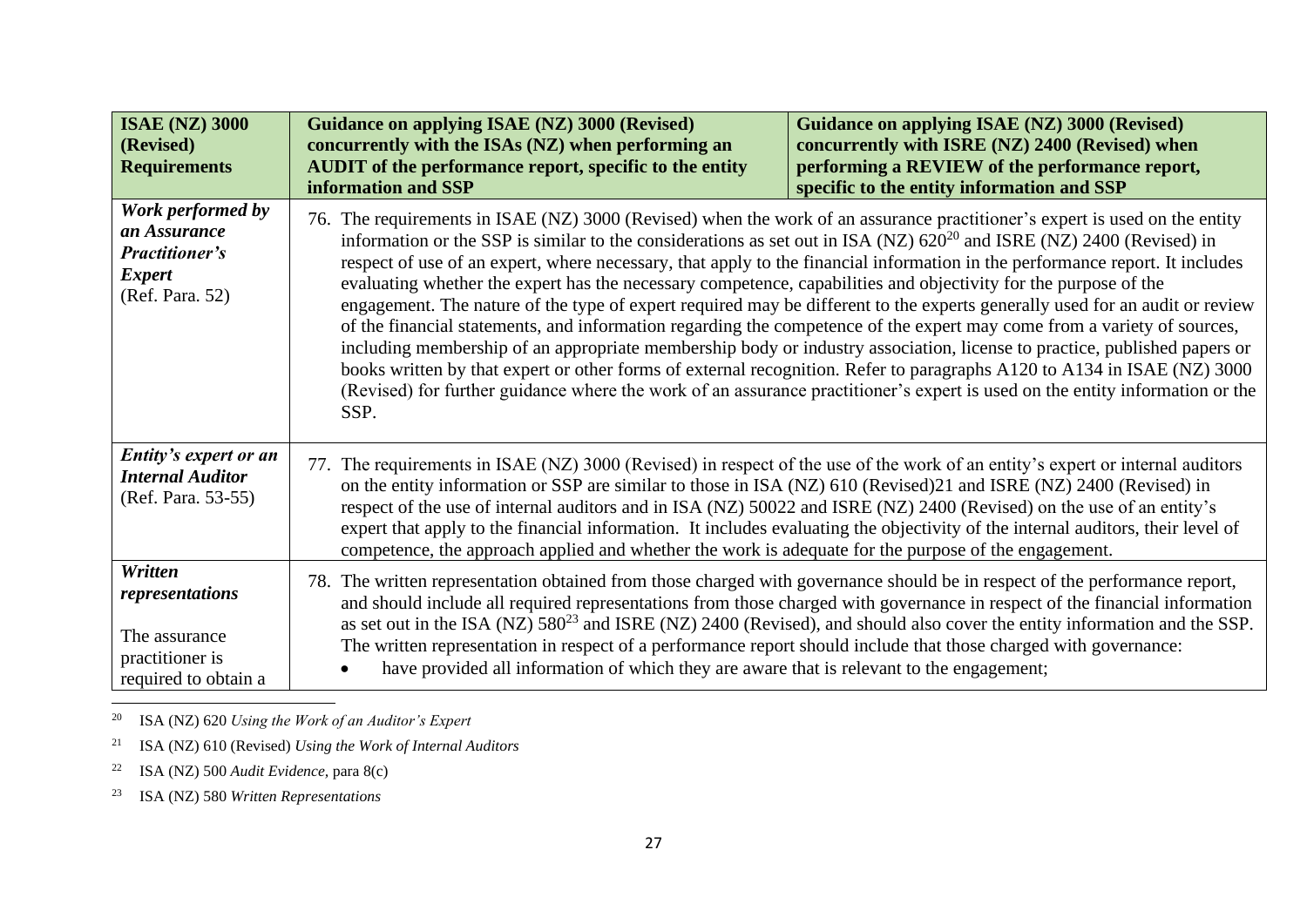| ISAE (NZ) 3000 (Revised) Requirements | Guidance on applying ISAE (NZ) 3000 (Revised) concurrently with the ISAs (NZ) when performing an AUDIT of the performance report, specific to the entity information and SSP | Guidance on applying ISAE (NZ) 3000 (Revised) concurrently with ISRE (NZ) 2400 (Revised) when performing a REVIEW of the performance report, specific to the entity information and SSP |
|---|---|---|
| ***Work performed by an Assurance Practitioner's Expert*** (Ref. Para. 52) | 76. The requirements in ISAE (NZ) 3000 (Revised) when the work of an assurance practitioner's expert is used on the entity information or the SSP is similar to the considerations as set out in ISA (NZ) 620[20] and ISRE (NZ) 2400 (Revised) in respect of use of an expert, where necessary, that apply to the financial information in the performance report. It includes evaluating whether the expert has the necessary competence, capabilities and objectivity for the purpose of the engagement. The nature of the type of expert required may be different to the experts generally used for an audit or review of the financial statements, and information regarding the competence of the expert may come from a variety of sources, including membership of an appropriate membership body or industry association, license to practice, published papers or books written by that expert or other forms of external recognition. Refer to paragraphs A120 to A134 in ISAE (NZ) 3000 (Revised) for further guidance where the work of an assurance practitioner's expert is used on the entity information or the SSP. | |
| ***Entity's expert or an Internal Auditor*** (Ref. Para. 53-55) | 77. The requirements in ISAE (NZ) 3000 (Revised) in respect of the use of the work of an entity's expert or internal auditors on the entity information or SSP are similar to those in ISA (NZ) 610 (Revised)21 and ISRE (NZ) 2400 (Revised) in respect of the use of internal auditors and in ISA (NZ) 50022 and ISRE (NZ) 2400 (Revised) on the use of an entity's expert that apply to the financial information. It includes evaluating the objectivity of the internal auditors, their level of competence, the approach applied and whether the work is adequate for the purpose of the engagement. | |
| ***Written representations*** <br><br> The assurance practitioner is required to obtain a | 78. The written representation obtained from those charged with governance should be in respect of the performance report, and should include all required representations from those charged with governance in respect of the financial information as set out in the ISA (NZ) 580[23] and ISRE (NZ) 2400 (Revised), and should also cover the entity information and the SSP. The written representation in respect of a performance report should include that those charged with governance: <br> • have provided all information of which they are aware that is relevant to the engagement; | |

[20] ISA (NZ) 620 *Using the Work of an Auditor's Expert*

[21] ISA (NZ) 610 (Revised) *Using the Work of Internal Auditors*

[22] ISA (NZ) 500 *Audit Evidence,* para 8(c)

[23] ISA (NZ) 580 *Written Representations*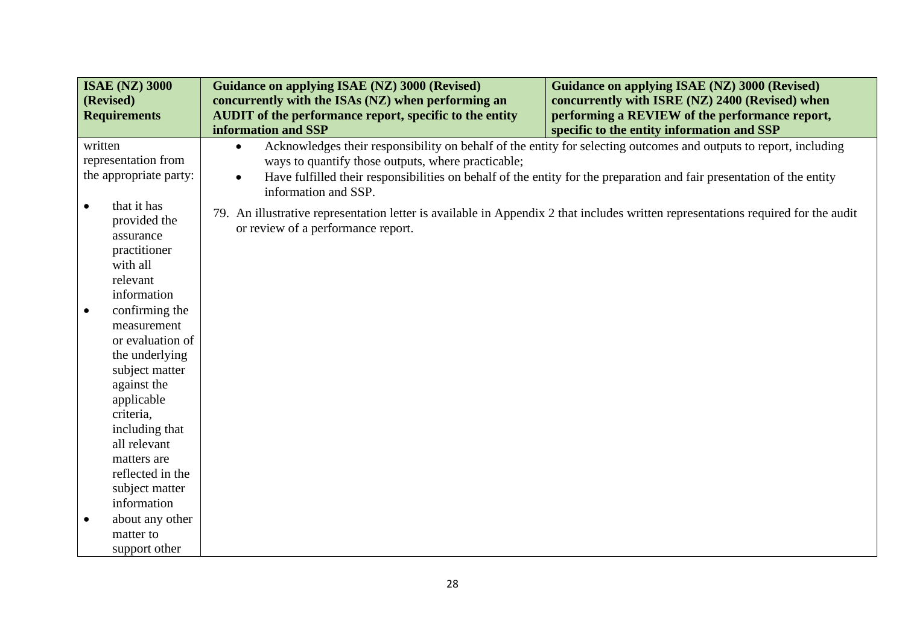| ISAE (NZ) 3000 (Revised) Requirements | Guidance on applying ISAE (NZ) 3000 (Revised) concurrently with the ISAs (NZ) when performing an AUDIT of the performance report, specific to the entity information and SSP | Guidance on applying ISAE (NZ) 3000 (Revised) concurrently with ISRE (NZ) 2400 (Revised) when performing a REVIEW of the performance report, specific to the entity information and SSP |
|---|---|---|
| written representation from the appropriate party:<br>• that it has provided the assurance practitioner with all relevant information<br>• confirming the measurement or evaluation of the underlying subject matter against the applicable criteria, including that all relevant matters are reflected in the subject matter information<br>• about any other matter to support other | • Acknowledges their responsibility on behalf of the entity for selecting outcomes and outputs to report, including ways to quantify those outputs, where practicable;<br>• Have fulfilled their responsibilities on behalf of the entity for the preparation and fair presentation of the entity information and SSP.<br><br>79. An illustrative representation letter is available in Appendix 2 that includes written representations required for the audit or review of a performance report. | |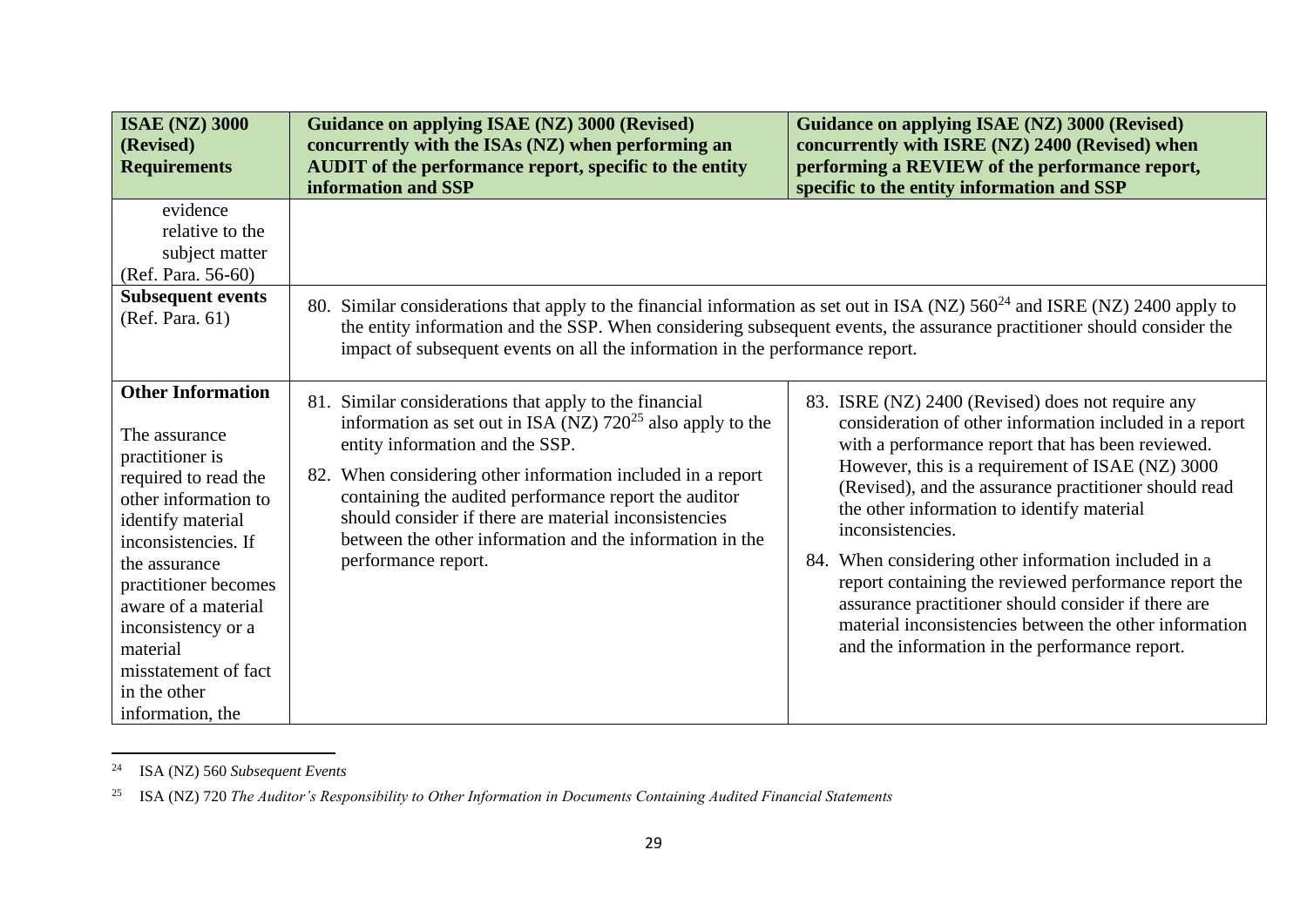| ISAE (NZ) 3000 (Revised) Requirements | Guidance on applying ISAE (NZ) 3000 (Revised) concurrently with the ISAs (NZ) when performing an AUDIT of the performance report, specific to the entity information and SSP | Guidance on applying ISAE (NZ) 3000 (Revised) concurrently with ISRE (NZ) 2400 (Revised) when performing a REVIEW of the performance report, specific to the entity information and SSP |
|---|---|---|
| evidence relative to the subject matter (Ref. Para. 56-60) | | |
| **Subsequent events** (Ref. Para. 61) | 80. Similar considerations that apply to the financial information as set out in ISA (NZ) 560[24] and ISRE (NZ) 2400 apply to the entity information and the SSP. When considering subsequent events, the assurance practitioner should consider the impact of subsequent events on all the information in the performance report. | |
| **Other Information** The assurance practitioner is required to read the other information to identify material inconsistencies. If the assurance practitioner becomes aware of a material inconsistency or a material misstatement of fact in the other information, the | 81. Similar considerations that apply to the financial information as set out in ISA (NZ) 720[25] also apply to the entity information and the SSP. 82. When considering other information included in a report containing the audited performance report the auditor should consider if there are material inconsistencies between the other information and the information in the performance report. | 83. ISRE (NZ) 2400 (Revised) does not require any consideration of other information included in a report with a performance report that has been reviewed. However, this is a requirement of ISAE (NZ) 3000 (Revised), and the assurance practitioner should read the other information to identify material inconsistencies. 84. When considering other information included in a report containing the reviewed performance report the assurance practitioner should consider if there are material inconsistencies between the other information and the information in the performance report. |

[24] ISA (NZ) 560 *Subsequent Events*

[25] ISA (NZ) 720 *The Auditor's Responsibility to Other Information in Documents Containing Audited Financial Statements*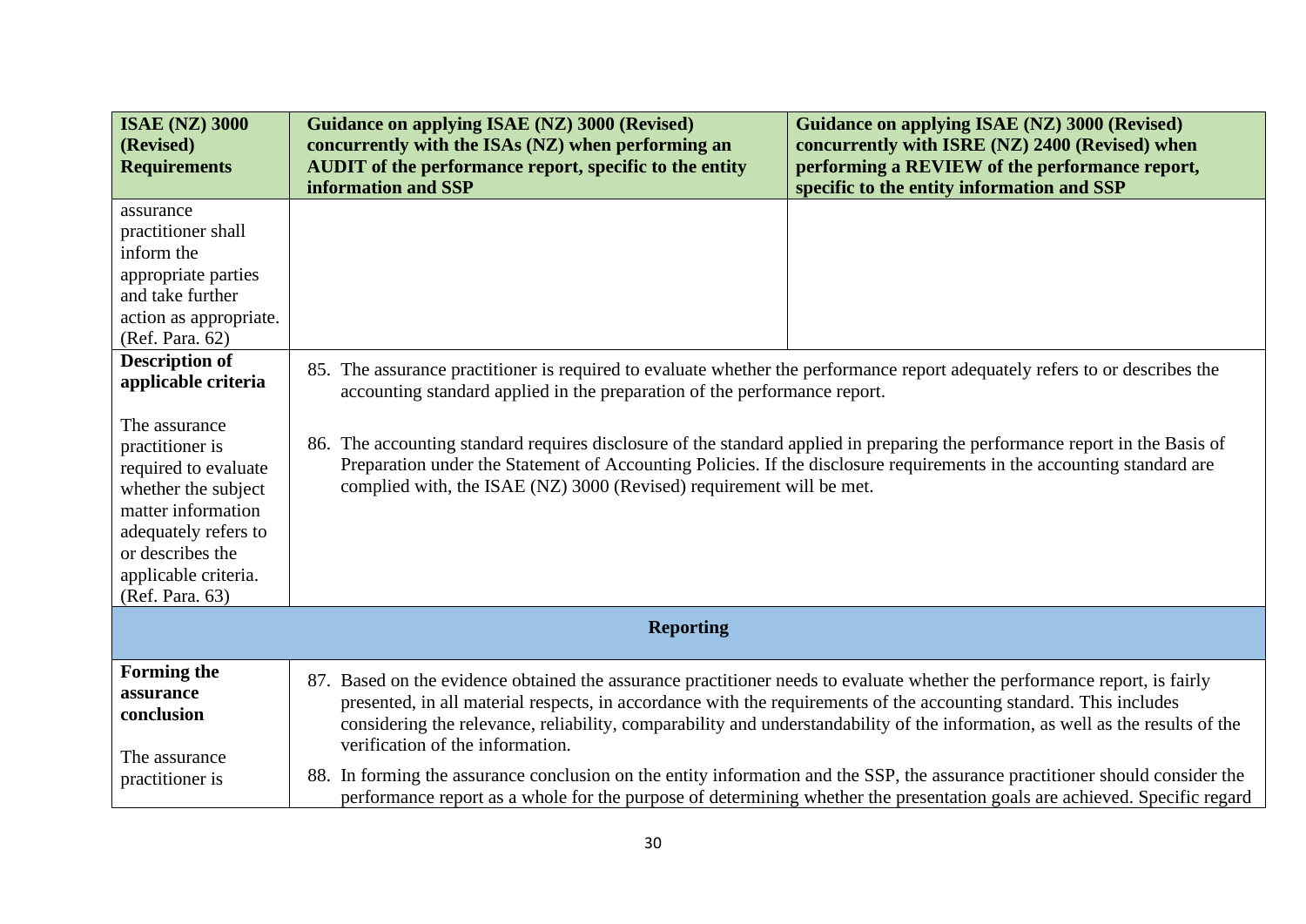| ISAE (NZ) 3000 (Revised) Requirements | Guidance on applying ISAE (NZ) 3000 (Revised) concurrently with the ISAs (NZ) when performing an AUDIT of the performance report, specific to the entity information and SSP | Guidance on applying ISAE (NZ) 3000 (Revised) concurrently with ISRE (NZ) 2400 (Revised) when performing a REVIEW of the performance report, specific to the entity information and SSP |
|---|---|---|
| assurance practitioner shall inform the appropriate parties and take further action as appropriate. (Ref. Para. 62) | | |
| **Description of applicable criteria**<br><br>The assurance practitioner is required to evaluate whether the subject matter information adequately refers to or describes the applicable criteria. (Ref. Para. 63) | 85. The assurance practitioner is required to evaluate whether the performance report adequately refers to or describes the accounting standard applied in the preparation of the performance report.<br><br>86. The accounting standard requires disclosure of the standard applied in preparing the performance report in the Basis of Preparation under the Statement of Accounting Policies. If the disclosure requirements in the accounting standard are complied with, the ISAE (NZ) 3000 (Revised) requirement will be met. | |
| **Reporting** | | |
| **Forming the assurance conclusion**<br><br>The assurance practitioner is | 87. Based on the evidence obtained the assurance practitioner needs to evaluate whether the performance report, is fairly presented, in all material respects, in accordance with the requirements of the accounting standard. This includes considering the relevance, reliability, comparability and understandability of the information, as well as the results of the verification of the information.<br><br>88. In forming the assurance conclusion on the entity information and the SSP, the assurance practitioner should consider the performance report as a whole for the purpose of determining whether the presentation goals are achieved. Specific regard | |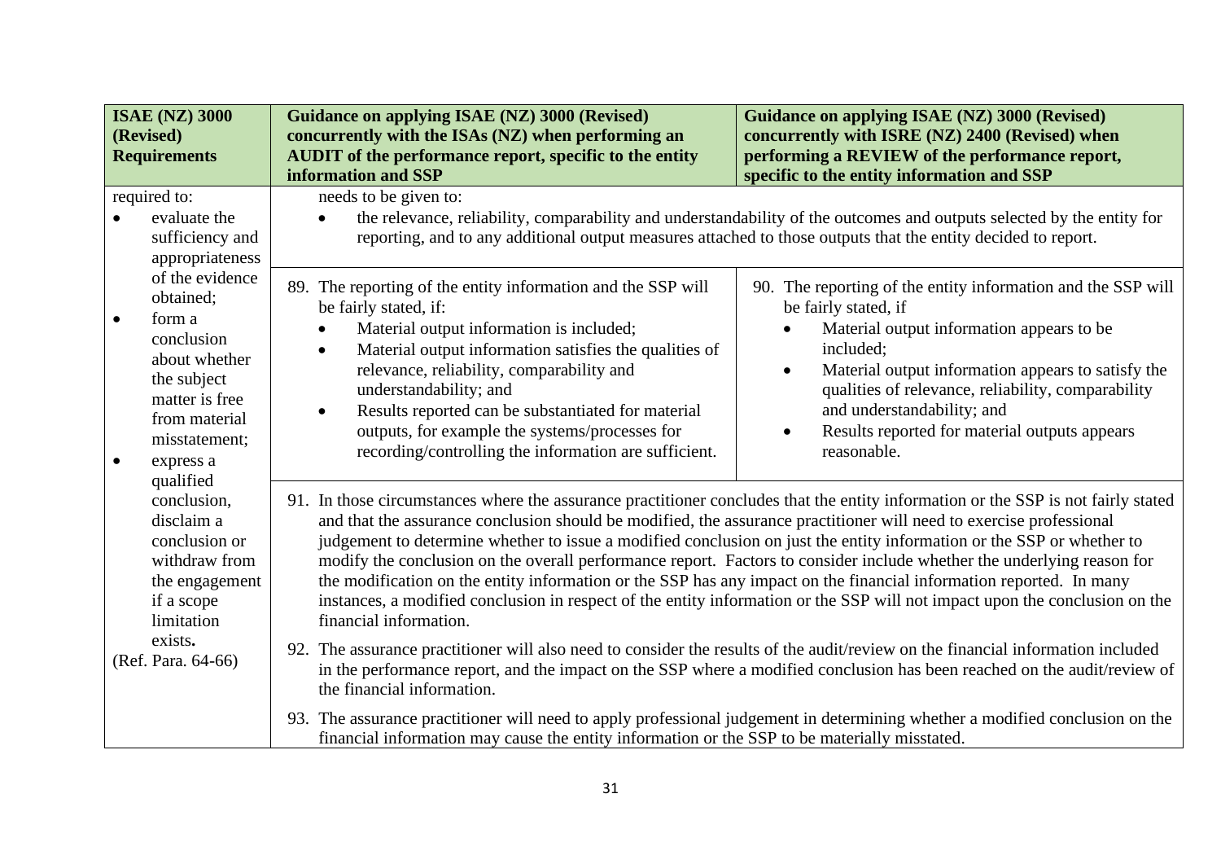| ISAE (NZ) 3000 (Revised) Requirements | Guidance on applying ISAE (NZ) 3000 (Revised) concurrently with the ISAs (NZ) when performing an AUDIT of the performance report, specific to the entity information and SSP | Guidance on applying ISAE (NZ) 3000 (Revised) concurrently with ISRE (NZ) 2400 (Revised) when performing a REVIEW of the performance report, specific to the entity information and SSP |
|---|---|---|
| required to:<br>• evaluate the sufficiency and appropriateness of the evidence obtained;<br>• form a conclusion about whether the subject matter is free from material misstatement;<br>• express a qualified conclusion, disclaim a conclusion or withdraw from the engagement if a scope limitation exists.<br>(Ref. Para. 64-66) | needs to be given to:<br>• the relevance, reliability, comparability and understandability of the outcomes and outputs selected by the entity for reporting, and to any additional output measures attached to those outputs that the entity decided to report. | |
| | 89. The reporting of the entity information and the SSP will be fairly stated, if:<br>• Material output information is included;<br>• Material output information satisfies the qualities of relevance, reliability, comparability and understandability; and<br>• Results reported can be substantiated for material outputs, for example the systems/processes for recording/controlling the information are sufficient. | 90. The reporting of the entity information and the SSP will be fairly stated, if<br>• Material output information appears to be included;<br>• Material output information appears to satisfy the qualities of relevance, reliability, comparability and understandability; and<br>• Results reported for material outputs appears reasonable. |
| | 91. In those circumstances where the assurance practitioner concludes that the entity information or the SSP is not fairly stated and that the assurance conclusion should be modified, the assurance practitioner will need to exercise professional judgement to determine whether to issue a modified conclusion on just the entity information or the SSP or whether to modify the conclusion on the overall performance report. Factors to consider include whether the underlying reason for the modification on the entity information or the SSP has any impact on the financial information reported. In many instances, a modified conclusion in respect of the entity information or the SSP will not impact upon the conclusion on the financial information.<br><br>92. The assurance practitioner will also need to consider the results of the audit/review on the financial information included in the performance report, and the impact on the SSP where a modified conclusion has been reached on the audit/review of the financial information.<br><br>93. The assurance practitioner will need to apply professional judgement in determining whether a modified conclusion on the financial information may cause the entity information or the SSP to be materially misstated. | |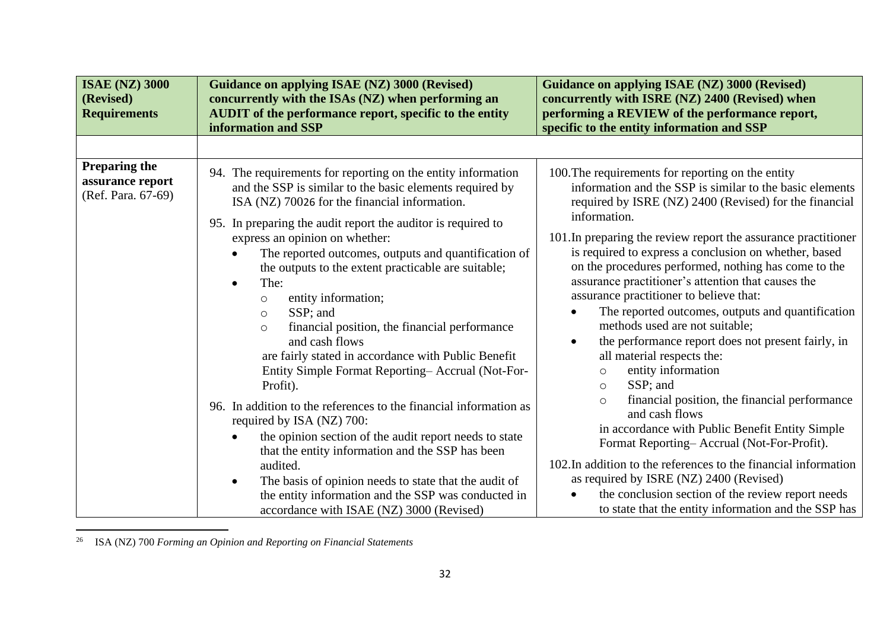| ISAE (NZ) 3000 (Revised) Requirements | Guidance on applying ISAE (NZ) 3000 (Revised) concurrently with the ISAs (NZ) when performing an AUDIT of the performance report, specific to the entity information and SSP | Guidance on applying ISAE (NZ) 3000 (Revised) concurrently with ISRE (NZ) 2400 (Revised) when performing a REVIEW of the performance report, specific to the entity information and SSP |
|---|---|---|
| | | |
| **Preparing the assurance report** (Ref. Para. 67-69) | 94. The requirements for reporting on the entity information and the SSP is similar to the basic elements required by ISA (NZ) 700[26] for the financial information.<br><br>95. In preparing the audit report the auditor is required to express an opinion on whether:<br>• The reported outcomes, outputs and quantification of the outputs to the extent practicable are suitable;<br>• The:<br>  ○ entity information;<br>  ○ SSP; and<br>  ○ financial position, the financial performance and cash flows<br>are fairly stated in accordance with Public Benefit Entity Simple Format Reporting– Accrual (Not-For-Profit).<br><br>96. In addition to the references to the financial information as required by ISA (NZ) 700:<br>• the opinion section of the audit report needs to state that the entity information and the SSP has been audited.<br>• The basis of opinion needs to state that the audit of the entity information and the SSP was conducted in accordance with ISAE (NZ) 3000 (Revised) | 100. The requirements for reporting on the entity information and the SSP is similar to the basic elements required by ISRE (NZ) 2400 (Revised) for the financial information.<br><br>101. In preparing the review report the assurance practitioner is required to express a conclusion on whether, based on the procedures performed, nothing has come to the assurance practitioner's attention that causes the assurance practitioner to believe that:<br>• The reported outcomes, outputs and quantification methods used are not suitable;<br>• the performance report does not present fairly, in all material respects the:<br>  ○ entity information<br>  ○ SSP; and<br>  ○ financial position, the financial performance and cash flows<br>in accordance with Public Benefit Entity Simple Format Reporting– Accrual (Not-For-Profit).<br><br>102. In addition to the references to the financial information as required by ISRE (NZ) 2400 (Revised)<br>• the conclusion section of the review report needs to state that the entity information and the SSP has |

[26] ISA (NZ) 700 *Forming an Opinion and Reporting on Financial Statements*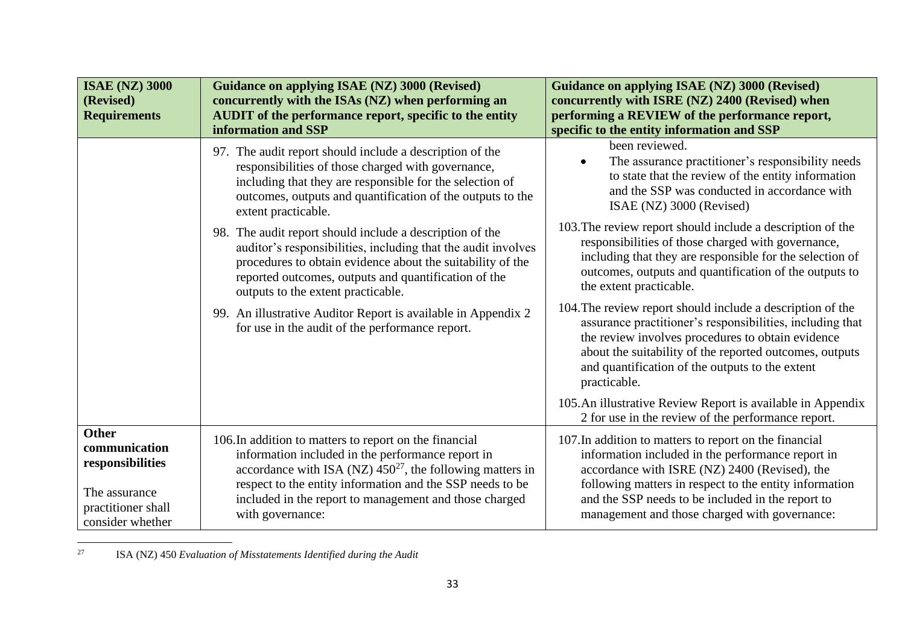| ISAE (NZ) 3000 (Revised) Requirements | Guidance on applying ISAE (NZ) 3000 (Revised) concurrently with the ISAs (NZ) when performing an AUDIT of the performance report, specific to the entity information and SSP | Guidance on applying ISAE (NZ) 3000 (Revised) concurrently with ISRE (NZ) 2400 (Revised) when performing a REVIEW of the performance report, specific to the entity information and SSP |
|---|---|---|
| | 97. The audit report should include a description of the responsibilities of those charged with governance, including that they are responsible for the selection of outcomes, outputs and quantification of the outputs to the extent practicable.<br><br>98. The audit report should include a description of the auditor's responsibilities, including that the audit involves procedures to obtain evidence about the suitability of the reported outcomes, outputs and quantification of the outputs to the extent practicable.<br><br>99. An illustrative Auditor Report is available in Appendix 2 for use in the audit of the performance report. | been reviewed.<br>• The assurance practitioner's responsibility needs to state that the review of the entity information and the SSP was conducted in accordance with ISAE (NZ) 3000 (Revised)<br><br>103. The review report should include a description of the responsibilities of those charged with governance, including that they are responsible for the selection of outcomes, outputs and quantification of the outputs to the extent practicable.<br><br>104. The review report should include a description of the assurance practitioner's responsibilities, including that the review involves procedures to obtain evidence about the suitability of the reported outcomes, outputs and quantification of the outputs to the extent practicable.<br><br>105. An illustrative Review Report is available in Appendix 2 for use in the review of the performance report. |
| **Other communication responsibilities**<br><br>The assurance practitioner shall consider whether | 106. In addition to matters to report on the financial information included in the performance report in accordance with ISA (NZ) 450[27], the following matters in respect to the entity information and the SSP needs to be included in the report to management and those charged with governance: | 107. In addition to matters to report on the financial information included in the performance report in accordance with ISRE (NZ) 2400 (Revised), the following matters in respect to the entity information and the SSP needs to be included in the report to management and those charged with governance: |

[27] ISA (NZ) 450 *Evaluation of Misstatements Identified during the Audit*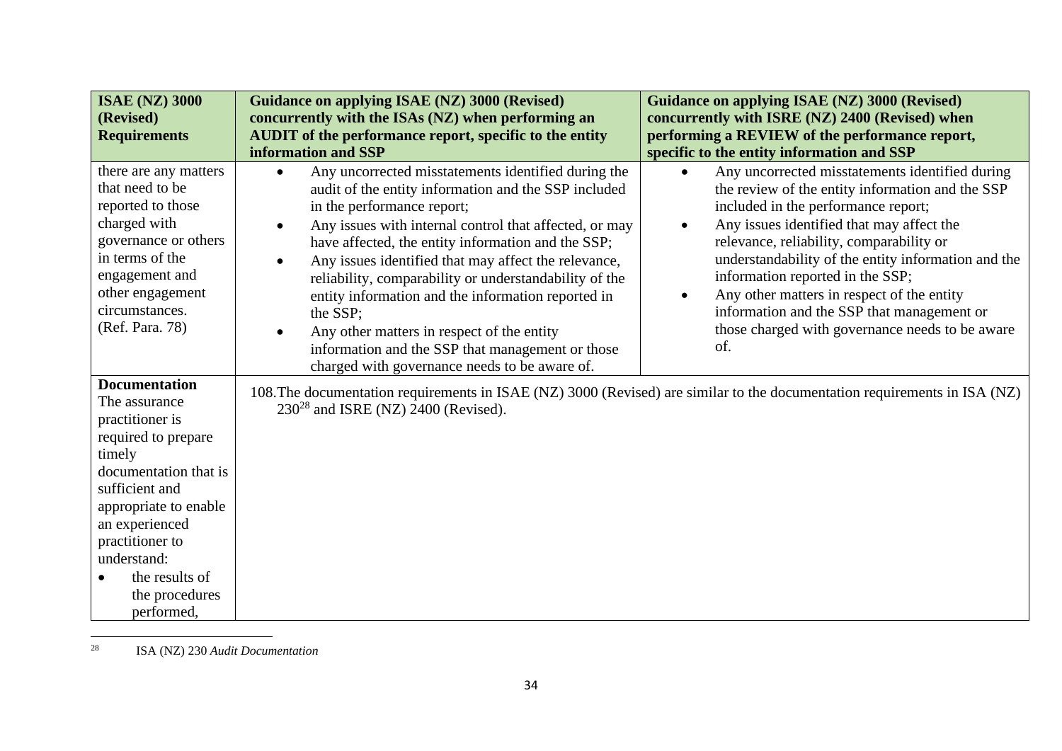| ISAE (NZ) 3000 (Revised) Requirements | Guidance on applying ISAE (NZ) 3000 (Revised) concurrently with the ISAs (NZ) when performing an AUDIT of the performance report, specific to the entity information and SSP | Guidance on applying ISAE (NZ) 3000 (Revised) concurrently with ISRE (NZ) 2400 (Revised) when performing a REVIEW of the performance report, specific to the entity information and SSP |
|---|---|---|
| there are any matters that need to be reported to those charged with governance or others in terms of the engagement and other engagement circumstances. (Ref. Para. 78) | • Any uncorrected misstatements identified during the audit of the entity information and the SSP included in the performance report;<br>• Any issues with internal control that affected, or may have affected, the entity information and the SSP;<br>• Any issues identified that may affect the relevance, reliability, comparability or understandability of the entity information and the information reported in the SSP;<br>• Any other matters in respect of the entity information and the SSP that management or those charged with governance needs to be aware of. | • Any uncorrected misstatements identified during the review of the entity information and the SSP included in the performance report;<br>• Any issues identified that may affect the relevance, reliability, comparability or understandability of the entity information and the information reported in the SSP;<br>• Any other matters in respect of the entity information and the SSP that management or those charged with governance needs to be aware of. |
| **Documentation**<br>The assurance practitioner is required to prepare timely documentation that is sufficient and appropriate to enable an experienced practitioner to understand:<br>• the results of the procedures performed, | 108. The documentation requirements in ISAE (NZ) 3000 (Revised) are similar to the documentation requirements in ISA (NZ) 230[28] and ISRE (NZ) 2400 (Revised). | |

[28] ISA (NZ) 230 *Audit Documentation*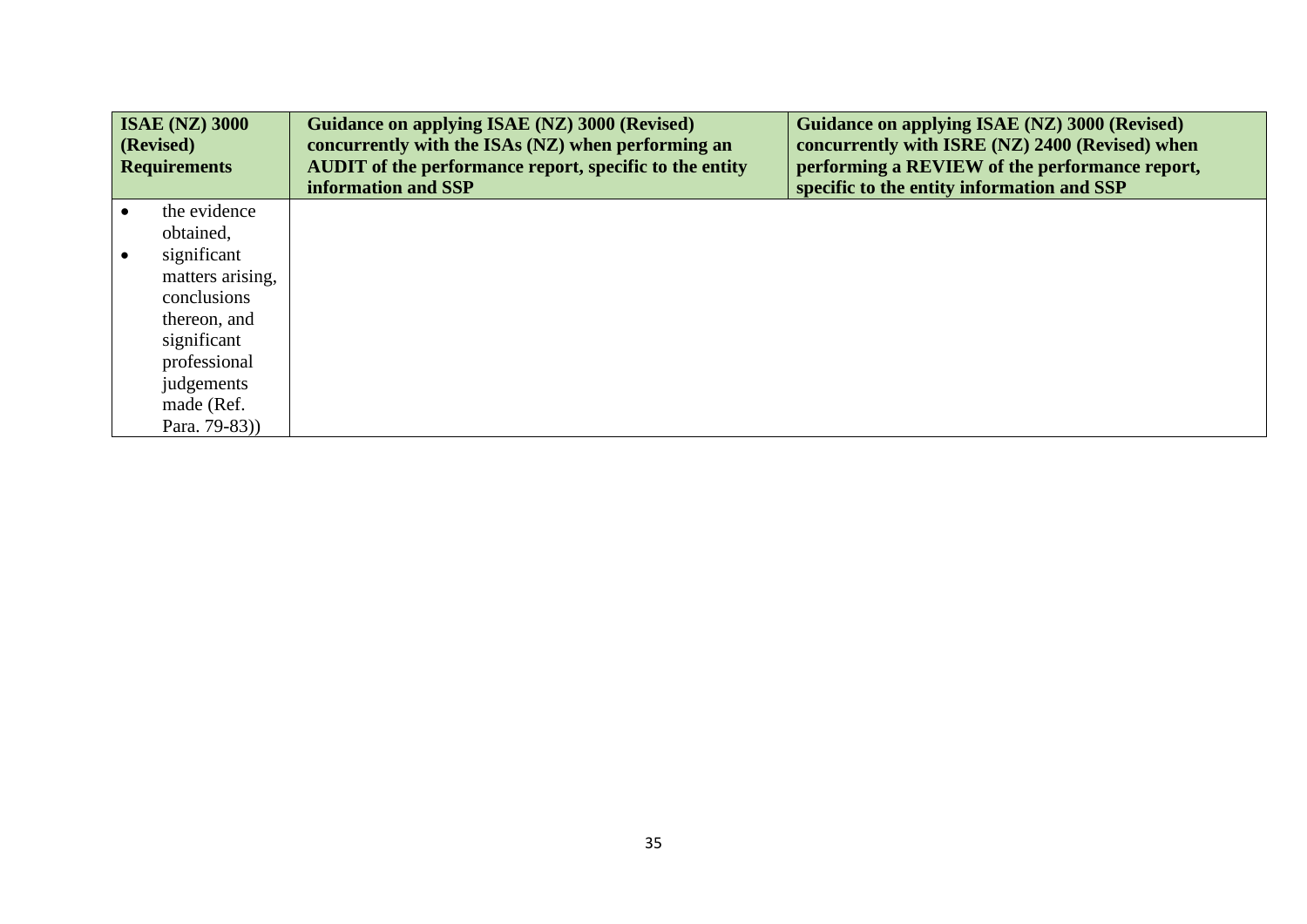| ISAE (NZ) 3000 (Revised) Requirements | Guidance on applying ISAE (NZ) 3000 (Revised) concurrently with the ISAs (NZ) when performing an AUDIT of the performance report, specific to the entity information and SSP | Guidance on applying ISAE (NZ) 3000 (Revised) concurrently with ISRE (NZ) 2400 (Revised) when performing a REVIEW of the performance report, specific to the entity information and SSP |
|---|---|---|
| • the evidence obtained,<br>• significant matters arising, conclusions thereon, and significant professional judgements made (Ref. Para. 79-83)) | | |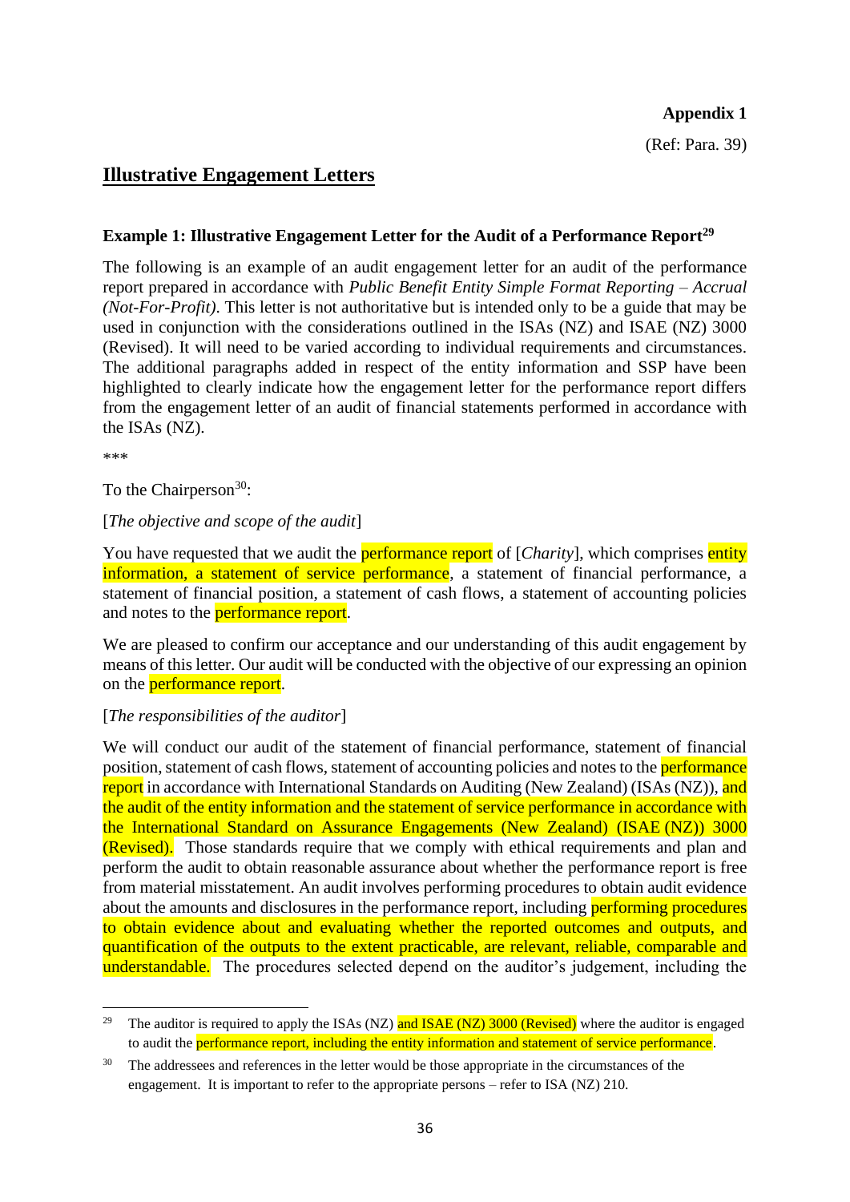**Appendix 1**

(Ref: Para. 39)

## Illustrative Engagement Letters

### Example 1: Illustrative Engagement Letter for the Audit of a Performance Report[29]

The following is an example of an audit engagement letter for an audit of the performance report prepared in accordance with *Public Benefit Entity Simple Format Reporting – Accrual (Not-For-Profit)*. This letter is not authoritative but is intended only to be a guide that may be used in conjunction with the considerations outlined in the ISAs (NZ) and ISAE (NZ) 3000 (Revised). It will need to be varied according to individual requirements and circumstances. The additional paragraphs added in respect of the entity information and SSP have been highlighted to clearly indicate how the engagement letter for the performance report differs from the engagement letter of an audit of financial statements performed in accordance with the ISAs (NZ).

***

To the Chairperson[30]:

[*The objective and scope of the audit*]

You have requested that we audit the performance report of [*Charity*], which comprises entity information, a statement of service performance, a statement of financial performance, a statement of financial position, a statement of cash flows, a statement of accounting policies and notes to the performance report.

We are pleased to confirm our acceptance and our understanding of this audit engagement by means of this letter. Our audit will be conducted with the objective of our expressing an opinion on the performance report.

[*The responsibilities of the auditor*]

We will conduct our audit of the statement of financial performance, statement of financial position, statement of cash flows, statement of accounting policies and notes to the performance report in accordance with International Standards on Auditing (New Zealand) (ISAs (NZ)), and the audit of the entity information and the statement of service performance in accordance with the International Standard on Assurance Engagements (New Zealand) (ISAE (NZ)) 3000 (Revised). Those standards require that we comply with ethical requirements and plan and perform the audit to obtain reasonable assurance about whether the performance report is free from material misstatement. An audit involves performing procedures to obtain audit evidence about the amounts and disclosures in the performance report, including performing procedures to obtain evidence about and evaluating whether the reported outcomes and outputs, and quantification of the outputs to the extent practicable, are relevant, reliable, comparable and understandable. The procedures selected depend on the auditor's judgement, including the

---

[29] The auditor is required to apply the ISAs (NZ) and ISAE (NZ) 3000 (Revised) where the auditor is engaged to audit the performance report, including the entity information and statement of service performance.

[30] The addressees and references in the letter would be those appropriate in the circumstances of the engagement. It is important to refer to the appropriate persons – refer to ISA (NZ) 210.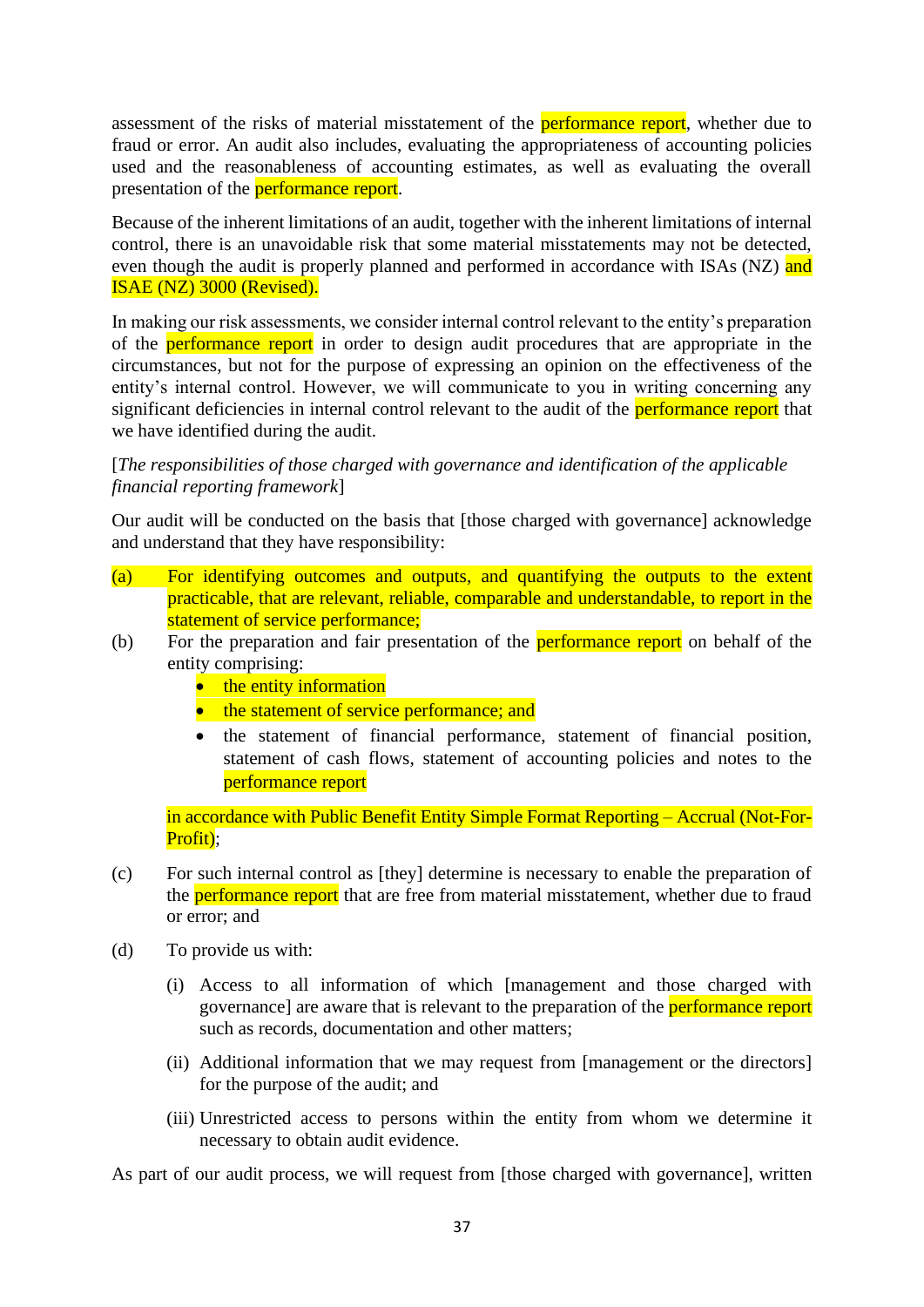assessment of the risks of material misstatement of the performance report, whether due to fraud or error. An audit also includes, evaluating the appropriateness of accounting policies used and the reasonableness of accounting estimates, as well as evaluating the overall presentation of the performance report.

Because of the inherent limitations of an audit, together with the inherent limitations of internal control, there is an unavoidable risk that some material misstatements may not be detected, even though the audit is properly planned and performed in accordance with ISAs (NZ) and ISAE (NZ) 3000 (Revised).

In making our risk assessments, we consider internal control relevant to the entity's preparation of the performance report in order to design audit procedures that are appropriate in the circumstances, but not for the purpose of expressing an opinion on the effectiveness of the entity's internal control. However, we will communicate to you in writing concerning any significant deficiencies in internal control relevant to the audit of the performance report that we have identified during the audit.

[*The responsibilities of those charged with governance and identification of the applicable financial reporting framework*]

Our audit will be conducted on the basis that [those charged with governance] acknowledge and understand that they have responsibility:

(a) For identifying outcomes and outputs, and quantifying the outputs to the extent practicable, that are relevant, reliable, comparable and understandable, to report in the statement of service performance;

(b) For the preparation and fair presentation of the performance report on behalf of the entity comprising:
- the entity information
- the statement of service performance; and
- the statement of financial performance, statement of financial position, statement of cash flows, statement of accounting policies and notes to the performance report

    in accordance with Public Benefit Entity Simple Format Reporting – Accrual (Not-For-Profit);

(c) For such internal control as [they] determine is necessary to enable the preparation of the performance report that are free from material misstatement, whether due to fraud or error; and

(d) To provide us with:

    (i) Access to all information of which [management and those charged with governance] are aware that is relevant to the preparation of the performance report such as records, documentation and other matters;

    (ii) Additional information that we may request from [management or the directors] for the purpose of the audit; and

    (iii) Unrestricted access to persons within the entity from whom we determine it necessary to obtain audit evidence.

As part of our audit process, we will request from [those charged with governance], written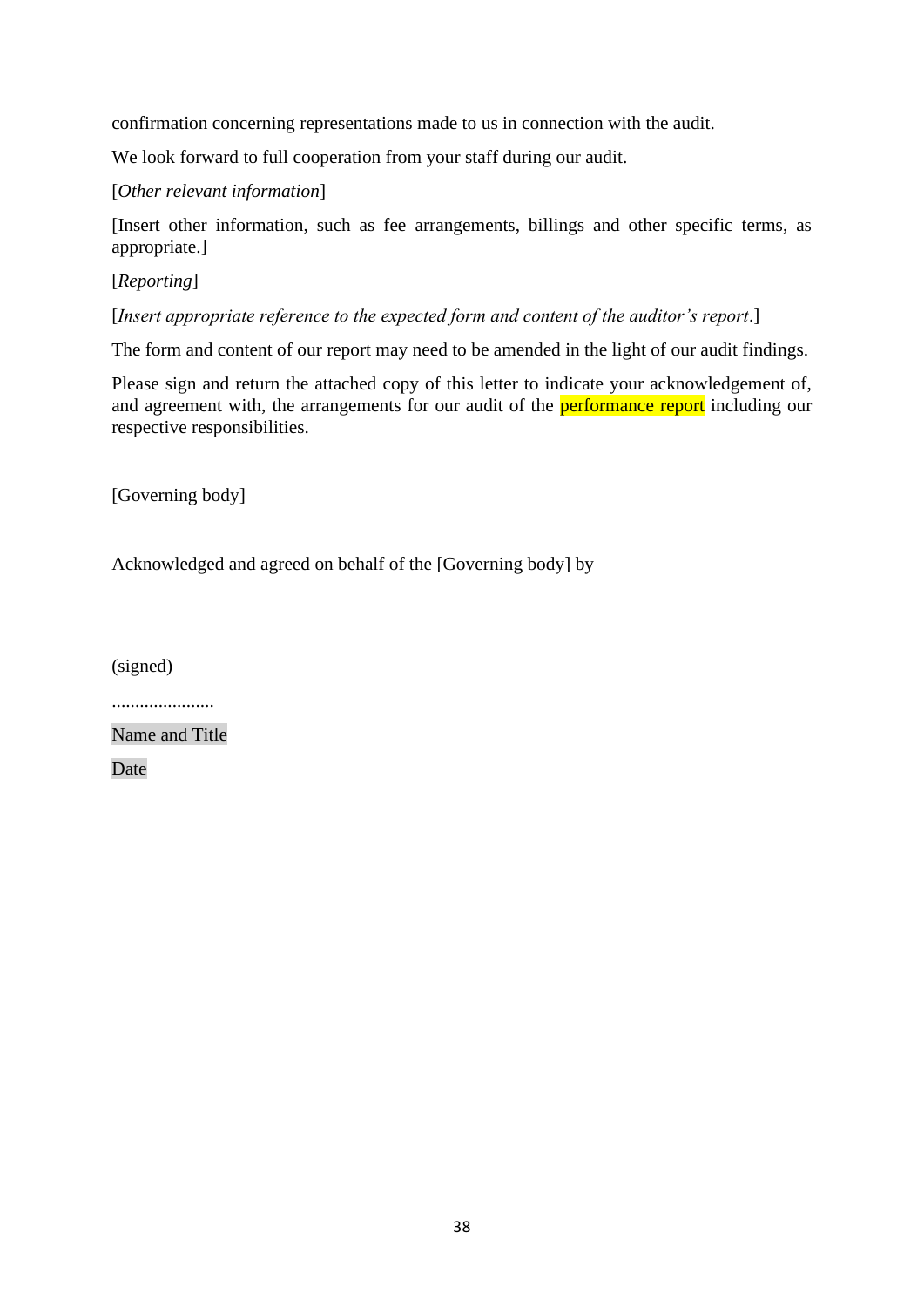confirmation concerning representations made to us in connection with the audit.

We look forward to full cooperation from your staff during our audit.

[*Other relevant information*]

[Insert other information, such as fee arrangements, billings and other specific terms, as appropriate.]

[*Reporting*]

[*Insert appropriate reference to the expected form and content of the auditor's report*.]

The form and content of our report may need to be amended in the light of our audit findings.

Please sign and return the attached copy of this letter to indicate your acknowledgement of, and agreement with, the arrangements for our audit of the performance report including our respective responsibilities.

[Governing body]

Acknowledged and agreed on behalf of the [Governing body] by

(signed)

......................

Name and Title

Date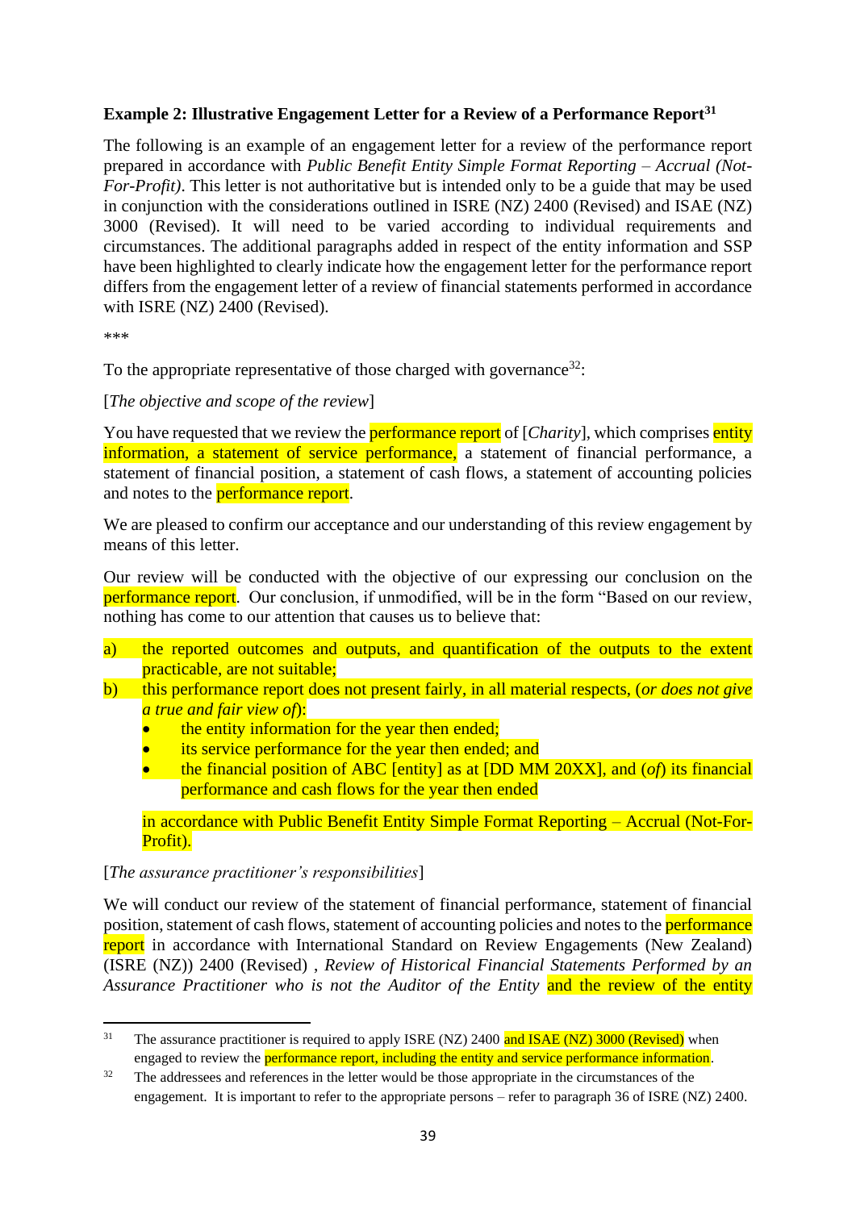**Example 2: Illustrative Engagement Letter for a Review of a Performance Report**[31]

The following is an example of an engagement letter for a review of the performance report prepared in accordance with *Public Benefit Entity Simple Format Reporting – Accrual (Not-For-Profit)*. This letter is not authoritative but is intended only to be a guide that may be used in conjunction with the considerations outlined in ISRE (NZ) 2400 (Revised) and ISAE (NZ) 3000 (Revised). It will need to be varied according to individual requirements and circumstances. The additional paragraphs added in respect of the entity information and SSP have been highlighted to clearly indicate how the engagement letter for the performance report differs from the engagement letter of a review of financial statements performed in accordance with ISRE (NZ) 2400 (Revised).

***

To the appropriate representative of those charged with governance[32]:

[*The objective and scope of the review*]

You have requested that we review the performance report of [*Charity*], which comprises entity information, a statement of service performance, a statement of financial performance, a statement of financial position, a statement of cash flows, a statement of accounting policies and notes to the performance report.

We are pleased to confirm our acceptance and our understanding of this review engagement by means of this letter.

Our review will be conducted with the objective of our expressing our conclusion on the performance report. Our conclusion, if unmodified, will be in the form "Based on our review, nothing has come to our attention that causes us to believe that:

a) the reported outcomes and outputs, and quantification of the outputs to the extent practicable, are not suitable;
b) this performance report does not present fairly, in all material respects, (*or does not give a true and fair view of*):
   - the entity information for the year then ended;
   - its service performance for the year then ended; and
   - the financial position of ABC [entity] as at [DD MM 20XX], and (*of*) its financial performance and cash flows for the year then ended

   in accordance with Public Benefit Entity Simple Format Reporting – Accrual (Not-For-Profit).

[*The assurance practitioner's responsibilities*]

We will conduct our review of the statement of financial performance, statement of financial position, statement of cash flows, statement of accounting policies and notes to the performance report in accordance with International Standard on Review Engagements (New Zealand) (ISRE (NZ)) 2400 (Revised) , *Review of Historical Financial Statements Performed by an Assurance Practitioner who is not the Auditor of the Entity* and the review of the entity

---

[31] The assurance practitioner is required to apply ISRE (NZ) 2400 and ISAE (NZ) 3000 (Revised) when engaged to review the performance report, including the entity and service performance information.

[32] The addressees and references in the letter would be those appropriate in the circumstances of the engagement. It is important to refer to the appropriate persons – refer to paragraph 36 of ISRE (NZ) 2400.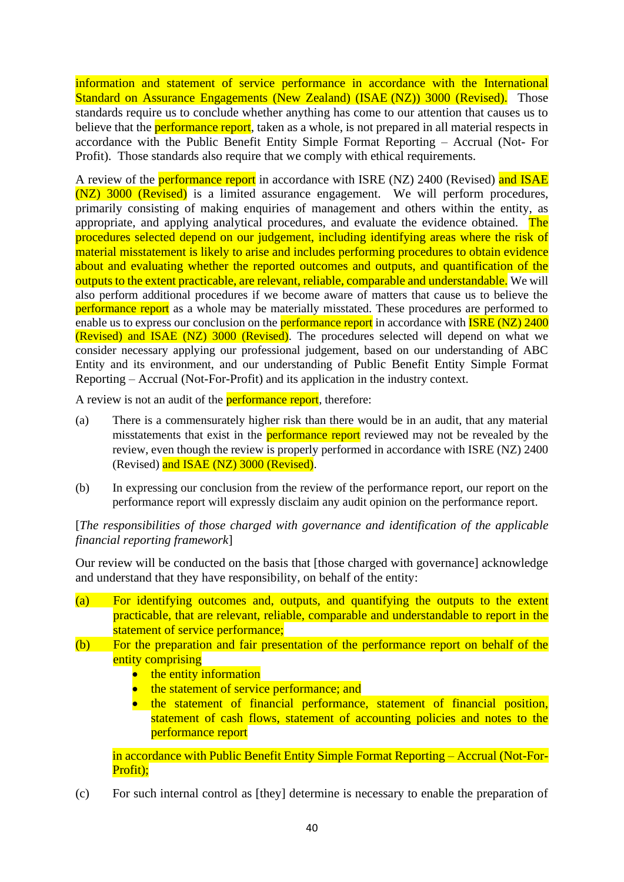information and statement of service performance in accordance with the International Standard on Assurance Engagements (New Zealand) (ISAE (NZ)) 3000 (Revised). Those standards require us to conclude whether anything has come to our attention that causes us to believe that the performance report, taken as a whole, is not prepared in all material respects in accordance with the Public Benefit Entity Simple Format Reporting – Accrual (Not- For Profit). Those standards also require that we comply with ethical requirements.

A review of the performance report in accordance with ISRE (NZ) 2400 (Revised) and ISAE (NZ) 3000 (Revised) is a limited assurance engagement. We will perform procedures, primarily consisting of making enquiries of management and others within the entity, as appropriate, and applying analytical procedures, and evaluate the evidence obtained. The procedures selected depend on our judgement, including identifying areas where the risk of material misstatement is likely to arise and includes performing procedures to obtain evidence about and evaluating whether the reported outcomes and outputs, and quantification of the outputs to the extent practicable, are relevant, reliable, comparable and understandable. We will also perform additional procedures if we become aware of matters that cause us to believe the performance report as a whole may be materially misstated. These procedures are performed to enable us to express our conclusion on the performance report in accordance with ISRE (NZ) 2400 (Revised) and ISAE (NZ) 3000 (Revised). The procedures selected will depend on what we consider necessary applying our professional judgement, based on our understanding of ABC Entity and its environment, and our understanding of Public Benefit Entity Simple Format Reporting – Accrual (Not-For-Profit) and its application in the industry context.

A review is not an audit of the performance report, therefore:

(a) There is a commensurately higher risk than there would be in an audit, that any material misstatements that exist in the performance report reviewed may not be revealed by the review, even though the review is properly performed in accordance with ISRE (NZ) 2400 (Revised) and ISAE (NZ) 3000 (Revised).

(b) In expressing our conclusion from the review of the performance report, our report on the performance report will expressly disclaim any audit opinion on the performance report.

[*The responsibilities of those charged with governance and identification of the applicable financial reporting framework*]

Our review will be conducted on the basis that [those charged with governance] acknowledge and understand that they have responsibility, on behalf of the entity:

(a) For identifying outcomes and, outputs, and quantifying the outputs to the extent practicable, that are relevant, reliable, comparable and understandable to report in the statement of service performance;

(b) For the preparation and fair presentation of the performance report on behalf of the entity comprising
- the entity information
- the statement of service performance; and
- the statement of financial performance, statement of financial position, statement of cash flows, statement of accounting policies and notes to the performance report

in accordance with Public Benefit Entity Simple Format Reporting – Accrual (Not-For-Profit);

(c) For such internal control as [they] determine is necessary to enable the preparation of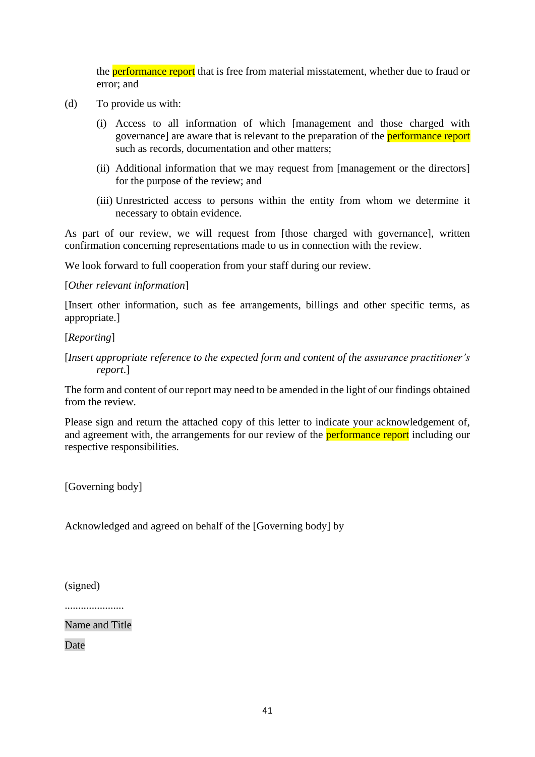the performance report that is free from material misstatement, whether due to fraud or error; and

(d) To provide us with:

  (i) Access to all information of which [management and those charged with governance] are aware that is relevant to the preparation of the performance report such as records, documentation and other matters;

  (ii) Additional information that we may request from [management or the directors] for the purpose of the review; and

  (iii) Unrestricted access to persons within the entity from whom we determine it necessary to obtain evidence.

As part of our review, we will request from [those charged with governance], written confirmation concerning representations made to us in connection with the review.

We look forward to full cooperation from your staff during our review.

[*Other relevant information*]

[Insert other information, such as fee arrangements, billings and other specific terms, as appropriate.]

[*Reporting*]

[*Insert appropriate reference to the expected form and content of the assurance practitioner's report*.]

The form and content of our report may need to be amended in the light of our findings obtained from the review.

Please sign and return the attached copy of this letter to indicate your acknowledgement of, and agreement with, the arrangements for our review of the performance report including our respective responsibilities.

[Governing body]

Acknowledged and agreed on behalf of the [Governing body] by

(signed)

......................

Name and Title

Date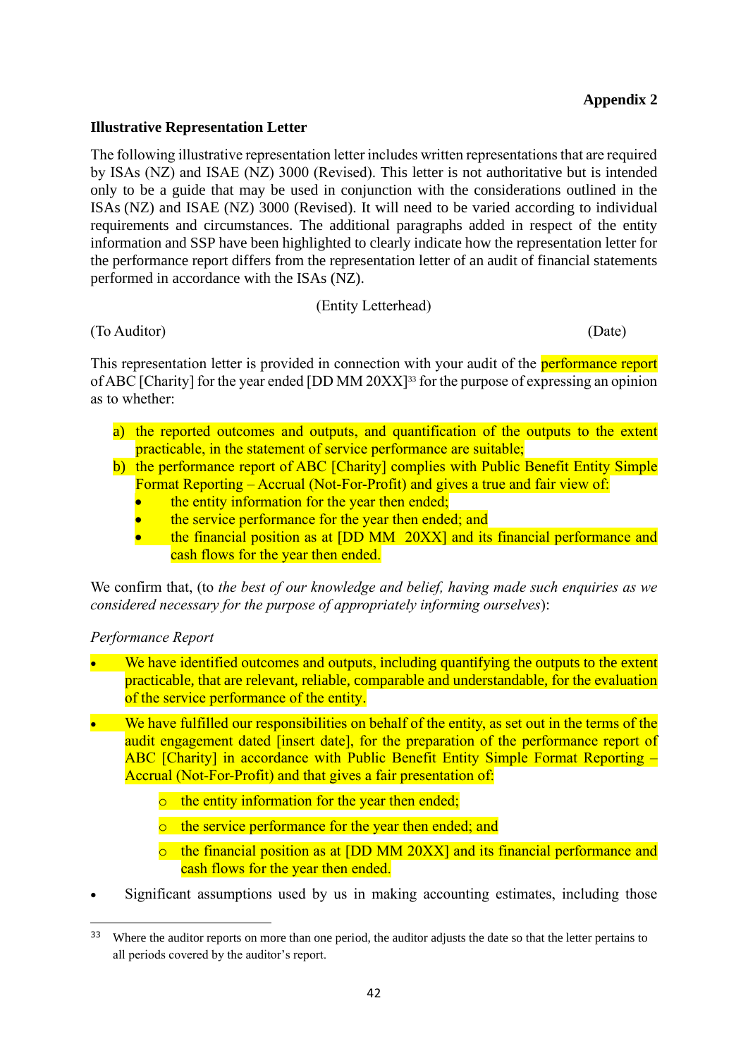**Appendix 2**

**Illustrative Representation Letter**

The following illustrative representation letter includes written representations that are required by ISAs (NZ) and ISAE (NZ) 3000 (Revised). This letter is not authoritative but is intended only to be a guide that may be used in conjunction with the considerations outlined in the ISAs (NZ) and ISAE (NZ) 3000 (Revised). It will need to be varied according to individual requirements and circumstances. The additional paragraphs added in respect of the entity information and SSP have been highlighted to clearly indicate how the representation letter for the performance report differs from the representation letter of an audit of financial statements performed in accordance with the ISAs (NZ).

(Entity Letterhead)

(To Auditor) (Date)

This representation letter is provided in connection with your audit of the performance report of ABC [Charity] for the year ended [DD MM 20XX][33] for the purpose of expressing an opinion as to whether:

a) the reported outcomes and outputs, and quantification of the outputs to the extent practicable, in the statement of service performance are suitable;
b) the performance report of ABC [Charity] complies with Public Benefit Entity Simple Format Reporting – Accrual (Not-For-Profit) and gives a true and fair view of:
   - the entity information for the year then ended;
   - the service performance for the year then ended; and
   - the financial position as at [DD MM 20XX] and its financial performance and cash flows for the year then ended.

We confirm that, (to *the best of our knowledge and belief, having made such enquiries as we considered necessary for the purpose of appropriately informing ourselves*):

*Performance Report*

- We have identified outcomes and outputs, including quantifying the outputs to the extent practicable, that are relevant, reliable, comparable and understandable, for the evaluation of the service performance of the entity.
- We have fulfilled our responsibilities on behalf of the entity, as set out in the terms of the audit engagement dated [insert date], for the preparation of the performance report of ABC [Charity] in accordance with Public Benefit Entity Simple Format Reporting – Accrual (Not-For-Profit) and that gives a fair presentation of:
   - the entity information for the year then ended;
   - the service performance for the year then ended; and
   - the financial position as at [DD MM 20XX] and its financial performance and cash flows for the year then ended.
- Significant assumptions used by us in making accounting estimates, including those

[33] Where the auditor reports on more than one period, the auditor adjusts the date so that the letter pertains to all periods covered by the auditor's report.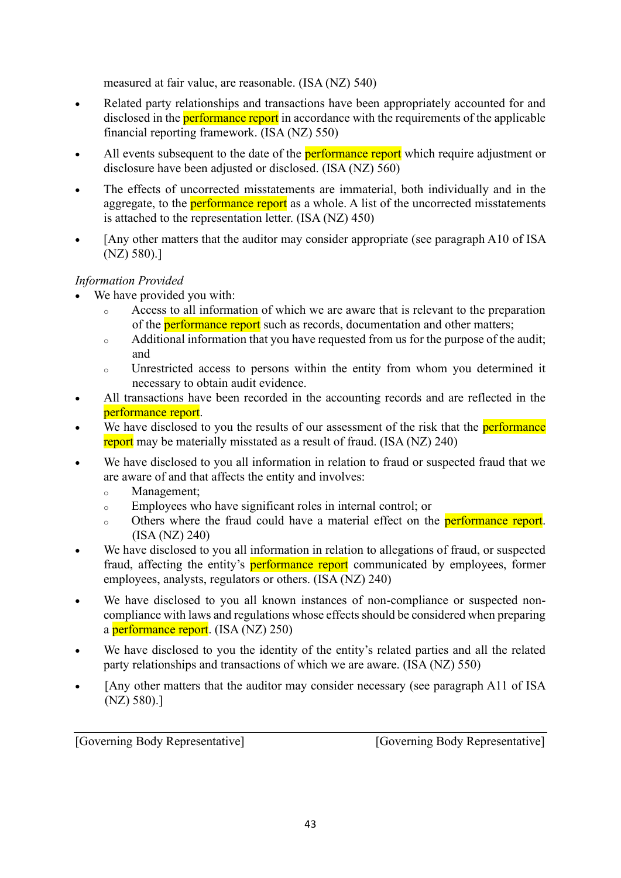measured at fair value, are reasonable. (ISA (NZ) 540)

- Related party relationships and transactions have been appropriately accounted for and disclosed in the performance report in accordance with the requirements of the applicable financial reporting framework. (ISA (NZ) 550)
- All events subsequent to the date of the performance report which require adjustment or disclosure have been adjusted or disclosed. (ISA (NZ) 560)
- The effects of uncorrected misstatements are immaterial, both individually and in the aggregate, to the performance report as a whole. A list of the uncorrected misstatements is attached to the representation letter. (ISA (NZ) 450)
- [Any other matters that the auditor may consider appropriate (see paragraph A10 of ISA (NZ) 580).]

*Information Provided*

- We have provided you with:
  - Access to all information of which we are aware that is relevant to the preparation of the performance report such as records, documentation and other matters;
  - Additional information that you have requested from us for the purpose of the audit; and
  - Unrestricted access to persons within the entity from whom you determined it necessary to obtain audit evidence.
- All transactions have been recorded in the accounting records and are reflected in the performance report.
- We have disclosed to you the results of our assessment of the risk that the performance report may be materially misstated as a result of fraud. (ISA (NZ) 240)
- We have disclosed to you all information in relation to fraud or suspected fraud that we are aware of and that affects the entity and involves:
  - Management;
  - Employees who have significant roles in internal control; or
  - Others where the fraud could have a material effect on the performance report. (ISA (NZ) 240)
- We have disclosed to you all information in relation to allegations of fraud, or suspected fraud, affecting the entity's performance report communicated by employees, former employees, analysts, regulators or others. (ISA (NZ) 240)
- We have disclosed to you all known instances of non-compliance or suspected non-compliance with laws and regulations whose effects should be considered when preparing a performance report. (ISA (NZ) 250)
- We have disclosed to you the identity of the entity's related parties and all the related party relationships and transactions of which we are aware. (ISA (NZ) 550)
- [Any other matters that the auditor may consider necessary (see paragraph A11 of ISA (NZ) 580).]

[Governing Body Representative] [Governing Body Representative]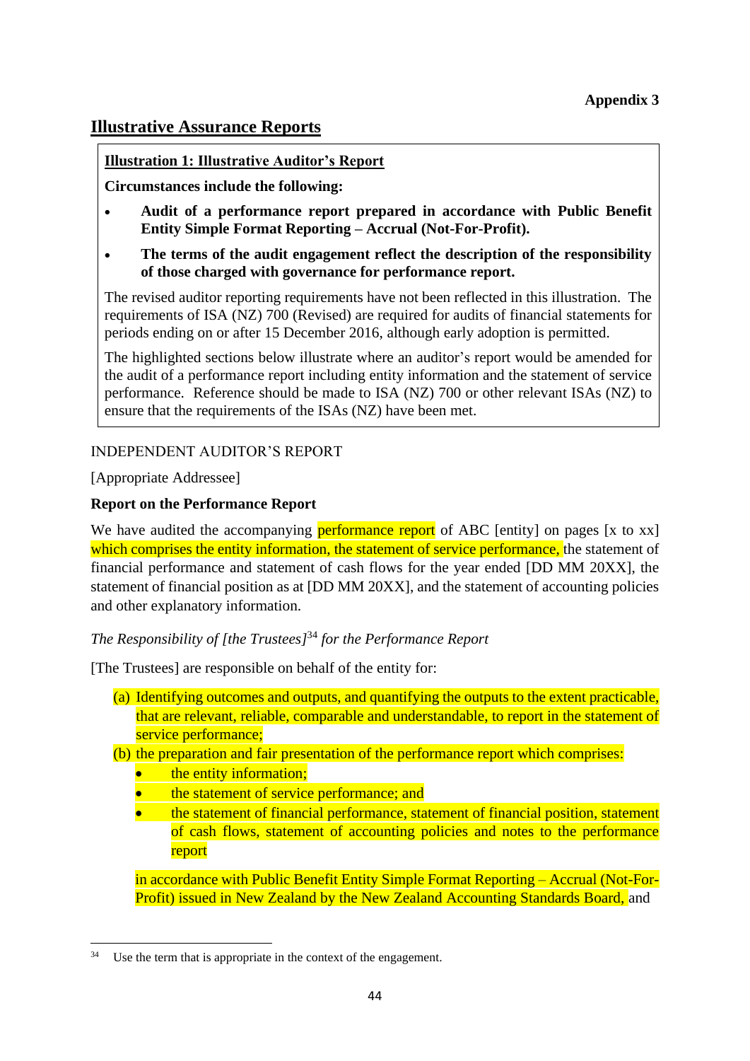**Appendix 3**

## Illustrative Assurance Reports

**Illustration 1: Illustrative Auditor's Report**

**Circumstances include the following:**

- **Audit of a performance report prepared in accordance with Public Benefit Entity Simple Format Reporting – Accrual (Not-For-Profit).**
- **The terms of the audit engagement reflect the description of the responsibility of those charged with governance for performance report.**

The revised auditor reporting requirements have not been reflected in this illustration. The requirements of ISA (NZ) 700 (Revised) are required for audits of financial statements for periods ending on or after 15 December 2016, although early adoption is permitted.

The highlighted sections below illustrate where an auditor's report would be amended for the audit of a performance report including entity information and the statement of service performance. Reference should be made to ISA (NZ) 700 or other relevant ISAs (NZ) to ensure that the requirements of the ISAs (NZ) have been met.

INDEPENDENT AUDITOR'S REPORT

[Appropriate Addressee]

**Report on the Performance Report**

We have audited the accompanying performance report of ABC [entity] on pages [x to xx] which comprises the entity information, the statement of service performance, the statement of financial performance and statement of cash flows for the year ended [DD MM 20XX], the statement of financial position as at [DD MM 20XX], and the statement of accounting policies and other explanatory information.

*The Responsibility of [the Trustees]*[34] *for the Performance Report*

[The Trustees] are responsible on behalf of the entity for:

(a) Identifying outcomes and outputs, and quantifying the outputs to the extent practicable, that are relevant, reliable, comparable and understandable, to report in the statement of service performance;

(b) the preparation and fair presentation of the performance report which comprises:
- the entity information;
- the statement of service performance; and
- the statement of financial performance, statement of financial position, statement of cash flows, statement of accounting policies and notes to the performance report

in accordance with Public Benefit Entity Simple Format Reporting – Accrual (Not-For-Profit) issued in New Zealand by the New Zealand Accounting Standards Board, and

---

[34] Use the term that is appropriate in the context of the engagement.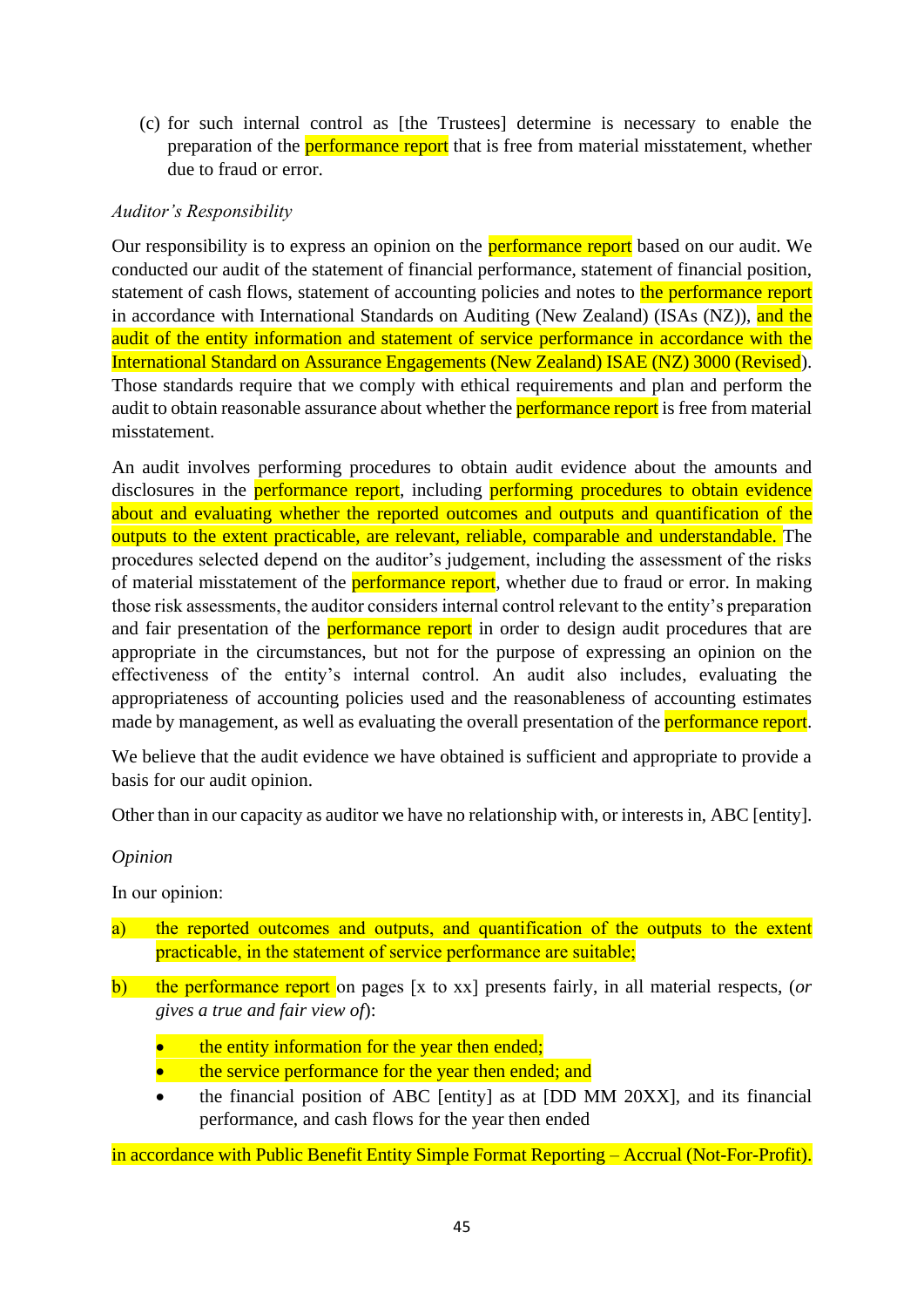(c) for such internal control as [the Trustees] determine is necessary to enable the preparation of the performance report that is free from material misstatement, whether due to fraud or error.

*Auditor's Responsibility*

Our responsibility is to express an opinion on the performance report based on our audit. We conducted our audit of the statement of financial performance, statement of financial position, statement of cash flows, statement of accounting policies and notes to the performance report in accordance with International Standards on Auditing (New Zealand) (ISAs (NZ)), and the audit of the entity information and statement of service performance in accordance with the International Standard on Assurance Engagements (New Zealand) ISAE (NZ) 3000 (Revised). Those standards require that we comply with ethical requirements and plan and perform the audit to obtain reasonable assurance about whether the performance report is free from material misstatement.

An audit involves performing procedures to obtain audit evidence about the amounts and disclosures in the performance report, including performing procedures to obtain evidence about and evaluating whether the reported outcomes and outputs and quantification of the outputs to the extent practicable, are relevant, reliable, comparable and understandable. The procedures selected depend on the auditor's judgement, including the assessment of the risks of material misstatement of the performance report, whether due to fraud or error. In making those risk assessments, the auditor considers internal control relevant to the entity's preparation and fair presentation of the performance report in order to design audit procedures that are appropriate in the circumstances, but not for the purpose of expressing an opinion on the effectiveness of the entity's internal control. An audit also includes, evaluating the appropriateness of accounting policies used and the reasonableness of accounting estimates made by management, as well as evaluating the overall presentation of the performance report.

We believe that the audit evidence we have obtained is sufficient and appropriate to provide a basis for our audit opinion.

Other than in our capacity as auditor we have no relationship with, or interests in, ABC [entity].

*Opinion*

In our opinion:

a) the reported outcomes and outputs, and quantification of the outputs to the extent practicable, in the statement of service performance are suitable;

b) the performance report on pages [x to xx] presents fairly, in all material respects, (*or gives a true and fair view of*):

- the entity information for the year then ended;
- the service performance for the year then ended; and
- the financial position of ABC [entity] as at [DD MM 20XX], and its financial performance, and cash flows for the year then ended

in accordance with Public Benefit Entity Simple Format Reporting – Accrual (Not-For-Profit).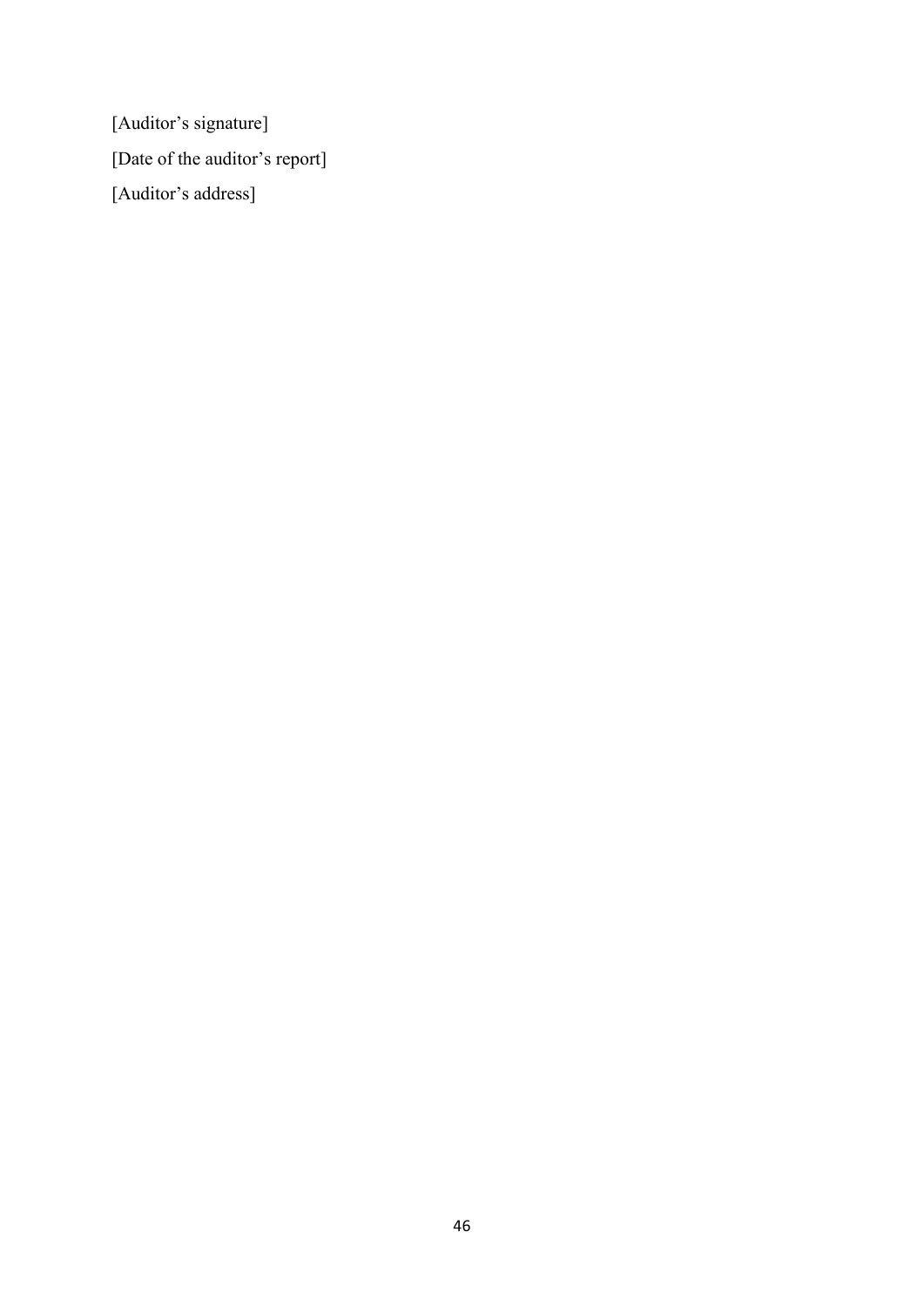[Auditor's signature]

[Date of the auditor's report]

[Auditor's address]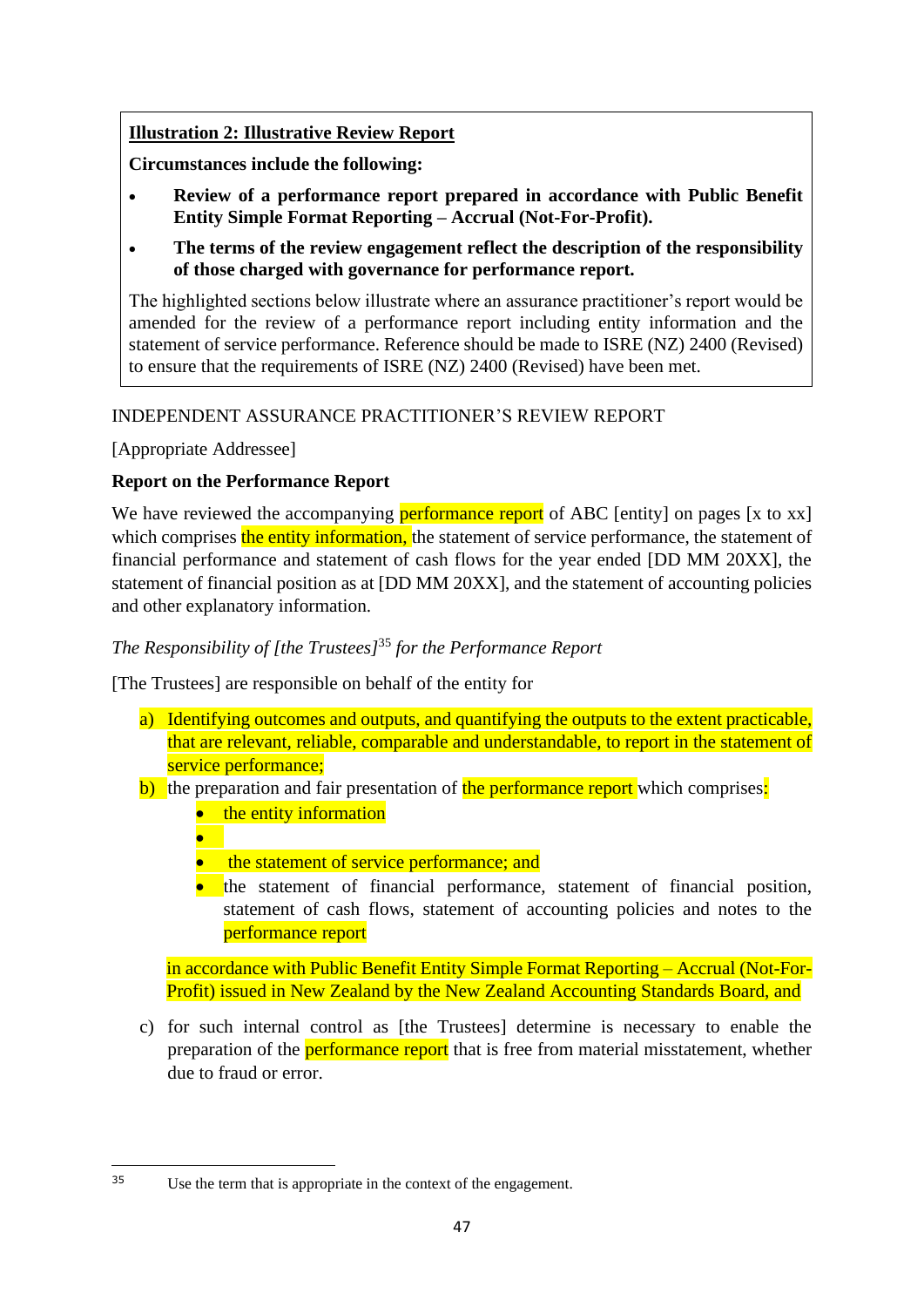**<u>Illustration 2: Illustrative Review Report</u>**

**Circumstances include the following:**

- **Review of a performance report prepared in accordance with Public Benefit Entity Simple Format Reporting – Accrual (Not-For-Profit).**
- **The terms of the review engagement reflect the description of the responsibility of those charged with governance for performance report.**

The highlighted sections below illustrate where an assurance practitioner's report would be amended for the review of a performance report including entity information and the statement of service performance. Reference should be made to ISRE (NZ) 2400 (Revised) to ensure that the requirements of ISRE (NZ) 2400 (Revised) have been met.

INDEPENDENT ASSURANCE PRACTITIONER'S REVIEW REPORT

[Appropriate Addressee]

**Report on the Performance Report**

We have reviewed the accompanying performance report of ABC [entity] on pages [x to xx] which comprises the entity information, the statement of service performance, the statement of financial performance and statement of cash flows for the year ended [DD MM 20XX], the statement of financial position as at [DD MM 20XX], and the statement of accounting policies and other explanatory information.

*The Responsibility of [the Trustees]*[35] *for the Performance Report*

[The Trustees] are responsible on behalf of the entity for

a) Identifying outcomes and outputs, and quantifying the outputs to the extent practicable, that are relevant, reliable, comparable and understandable, to report in the statement of service performance;

b) the preparation and fair presentation of the performance report which comprises:
   - the entity information
   - 
   - the statement of service performance; and
   - the statement of financial performance, statement of financial position, statement of cash flows, statement of accounting policies and notes to the performance report

   in accordance with Public Benefit Entity Simple Format Reporting – Accrual (Not-For-Profit) issued in New Zealand by the New Zealand Accounting Standards Board, and

c) for such internal control as [the Trustees] determine is necessary to enable the preparation of the performance report that is free from material misstatement, whether due to fraud or error.

---

[35] Use the term that is appropriate in the context of the engagement.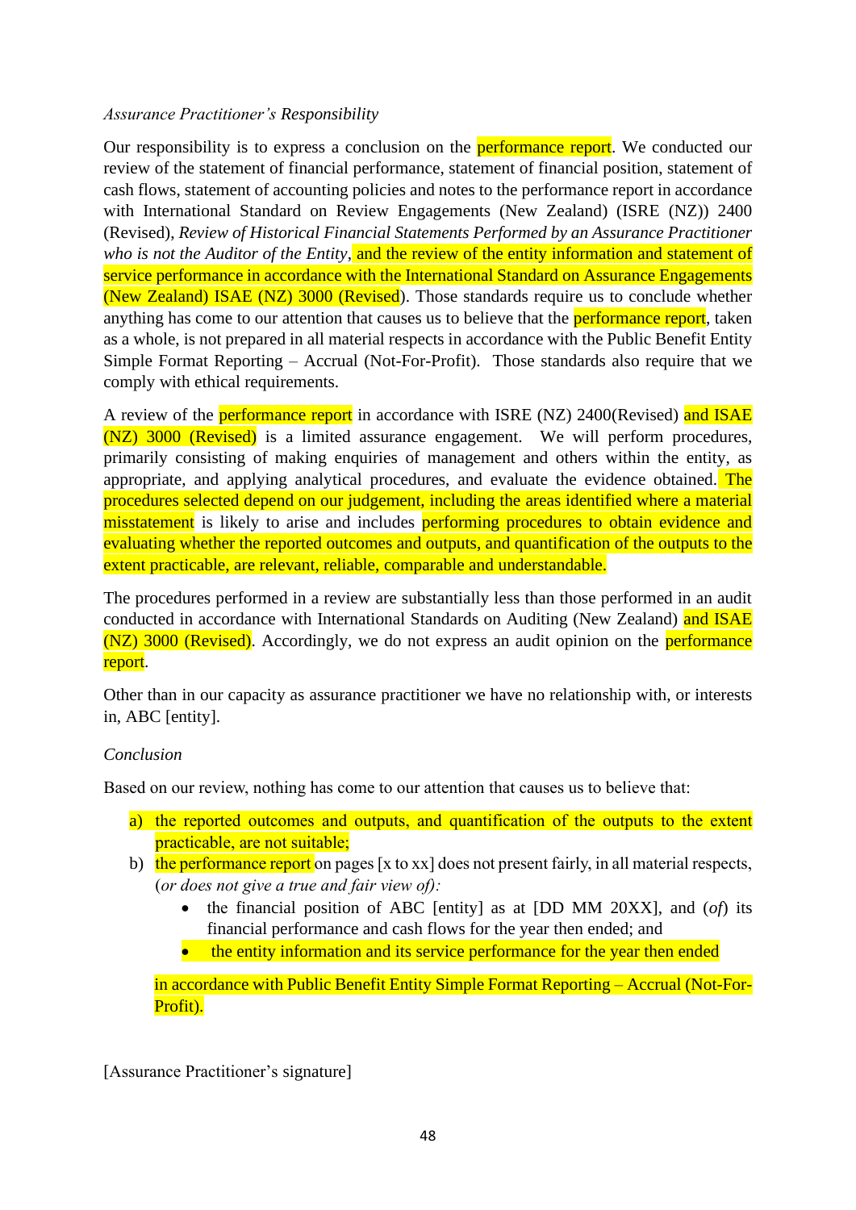*Assurance Practitioner's Responsibility*

Our responsibility is to express a conclusion on the performance report. We conducted our review of the statement of financial performance, statement of financial position, statement of cash flows, statement of accounting policies and notes to the performance report in accordance with International Standard on Review Engagements (New Zealand) (ISRE (NZ)) 2400 (Revised), *Review of Historical Financial Statements Performed by an Assurance Practitioner who is not the Auditor of the Entity*, and the review of the entity information and statement of service performance in accordance with the International Standard on Assurance Engagements (New Zealand) ISAE (NZ) 3000 (Revised). Those standards require us to conclude whether anything has come to our attention that causes us to believe that the performance report, taken as a whole, is not prepared in all material respects in accordance with the Public Benefit Entity Simple Format Reporting – Accrual (Not-For-Profit). Those standards also require that we comply with ethical requirements.

A review of the performance report in accordance with ISRE (NZ) 2400(Revised) and ISAE (NZ) 3000 (Revised) is a limited assurance engagement. We will perform procedures, primarily consisting of making enquiries of management and others within the entity, as appropriate, and applying analytical procedures, and evaluate the evidence obtained. The procedures selected depend on our judgement, including the areas identified where a material misstatement is likely to arise and includes performing procedures to obtain evidence and evaluating whether the reported outcomes and outputs, and quantification of the outputs to the extent practicable, are relevant, reliable, comparable and understandable.

The procedures performed in a review are substantially less than those performed in an audit conducted in accordance with International Standards on Auditing (New Zealand) and ISAE (NZ) 3000 (Revised). Accordingly, we do not express an audit opinion on the performance report.

Other than in our capacity as assurance practitioner we have no relationship with, or interests in, ABC [entity].

*Conclusion*

Based on our review, nothing has come to our attention that causes us to believe that:

a) the reported outcomes and outputs, and quantification of the outputs to the extent practicable, are not suitable;
b) the performance report on pages [x to xx] does not present fairly, in all material respects, (*or does not give a true and fair view of):*
   - the financial position of ABC [entity] as at [DD MM 20XX], and (*of*) its financial performance and cash flows for the year then ended; and
   - the entity information and its service performance for the year then ended

   in accordance with Public Benefit Entity Simple Format Reporting – Accrual (Not-For-Profit).

[Assurance Practitioner's signature]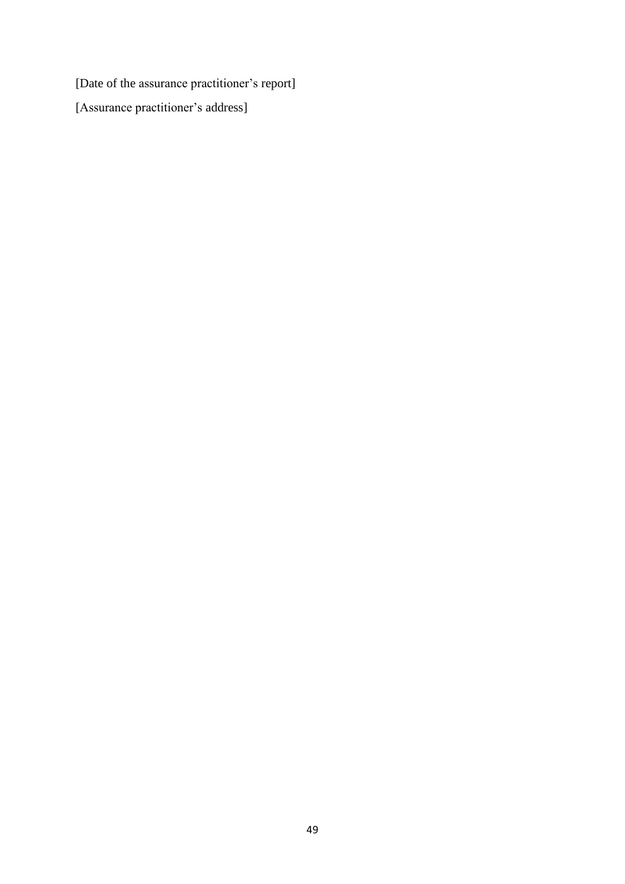[Date of the assurance practitioner's report]

[Assurance practitioner's address]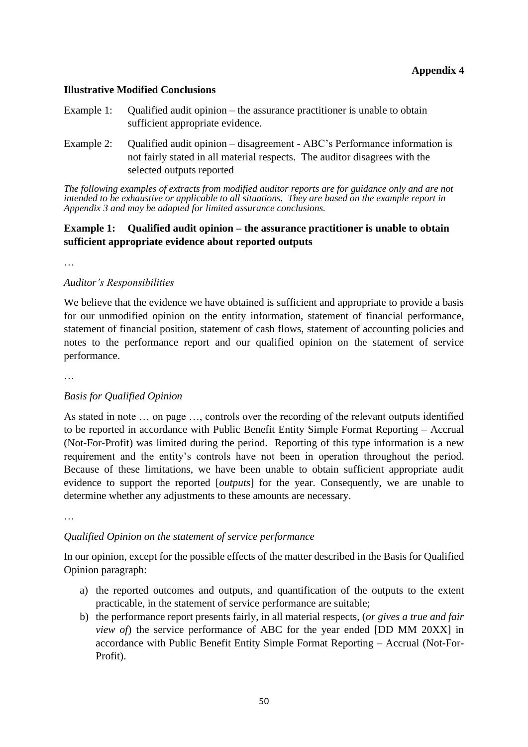**Appendix 4**

**Illustrative Modified Conclusions**

Example 1: Qualified audit opinion – the assurance practitioner is unable to obtain sufficient appropriate evidence.

Example 2: Qualified audit opinion – disagreement - ABC's Performance information is not fairly stated in all material respects. The auditor disagrees with the selected outputs reported

*The following examples of extracts from modified auditor reports are for guidance only and are not intended to be exhaustive or applicable to all situations. They are based on the example report in Appendix 3 and may be adapted for limited assurance conclusions.*

**Example 1: Qualified audit opinion – the assurance practitioner is unable to obtain sufficient appropriate evidence about reported outputs**

…

*Auditor's Responsibilities*

We believe that the evidence we have obtained is sufficient and appropriate to provide a basis for our unmodified opinion on the entity information, statement of financial performance, statement of financial position, statement of cash flows, statement of accounting policies and notes to the performance report and our qualified opinion on the statement of service performance.

…

*Basis for Qualified Opinion*

As stated in note … on page …, controls over the recording of the relevant outputs identified to be reported in accordance with Public Benefit Entity Simple Format Reporting – Accrual (Not-For-Profit) was limited during the period. Reporting of this type information is a new requirement and the entity's controls have not been in operation throughout the period. Because of these limitations, we have been unable to obtain sufficient appropriate audit evidence to support the reported [*outputs*] for the year. Consequently, we are unable to determine whether any adjustments to these amounts are necessary.

…

*Qualified Opinion on the statement of service performance*

In our opinion, except for the possible effects of the matter described in the Basis for Qualified Opinion paragraph:

a) the reported outcomes and outputs, and quantification of the outputs to the extent practicable, in the statement of service performance are suitable;
b) the performance report presents fairly, in all material respects, (*or gives a true and fair view of*) the service performance of ABC for the year ended [DD MM 20XX] in accordance with Public Benefit Entity Simple Format Reporting – Accrual (Not-For-Profit).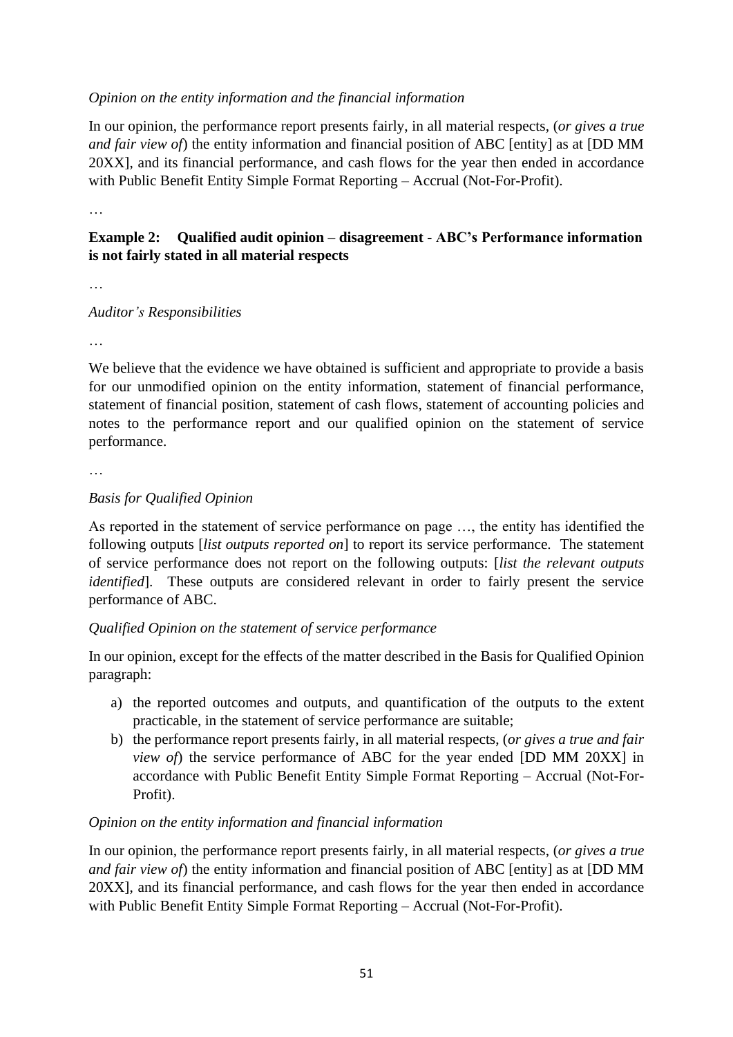*Opinion on the entity information and the financial information*

In our opinion, the performance report presents fairly, in all material respects, (*or gives a true and fair view of*) the entity information and financial position of ABC [entity] as at [DD MM 20XX], and its financial performance, and cash flows for the year then ended in accordance with Public Benefit Entity Simple Format Reporting – Accrual (Not-For-Profit).

…

**Example 2: Qualified audit opinion – disagreement - ABC's Performance information is not fairly stated in all material respects**

…

*Auditor's Responsibilities*

…

We believe that the evidence we have obtained is sufficient and appropriate to provide a basis for our unmodified opinion on the entity information, statement of financial performance, statement of financial position, statement of cash flows, statement of accounting policies and notes to the performance report and our qualified opinion on the statement of service performance.

…

*Basis for Qualified Opinion*

As reported in the statement of service performance on page …, the entity has identified the following outputs [*list outputs reported on*] to report its service performance. The statement of service performance does not report on the following outputs: [*list the relevant outputs identified*]. These outputs are considered relevant in order to fairly present the service performance of ABC.

*Qualified Opinion on the statement of service performance*

In our opinion, except for the effects of the matter described in the Basis for Qualified Opinion paragraph:

a) the reported outcomes and outputs, and quantification of the outputs to the extent practicable, in the statement of service performance are suitable;
b) the performance report presents fairly, in all material respects, (*or gives a true and fair view of*) the service performance of ABC for the year ended [DD MM 20XX] in accordance with Public Benefit Entity Simple Format Reporting – Accrual (Not-For-Profit).

*Opinion on the entity information and financial information*

In our opinion, the performance report presents fairly, in all material respects, (*or gives a true and fair view of*) the entity information and financial position of ABC [entity] as at [DD MM 20XX], and its financial performance, and cash flows for the year then ended in accordance with Public Benefit Entity Simple Format Reporting – Accrual (Not-For-Profit).